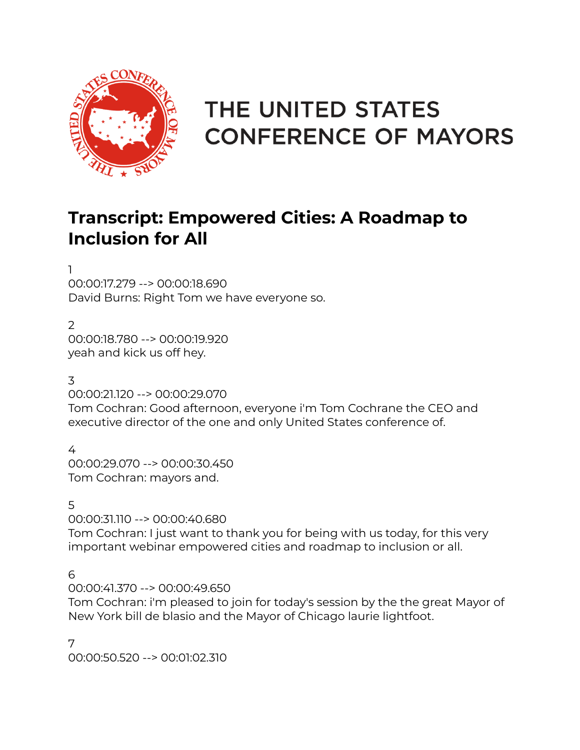THE UNITED STATES CONFERENCE OF MAYORS

# Transcript: Empowered Cities: A Roadmap to Inclusion for All

1
00:00:17.279 --> 00:00:18.690
David Burns: Right Tom we have everyone so.

2
00:00:18.780 --> 00:00:19.920
yeah and kick us off hey.

3
00:00:21.120 --> 00:00:29.070
Tom Cochran: Good afternoon, everyone i'm Tom Cochrane the CEO and executive director of the one and only United States conference of.

4
00:00:29.070 --> 00:00:30.450
Tom Cochran: mayors and.

5
00:00:31.110 --> 00:00:40.680
Tom Cochran: I just want to thank you for being with us today, for this very important webinar empowered cities and roadmap to inclusion or all.

6
00:00:41.370 --> 00:00:49.650
Tom Cochran: i'm pleased to join for today's session by the the great Mayor of New York bill de blasio and the Mayor of Chicago laurie lightfoot.

7
00:00:50.520 --> 00:01:02.310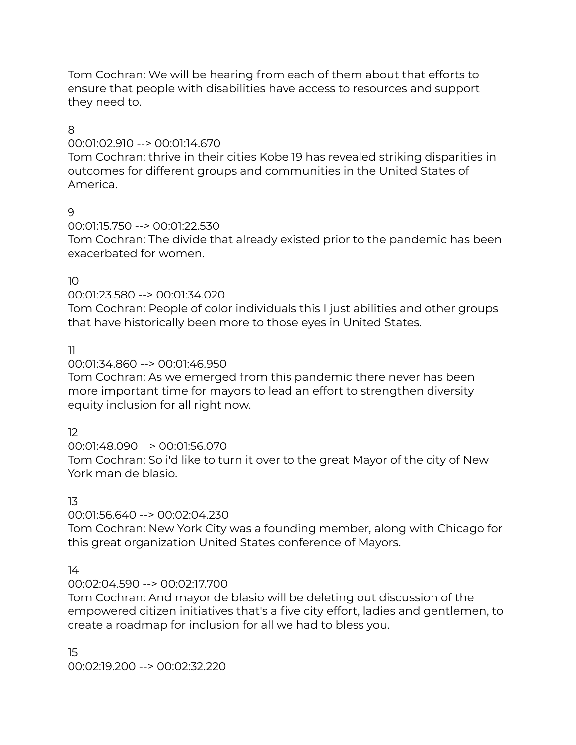Tom Cochran: We will be hearing from each of them about that efforts to ensure that people with disabilities have access to resources and support they need to.

8
00:01:02.910 --> 00:01:14.670
Tom Cochran: thrive in their cities Kobe 19 has revealed striking disparities in outcomes for different groups and communities in the United States of America.

9
00:01:15.750 --> 00:01:22.530
Tom Cochran: The divide that already existed prior to the pandemic has been exacerbated for women.

10
00:01:23.580 --> 00:01:34.020
Tom Cochran: People of color individuals this I just abilities and other groups that have historically been more to those eyes in United States.

11
00:01:34.860 --> 00:01:46.950
Tom Cochran: As we emerged from this pandemic there never has been more important time for mayors to lead an effort to strengthen diversity equity inclusion for all right now.

12
00:01:48.090 --> 00:01:56.070
Tom Cochran: So i'd like to turn it over to the great Mayor of the city of New York man de blasio.

13
00:01:56.640 --> 00:02:04.230
Tom Cochran: New York City was a founding member, along with Chicago for this great organization United States conference of Mayors.

14
00:02:04.590 --> 00:02:17.700
Tom Cochran: And mayor de blasio will be deleting out discussion of the empowered citizen initiatives that's a five city effort, ladies and gentlemen, to create a roadmap for inclusion for all we had to bless you.

15
00:02:19.200 --> 00:02:32.220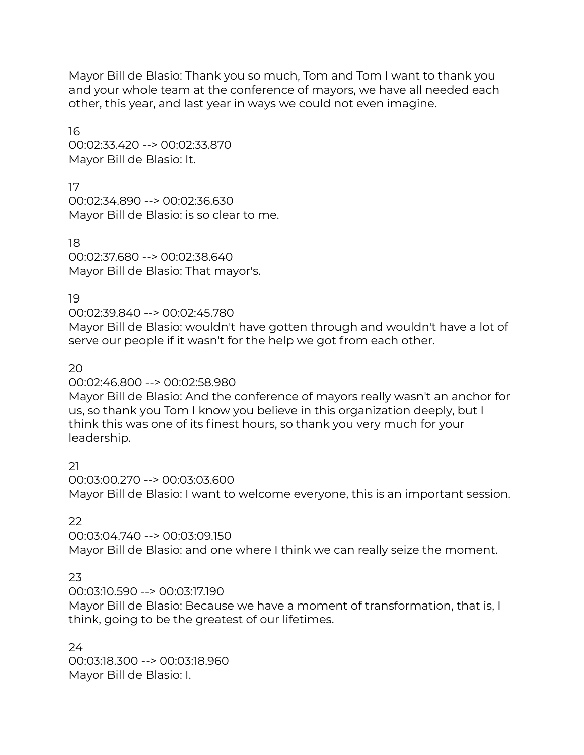Mayor Bill de Blasio: Thank you so much, Tom and Tom I want to thank you and your whole team at the conference of mayors, we have all needed each other, this year, and last year in ways we could not even imagine.

16
00:02:33.420 --> 00:02:33.870
Mayor Bill de Blasio: It.

17
00:02:34.890 --> 00:02:36.630
Mayor Bill de Blasio: is so clear to me.

18
00:02:37.680 --> 00:02:38.640
Mayor Bill de Blasio: That mayor's.

19
00:02:39.840 --> 00:02:45.780
Mayor Bill de Blasio: wouldn't have gotten through and wouldn't have a lot of serve our people if it wasn't for the help we got from each other.

20
00:02:46.800 --> 00:02:58.980
Mayor Bill de Blasio: And the conference of mayors really wasn't an anchor for us, so thank you Tom I know you believe in this organization deeply, but I think this was one of its finest hours, so thank you very much for your leadership.

21
00:03:00.270 --> 00:03:03.600
Mayor Bill de Blasio: I want to welcome everyone, this is an important session.

22
00:03:04.740 --> 00:03:09.150
Mayor Bill de Blasio: and one where I think we can really seize the moment.

23
00:03:10.590 --> 00:03:17.190
Mayor Bill de Blasio: Because we have a moment of transformation, that is, I think, going to be the greatest of our lifetimes.

24
00:03:18.300 --> 00:03:18.960
Mayor Bill de Blasio: I.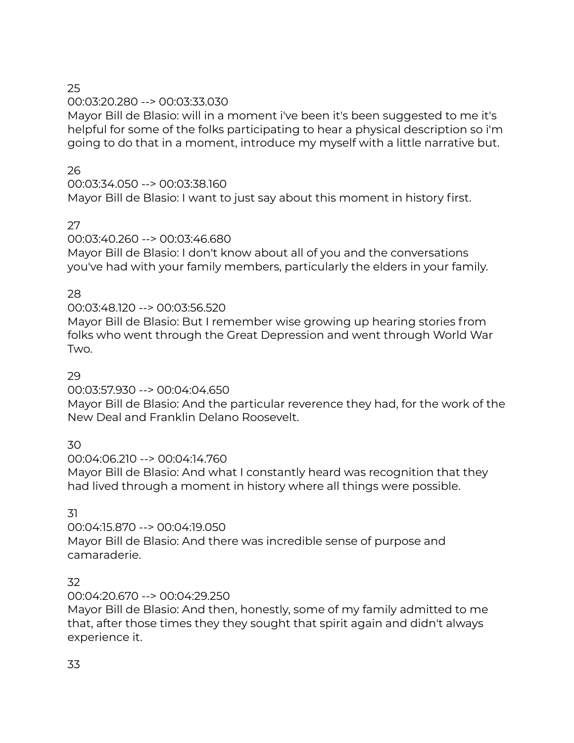25
00:03:20.280 --> 00:03:33.030
Mayor Bill de Blasio: will in a moment i've been it's been suggested to me it's helpful for some of the folks participating to hear a physical description so i'm going to do that in a moment, introduce my myself with a little narrative but.

26
00:03:34.050 --> 00:03:38.160
Mayor Bill de Blasio: I want to just say about this moment in history first.

27
00:03:40.260 --> 00:03:46.680
Mayor Bill de Blasio: I don't know about all of you and the conversations you've had with your family members, particularly the elders in your family.

28
00:03:48.120 --> 00:03:56.520
Mayor Bill de Blasio: But I remember wise growing up hearing stories from folks who went through the Great Depression and went through World War Two.

29
00:03:57.930 --> 00:04:04.650
Mayor Bill de Blasio: And the particular reverence they had, for the work of the New Deal and Franklin Delano Roosevelt.

30
00:04:06.210 --> 00:04:14.760
Mayor Bill de Blasio: And what I constantly heard was recognition that they had lived through a moment in history where all things were possible.

31
00:04:15.870 --> 00:04:19.050
Mayor Bill de Blasio: And there was incredible sense of purpose and camaraderie.

32
00:04:20.670 --> 00:04:29.250
Mayor Bill de Blasio: And then, honestly, some of my family admitted to me that, after those times they they sought that spirit again and didn't always experience it.

33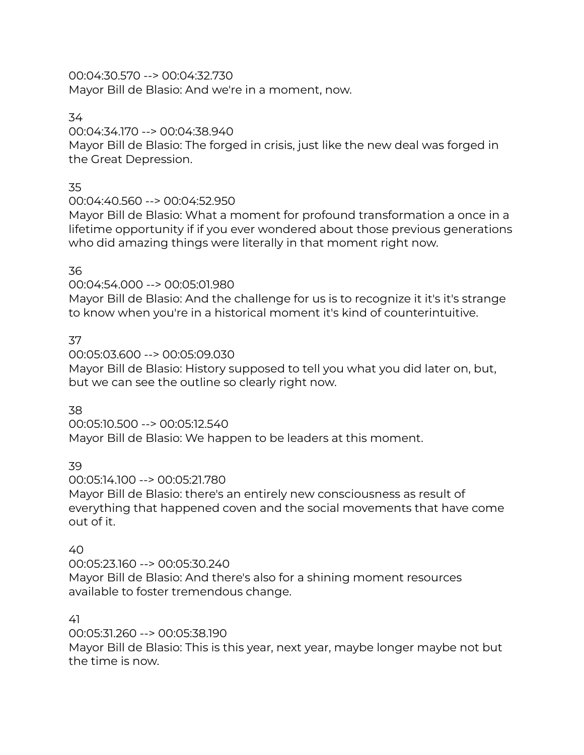00:04:30.570 --> 00:04:32.730
Mayor Bill de Blasio: And we're in a moment, now.

34
00:04:34.170 --> 00:04:38.940
Mayor Bill de Blasio: The forged in crisis, just like the new deal was forged in the Great Depression.

35
00:04:40.560 --> 00:04:52.950
Mayor Bill de Blasio: What a moment for profound transformation a once in a lifetime opportunity if if you ever wondered about those previous generations who did amazing things were literally in that moment right now.

36
00:04:54.000 --> 00:05:01.980
Mayor Bill de Blasio: And the challenge for us is to recognize it it's it's strange to know when you're in a historical moment it's kind of counterintuitive.

37
00:05:03.600 --> 00:05:09.030
Mayor Bill de Blasio: History supposed to tell you what you did later on, but, but we can see the outline so clearly right now.

38
00:05:10.500 --> 00:05:12.540
Mayor Bill de Blasio: We happen to be leaders at this moment.

39
00:05:14.100 --> 00:05:21.780
Mayor Bill de Blasio: there's an entirely new consciousness as result of everything that happened coven and the social movements that have come out of it.

40
00:05:23.160 --> 00:05:30.240
Mayor Bill de Blasio: And there's also for a shining moment resources available to foster tremendous change.

41
00:05:31.260 --> 00:05:38.190
Mayor Bill de Blasio: This is this year, next year, maybe longer maybe not but the time is now.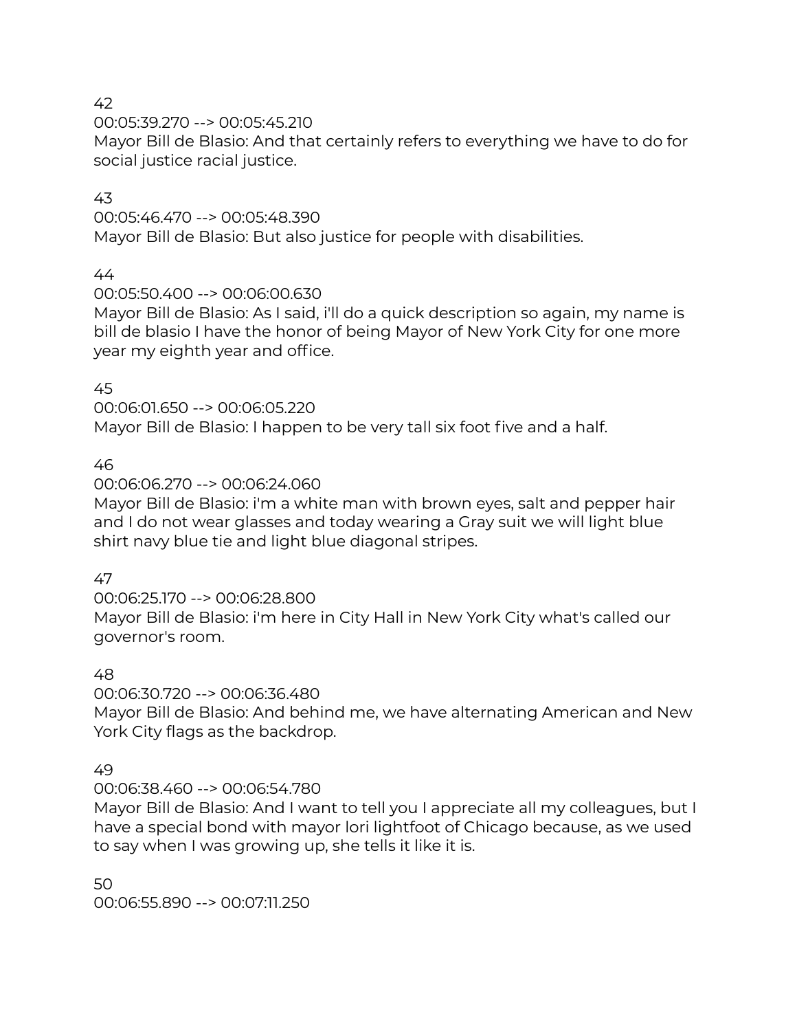42
00:05:39.270 --> 00:05:45.210
Mayor Bill de Blasio: And that certainly refers to everything we have to do for social justice racial justice.

43
00:05:46.470 --> 00:05:48.390
Mayor Bill de Blasio: But also justice for people with disabilities.

44
00:05:50.400 --> 00:06:00.630
Mayor Bill de Blasio: As I said, i'll do a quick description so again, my name is bill de blasio I have the honor of being Mayor of New York City for one more year my eighth year and office.

45
00:06:01.650 --> 00:06:05.220
Mayor Bill de Blasio: I happen to be very tall six foot five and a half.

46
00:06:06.270 --> 00:06:24.060
Mayor Bill de Blasio: i'm a white man with brown eyes, salt and pepper hair and I do not wear glasses and today wearing a Gray suit we will light blue shirt navy blue tie and light blue diagonal stripes.

47
00:06:25.170 --> 00:06:28.800
Mayor Bill de Blasio: i'm here in City Hall in New York City what's called our governor's room.

48
00:06:30.720 --> 00:06:36.480
Mayor Bill de Blasio: And behind me, we have alternating American and New York City flags as the backdrop.

49
00:06:38.460 --> 00:06:54.780
Mayor Bill de Blasio: And I want to tell you I appreciate all my colleagues, but I have a special bond with mayor lori lightfoot of Chicago because, as we used to say when I was growing up, she tells it like it is.

50
00:06:55.890 --> 00:07:11.250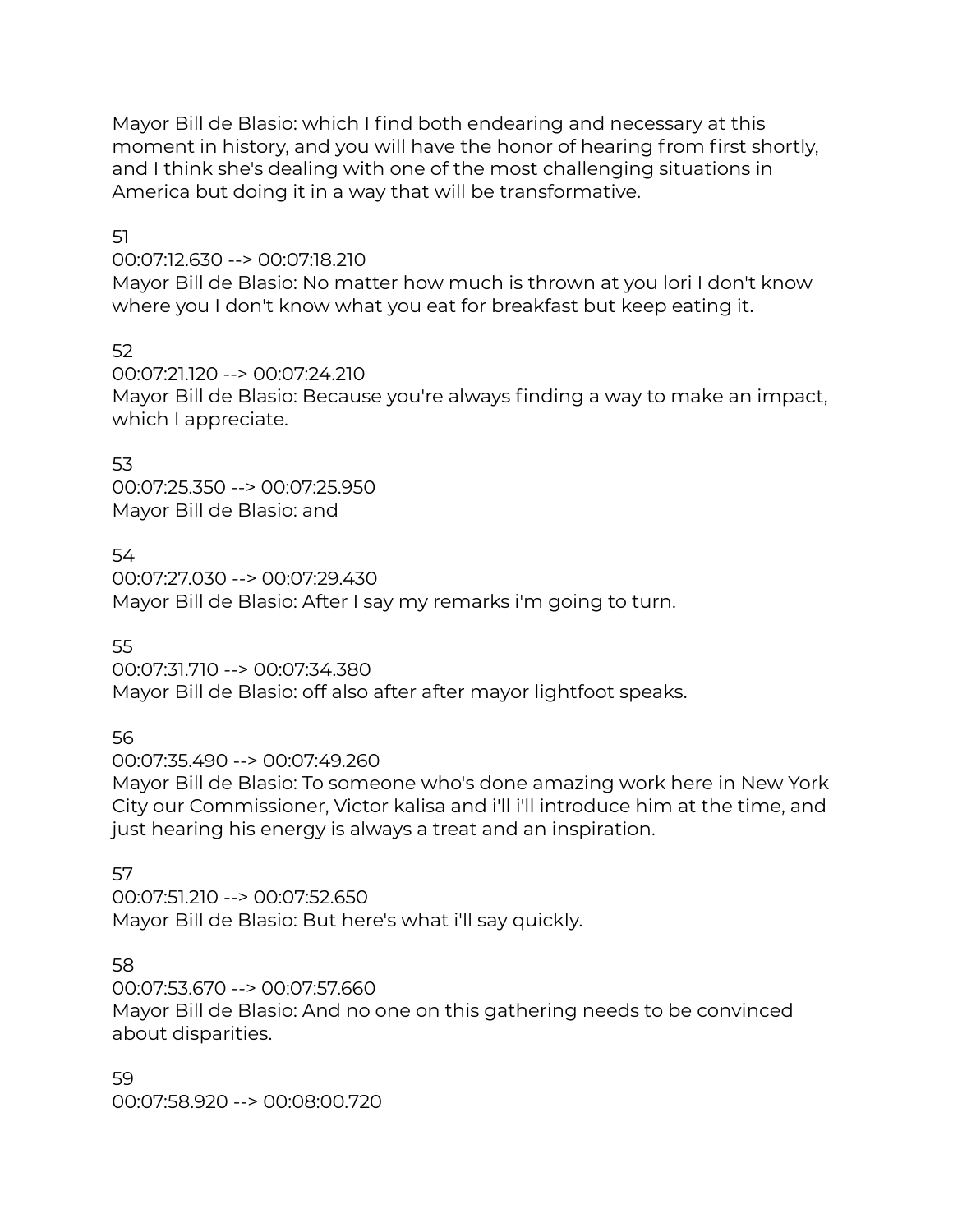Mayor Bill de Blasio: which I find both endearing and necessary at this moment in history, and you will have the honor of hearing from first shortly, and I think she's dealing with one of the most challenging situations in America but doing it in a way that will be transformative.

51
00:07:12.630 --> 00:07:18.210
Mayor Bill de Blasio: No matter how much is thrown at you lori I don't know where you I don't know what you eat for breakfast but keep eating it.

52
00:07:21.120 --> 00:07:24.210
Mayor Bill de Blasio: Because you're always finding a way to make an impact, which I appreciate.

53
00:07:25.350 --> 00:07:25.950
Mayor Bill de Blasio: and

54
00:07:27.030 --> 00:07:29.430
Mayor Bill de Blasio: After I say my remarks i'm going to turn.

55
00:07:31.710 --> 00:07:34.380
Mayor Bill de Blasio: off also after after mayor lightfoot speaks.

56
00:07:35.490 --> 00:07:49.260
Mayor Bill de Blasio: To someone who's done amazing work here in New York City our Commissioner, Victor kalisa and i'll i'll introduce him at the time, and just hearing his energy is always a treat and an inspiration.

57
00:07:51.210 --> 00:07:52.650
Mayor Bill de Blasio: But here's what i'll say quickly.

58
00:07:53.670 --> 00:07:57.660
Mayor Bill de Blasio: And no one on this gathering needs to be convinced about disparities.

59
00:07:58.920 --> 00:08:00.720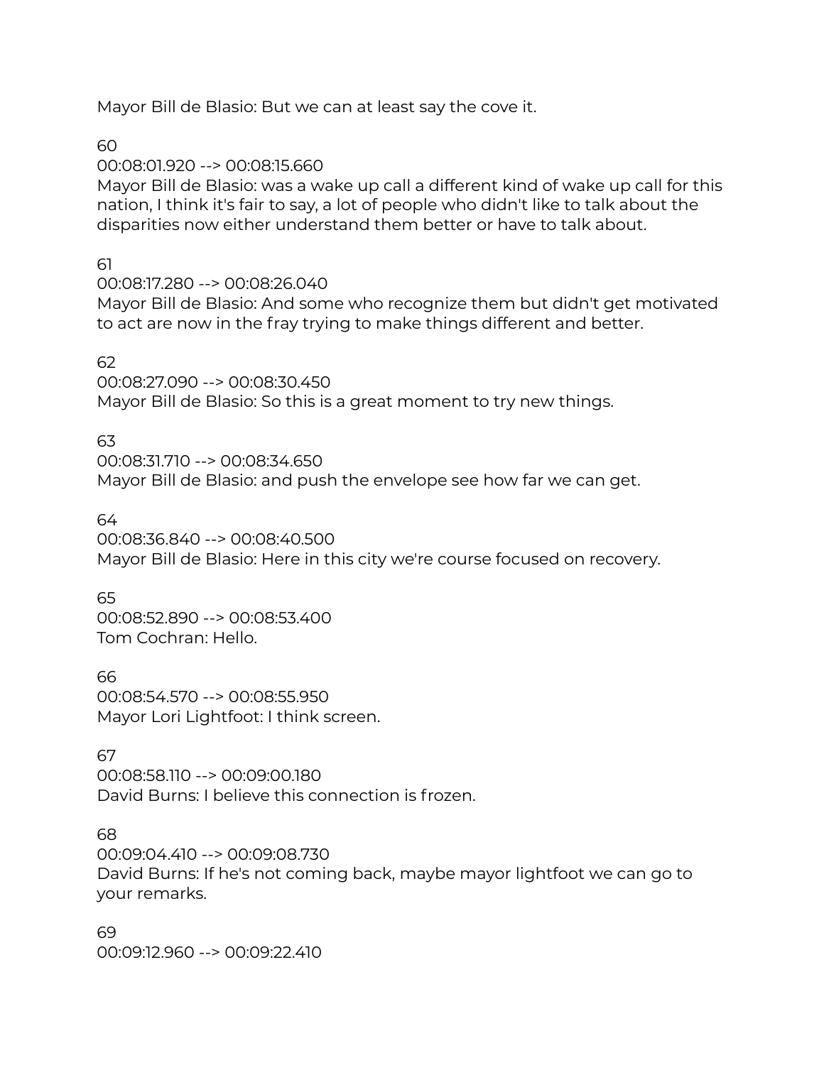Mayor Bill de Blasio: But we can at least say the cove it.

60
00:08:01.920 --> 00:08:15.660
Mayor Bill de Blasio: was a wake up call a different kind of wake up call for this nation, I think it's fair to say, a lot of people who didn't like to talk about the disparities now either understand them better or have to talk about.

61
00:08:17.280 --> 00:08:26.040
Mayor Bill de Blasio: And some who recognize them but didn't get motivated to act are now in the fray trying to make things different and better.

62
00:08:27.090 --> 00:08:30.450
Mayor Bill de Blasio: So this is a great moment to try new things.

63
00:08:31.710 --> 00:08:34.650
Mayor Bill de Blasio: and push the envelope see how far we can get.

64
00:08:36.840 --> 00:08:40.500
Mayor Bill de Blasio: Here in this city we're course focused on recovery.

65
00:08:52.890 --> 00:08:53.400
Tom Cochran: Hello.

66
00:08:54.570 --> 00:08:55.950
Mayor Lori Lightfoot: I think screen.

67
00:08:58.110 --> 00:09:00.180
David Burns: I believe this connection is frozen.

68
00:09:04.410 --> 00:09:08.730
David Burns: If he's not coming back, maybe mayor lightfoot we can go to your remarks.

69
00:09:12.960 --> 00:09:22.410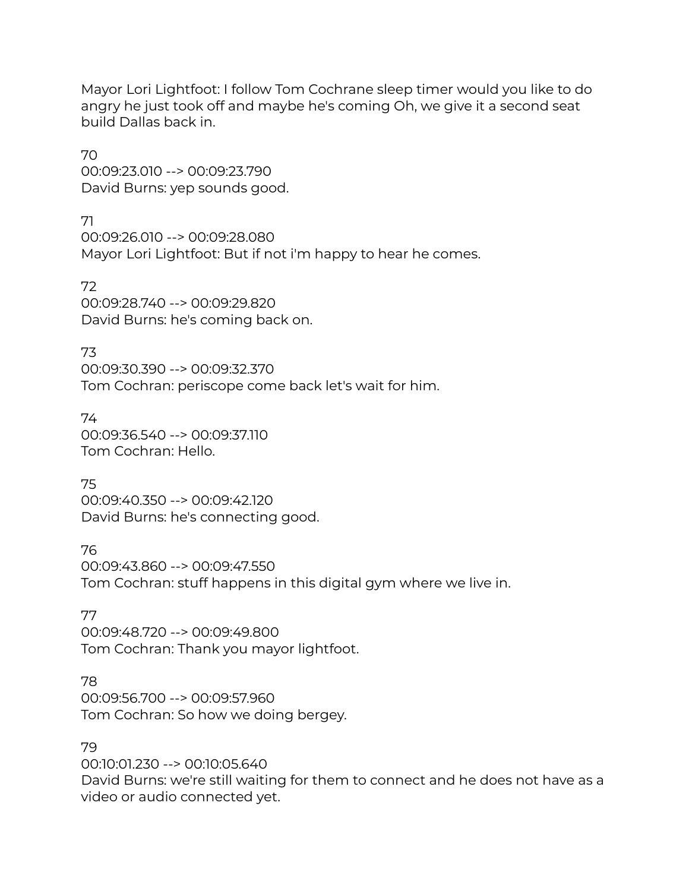Mayor Lori Lightfoot: I follow Tom Cochrane sleep timer would you like to do angry he just took off and maybe he's coming Oh, we give it a second seat build Dallas back in.

70
00:09:23.010 --> 00:09:23.790
David Burns: yep sounds good.

71
00:09:26.010 --> 00:09:28.080
Mayor Lori Lightfoot: But if not i'm happy to hear he comes.

72
00:09:28.740 --> 00:09:29.820
David Burns: he's coming back on.

73
00:09:30.390 --> 00:09:32.370
Tom Cochran: periscope come back let's wait for him.

74
00:09:36.540 --> 00:09:37.110
Tom Cochran: Hello.

75
00:09:40.350 --> 00:09:42.120
David Burns: he's connecting good.

76
00:09:43.860 --> 00:09:47.550
Tom Cochran: stuff happens in this digital gym where we live in.

77
00:09:48.720 --> 00:09:49.800
Tom Cochran: Thank you mayor lightfoot.

78
00:09:56.700 --> 00:09:57.960
Tom Cochran: So how we doing bergey.

79
00:10:01.230 --> 00:10:05.640
David Burns: we're still waiting for them to connect and he does not have as a video or audio connected yet.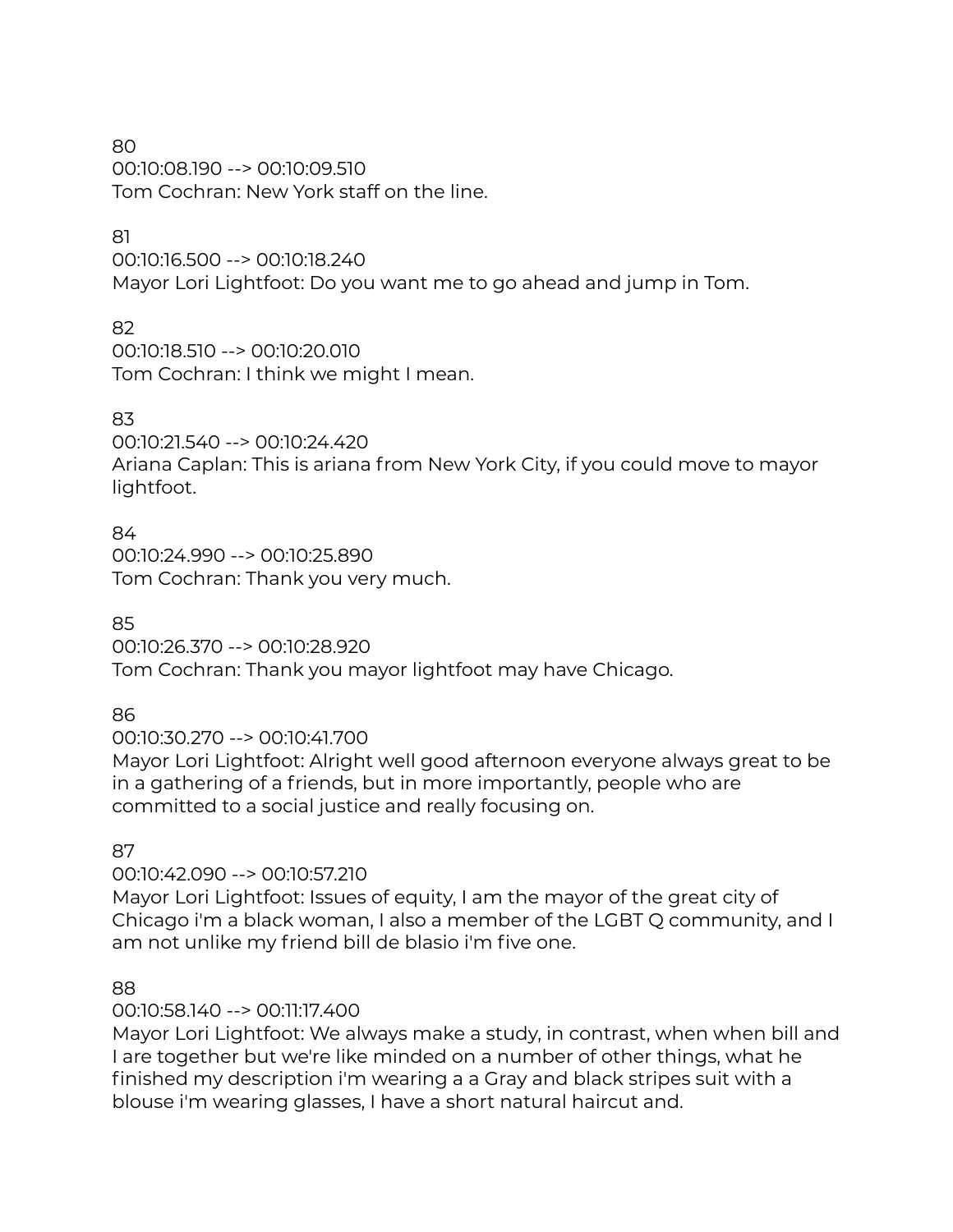80
00:10:08.190 --> 00:10:09.510
Tom Cochran: New York staff on the line.

81
00:10:16.500 --> 00:10:18.240
Mayor Lori Lightfoot: Do you want me to go ahead and jump in Tom.

82
00:10:18.510 --> 00:10:20.010
Tom Cochran: I think we might I mean.

83
00:10:21.540 --> 00:10:24.420
Ariana Caplan: This is ariana from New York City, if you could move to mayor lightfoot.

84
00:10:24.990 --> 00:10:25.890
Tom Cochran: Thank you very much.

85
00:10:26.370 --> 00:10:28.920
Tom Cochran: Thank you mayor lightfoot may have Chicago.

86
00:10:30.270 --> 00:10:41.700
Mayor Lori Lightfoot: Alright well good afternoon everyone always great to be in a gathering of a friends, but in more importantly, people who are committed to a social justice and really focusing on.

87
00:10:42.090 --> 00:10:57.210
Mayor Lori Lightfoot: Issues of equity, I am the mayor of the great city of Chicago i'm a black woman, I also a member of the LGBT Q community, and I am not unlike my friend bill de blasio i'm five one.

88
00:10:58.140 --> 00:11:17.400
Mayor Lori Lightfoot: We always make a study, in contrast, when when bill and I are together but we're like minded on a number of other things, what he finished my description i'm wearing a a Gray and black stripes suit with a blouse i'm wearing glasses, I have a short natural haircut and.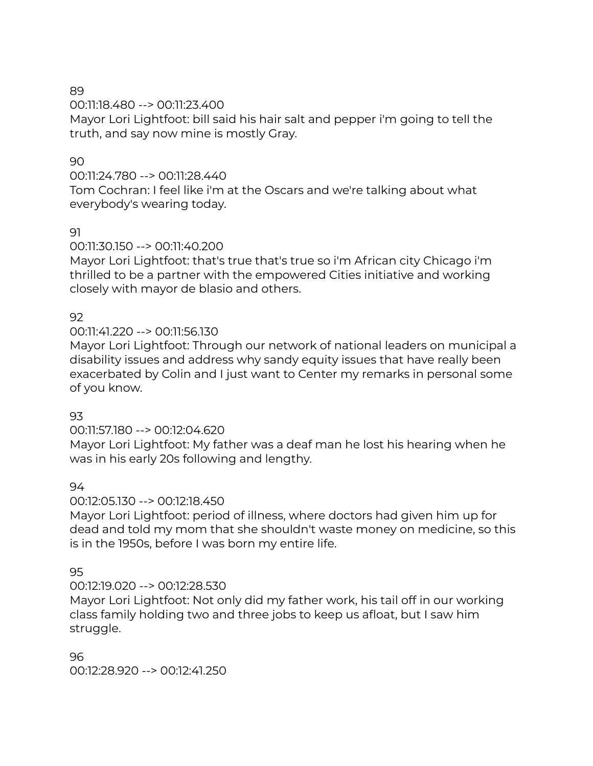89
00:11:18.480 --> 00:11:23.400
Mayor Lori Lightfoot: bill said his hair salt and pepper i'm going to tell the truth, and say now mine is mostly Gray.

90
00:11:24.780 --> 00:11:28.440
Tom Cochran: I feel like i'm at the Oscars and we're talking about what everybody's wearing today.

91
00:11:30.150 --> 00:11:40.200
Mayor Lori Lightfoot: that's true that's true so i'm African city Chicago i'm thrilled to be a partner with the empowered Cities initiative and working closely with mayor de blasio and others.

92
00:11:41.220 --> 00:11:56.130
Mayor Lori Lightfoot: Through our network of national leaders on municipal a disability issues and address why sandy equity issues that have really been exacerbated by Colin and I just want to Center my remarks in personal some of you know.

93
00:11:57.180 --> 00:12:04.620
Mayor Lori Lightfoot: My father was a deaf man he lost his hearing when he was in his early 20s following and lengthy.

94
00:12:05.130 --> 00:12:18.450
Mayor Lori Lightfoot: period of illness, where doctors had given him up for dead and told my mom that she shouldn't waste money on medicine, so this is in the 1950s, before I was born my entire life.

95
00:12:19.020 --> 00:12:28.530
Mayor Lori Lightfoot: Not only did my father work, his tail off in our working class family holding two and three jobs to keep us afloat, but I saw him struggle.

96
00:12:28.920 --> 00:12:41.250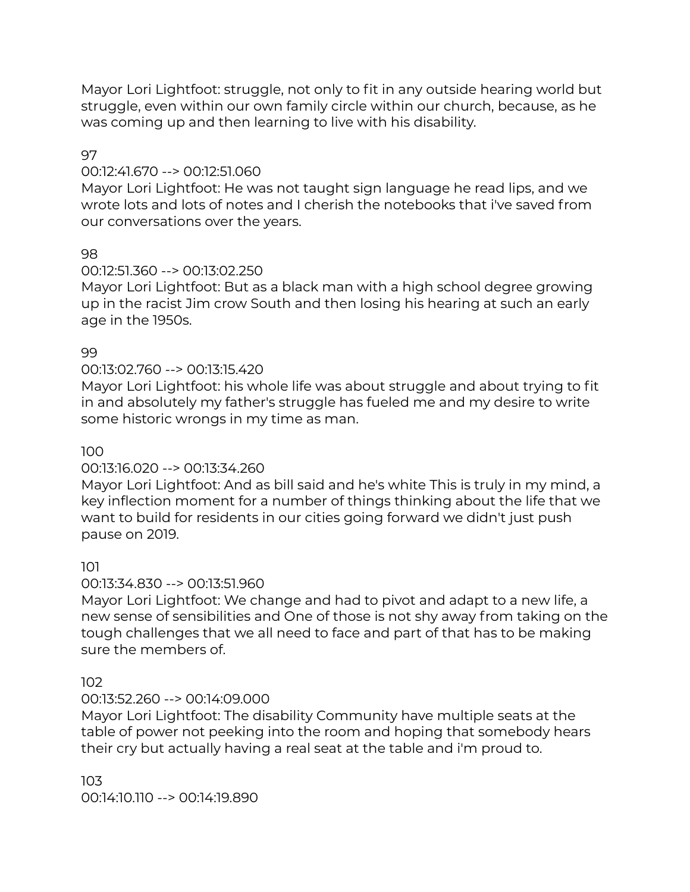Mayor Lori Lightfoot: struggle, not only to fit in any outside hearing world but struggle, even within our own family circle within our church, because, as he was coming up and then learning to live with his disability.

97
00:12:41.670 --> 00:12:51.060
Mayor Lori Lightfoot: He was not taught sign language he read lips, and we wrote lots and lots of notes and I cherish the notebooks that i've saved from our conversations over the years.

98
00:12:51.360 --> 00:13:02.250
Mayor Lori Lightfoot: But as a black man with a high school degree growing up in the racist Jim crow South and then losing his hearing at such an early age in the 1950s.

99
00:13:02.760 --> 00:13:15.420
Mayor Lori Lightfoot: his whole life was about struggle and about trying to fit in and absolutely my father's struggle has fueled me and my desire to write some historic wrongs in my time as man.

100
00:13:16.020 --> 00:13:34.260
Mayor Lori Lightfoot: And as bill said and he's white This is truly in my mind, a key inflection moment for a number of things thinking about the life that we want to build for residents in our cities going forward we didn't just push pause on 2019.

101
00:13:34.830 --> 00:13:51.960
Mayor Lori Lightfoot: We change and had to pivot and adapt to a new life, a new sense of sensibilities and One of those is not shy away from taking on the tough challenges that we all need to face and part of that has to be making sure the members of.

102
00:13:52.260 --> 00:14:09.000
Mayor Lori Lightfoot: The disability Community have multiple seats at the table of power not peeking into the room and hoping that somebody hears their cry but actually having a real seat at the table and i'm proud to.

103
00:14:10.110 --> 00:14:19.890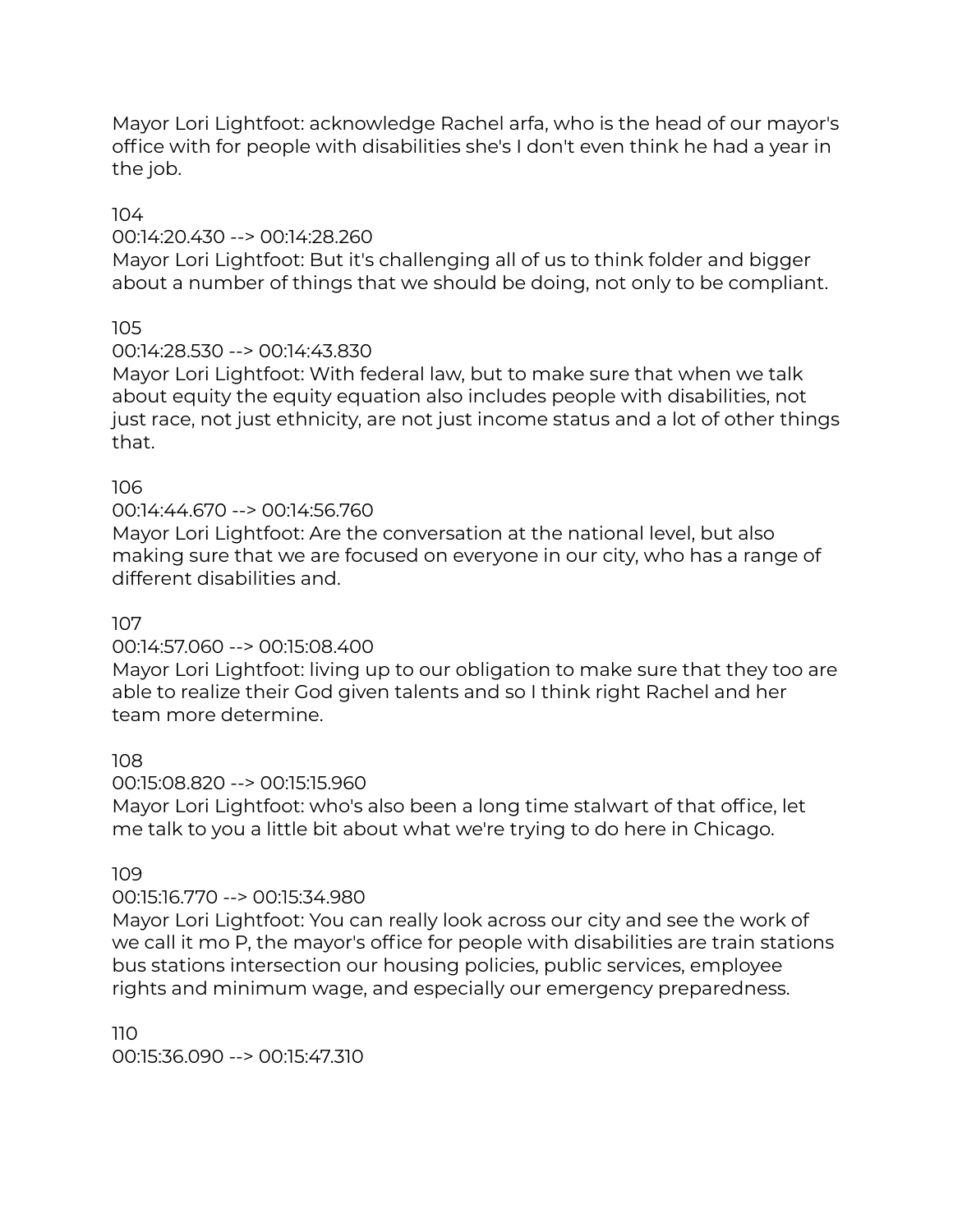Mayor Lori Lightfoot: acknowledge Rachel arfa, who is the head of our mayor's office with for people with disabilities she's I don't even think he had a year in the job.

104
00:14:20.430 --> 00:14:28.260
Mayor Lori Lightfoot: But it's challenging all of us to think folder and bigger about a number of things that we should be doing, not only to be compliant.

105
00:14:28.530 --> 00:14:43.830
Mayor Lori Lightfoot: With federal law, but to make sure that when we talk about equity the equity equation also includes people with disabilities, not just race, not just ethnicity, are not just income status and a lot of other things that.

106
00:14:44.670 --> 00:14:56.760
Mayor Lori Lightfoot: Are the conversation at the national level, but also making sure that we are focused on everyone in our city, who has a range of different disabilities and.

107
00:14:57.060 --> 00:15:08.400
Mayor Lori Lightfoot: living up to our obligation to make sure that they too are able to realize their God given talents and so I think right Rachel and her team more determine.

108
00:15:08.820 --> 00:15:15.960
Mayor Lori Lightfoot: who's also been a long time stalwart of that office, let me talk to you a little bit about what we're trying to do here in Chicago.

109
00:15:16.770 --> 00:15:34.980
Mayor Lori Lightfoot: You can really look across our city and see the work of we call it mo P, the mayor's office for people with disabilities are train stations bus stations intersection our housing policies, public services, employee rights and minimum wage, and especially our emergency preparedness.

110
00:15:36.090 --> 00:15:47.310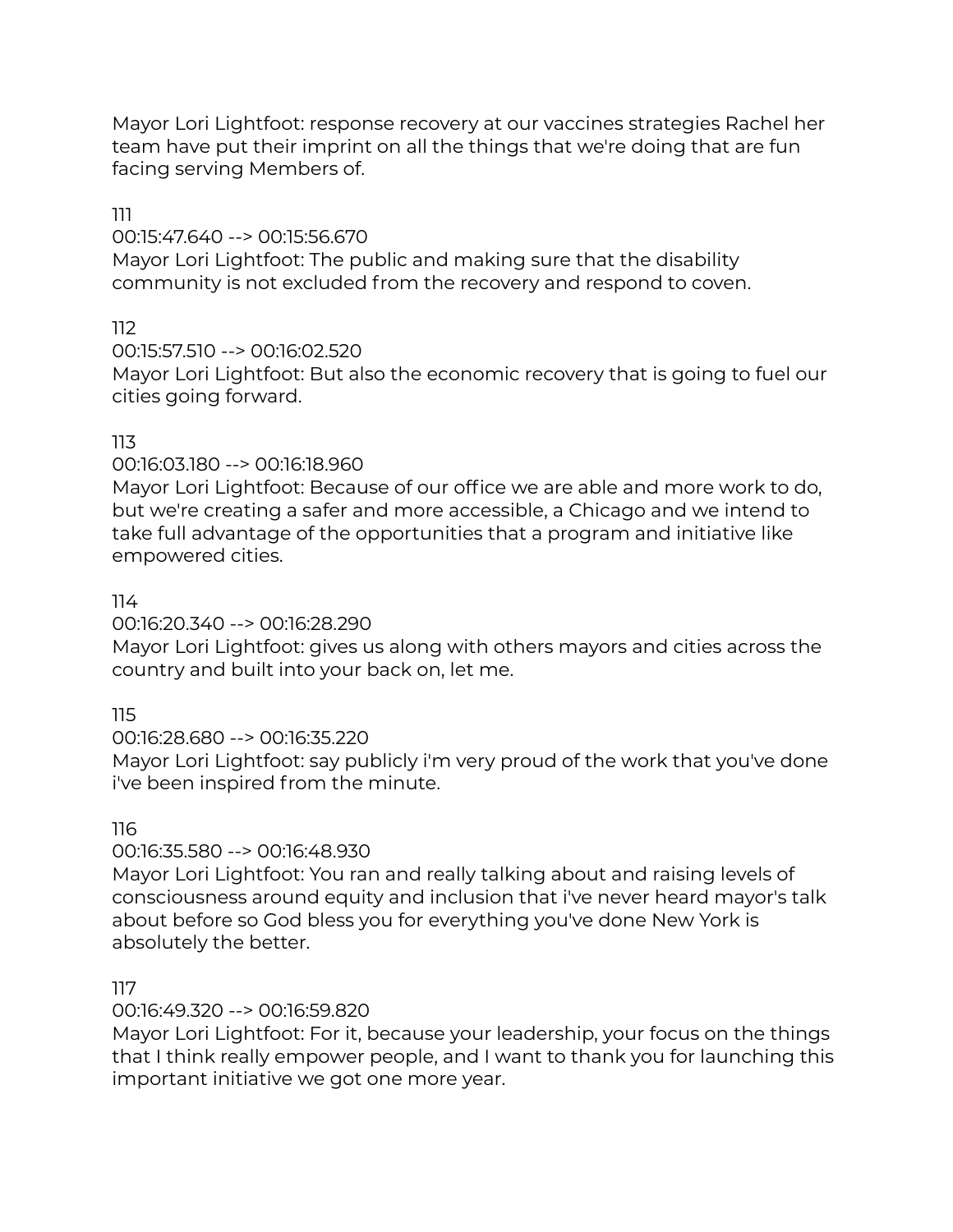Mayor Lori Lightfoot: response recovery at our vaccines strategies Rachel her team have put their imprint on all the things that we're doing that are fun facing serving Members of.

111
00:15:47.640 --> 00:15:56.670
Mayor Lori Lightfoot: The public and making sure that the disability community is not excluded from the recovery and respond to coven.

112
00:15:57.510 --> 00:16:02.520
Mayor Lori Lightfoot: But also the economic recovery that is going to fuel our cities going forward.

113
00:16:03.180 --> 00:16:18.960
Mayor Lori Lightfoot: Because of our office we are able and more work to do, but we're creating a safer and more accessible, a Chicago and we intend to take full advantage of the opportunities that a program and initiative like empowered cities.

114
00:16:20.340 --> 00:16:28.290
Mayor Lori Lightfoot: gives us along with others mayors and cities across the country and built into your back on, let me.

115
00:16:28.680 --> 00:16:35.220
Mayor Lori Lightfoot: say publicly i'm very proud of the work that you've done i've been inspired from the minute.

116
00:16:35.580 --> 00:16:48.930
Mayor Lori Lightfoot: You ran and really talking about and raising levels of consciousness around equity and inclusion that i've never heard mayor's talk about before so God bless you for everything you've done New York is absolutely the better.

117
00:16:49.320 --> 00:16:59.820
Mayor Lori Lightfoot: For it, because your leadership, your focus on the things that I think really empower people, and I want to thank you for launching this important initiative we got one more year.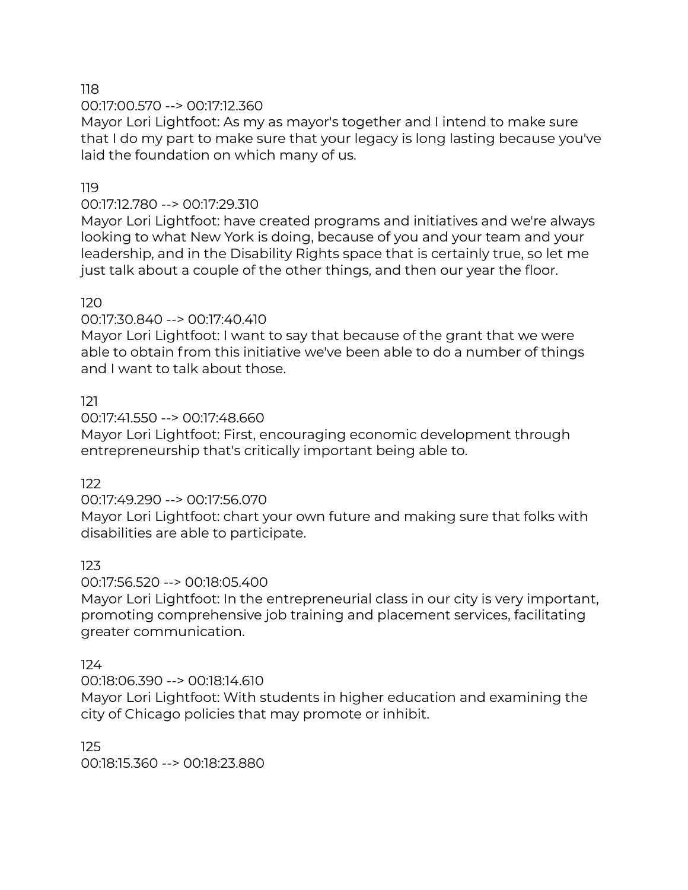118
00:17:00.570 --> 00:17:12.360
Mayor Lori Lightfoot: As my as mayor's together and I intend to make sure that I do my part to make sure that your legacy is long lasting because you've laid the foundation on which many of us.

119
00:17:12.780 --> 00:17:29.310
Mayor Lori Lightfoot: have created programs and initiatives and we're always looking to what New York is doing, because of you and your team and your leadership, and in the Disability Rights space that is certainly true, so let me just talk about a couple of the other things, and then our year the floor.

120
00:17:30.840 --> 00:17:40.410
Mayor Lori Lightfoot: I want to say that because of the grant that we were able to obtain from this initiative we've been able to do a number of things and I want to talk about those.

121
00:17:41.550 --> 00:17:48.660
Mayor Lori Lightfoot: First, encouraging economic development through entrepreneurship that's critically important being able to.

122
00:17:49.290 --> 00:17:56.070
Mayor Lori Lightfoot: chart your own future and making sure that folks with disabilities are able to participate.

123
00:17:56.520 --> 00:18:05.400
Mayor Lori Lightfoot: In the entrepreneurial class in our city is very important, promoting comprehensive job training and placement services, facilitating greater communication.

124
00:18:06.390 --> 00:18:14.610
Mayor Lori Lightfoot: With students in higher education and examining the city of Chicago policies that may promote or inhibit.

125
00:18:15.360 --> 00:18:23.880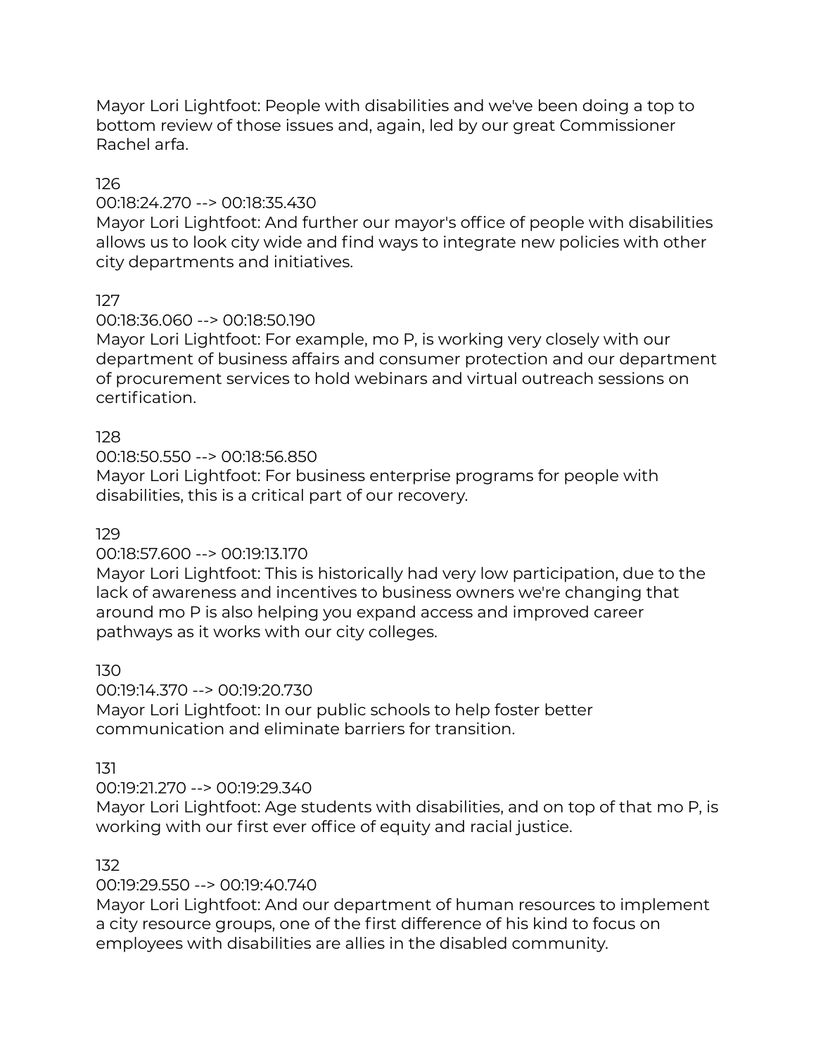Mayor Lori Lightfoot: People with disabilities and we've been doing a top to bottom review of those issues and, again, led by our great Commissioner Rachel arfa.

126
00:18:24.270 --> 00:18:35.430
Mayor Lori Lightfoot: And further our mayor's office of people with disabilities allows us to look city wide and find ways to integrate new policies with other city departments and initiatives.

127
00:18:36.060 --> 00:18:50.190
Mayor Lori Lightfoot: For example, mo P, is working very closely with our department of business affairs and consumer protection and our department of procurement services to hold webinars and virtual outreach sessions on certification.

128
00:18:50.550 --> 00:18:56.850
Mayor Lori Lightfoot: For business enterprise programs for people with disabilities, this is a critical part of our recovery.

129
00:18:57.600 --> 00:19:13.170
Mayor Lori Lightfoot: This is historically had very low participation, due to the lack of awareness and incentives to business owners we're changing that around mo P is also helping you expand access and improved career pathways as it works with our city colleges.

130
00:19:14.370 --> 00:19:20.730
Mayor Lori Lightfoot: In our public schools to help foster better communication and eliminate barriers for transition.

131
00:19:21.270 --> 00:19:29.340
Mayor Lori Lightfoot: Age students with disabilities, and on top of that mo P, is working with our first ever office of equity and racial justice.

132
00:19:29.550 --> 00:19:40.740
Mayor Lori Lightfoot: And our department of human resources to implement a city resource groups, one of the first difference of his kind to focus on employees with disabilities are allies in the disabled community.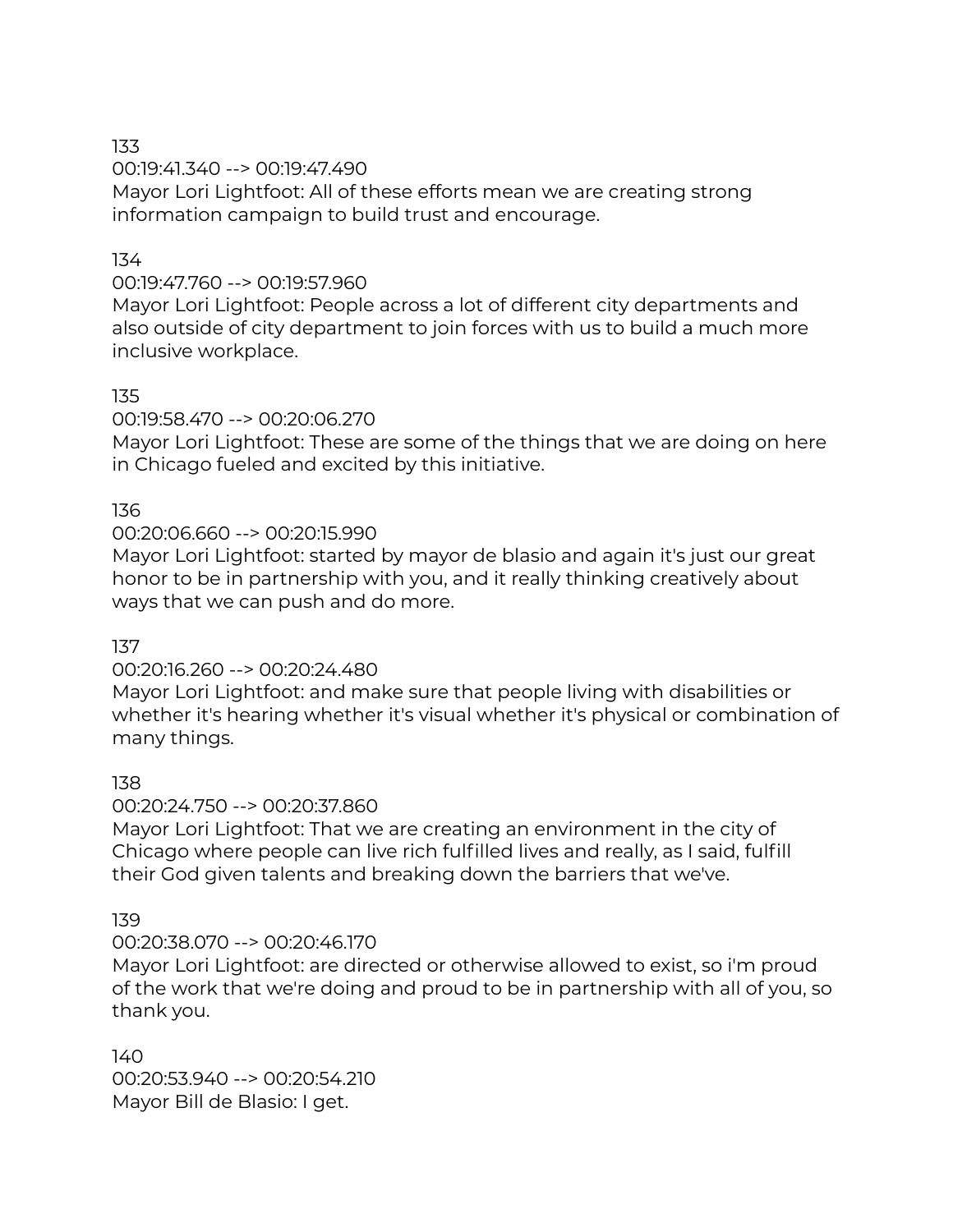133
00:19:41.340 --> 00:19:47.490
Mayor Lori Lightfoot: All of these efforts mean we are creating strong information campaign to build trust and encourage.

134
00:19:47.760 --> 00:19:57.960
Mayor Lori Lightfoot: People across a lot of different city departments and also outside of city department to join forces with us to build a much more inclusive workplace.

135
00:19:58.470 --> 00:20:06.270
Mayor Lori Lightfoot: These are some of the things that we are doing on here in Chicago fueled and excited by this initiative.

136
00:20:06.660 --> 00:20:15.990
Mayor Lori Lightfoot: started by mayor de blasio and again it's just our great honor to be in partnership with you, and it really thinking creatively about ways that we can push and do more.

137
00:20:16.260 --> 00:20:24.480
Mayor Lori Lightfoot: and make sure that people living with disabilities or whether it's hearing whether it's visual whether it's physical or combination of many things.

138
00:20:24.750 --> 00:20:37.860
Mayor Lori Lightfoot: That we are creating an environment in the city of Chicago where people can live rich fulfilled lives and really, as I said, fulfill their God given talents and breaking down the barriers that we've.

139
00:20:38.070 --> 00:20:46.170
Mayor Lori Lightfoot: are directed or otherwise allowed to exist, so i'm proud of the work that we're doing and proud to be in partnership with all of you, so thank you.

140
00:20:53.940 --> 00:20:54.210
Mayor Bill de Blasio: I get.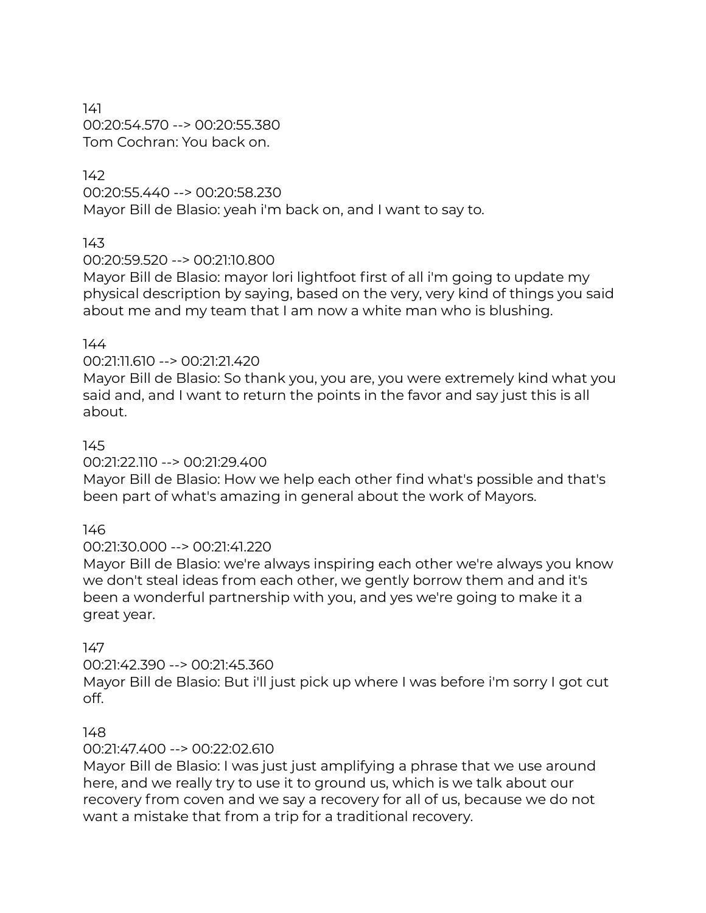141
00:20:54.570 --> 00:20:55.380
Tom Cochran: You back on.

142
00:20:55.440 --> 00:20:58.230
Mayor Bill de Blasio: yeah i'm back on, and I want to say to.

143
00:20:59.520 --> 00:21:10.800
Mayor Bill de Blasio: mayor lori lightfoot first of all i'm going to update my physical description by saying, based on the very, very kind of things you said about me and my team that I am now a white man who is blushing.

144
00:21:11.610 --> 00:21:21.420
Mayor Bill de Blasio: So thank you, you are, you were extremely kind what you said and, and I want to return the points in the favor and say just this is all about.

145
00:21:22.110 --> 00:21:29.400
Mayor Bill de Blasio: How we help each other find what's possible and that's been part of what's amazing in general about the work of Mayors.

146
00:21:30.000 --> 00:21:41.220
Mayor Bill de Blasio: we're always inspiring each other we're always you know we don't steal ideas from each other, we gently borrow them and and it's been a wonderful partnership with you, and yes we're going to make it a great year.

147
00:21:42.390 --> 00:21:45.360
Mayor Bill de Blasio: But i'll just pick up where I was before i'm sorry I got cut off.

148
00:21:47.400 --> 00:22:02.610
Mayor Bill de Blasio: I was just just amplifying a phrase that we use around here, and we really try to use it to ground us, which is we talk about our recovery from coven and we say a recovery for all of us, because we do not want a mistake that from a trip for a traditional recovery.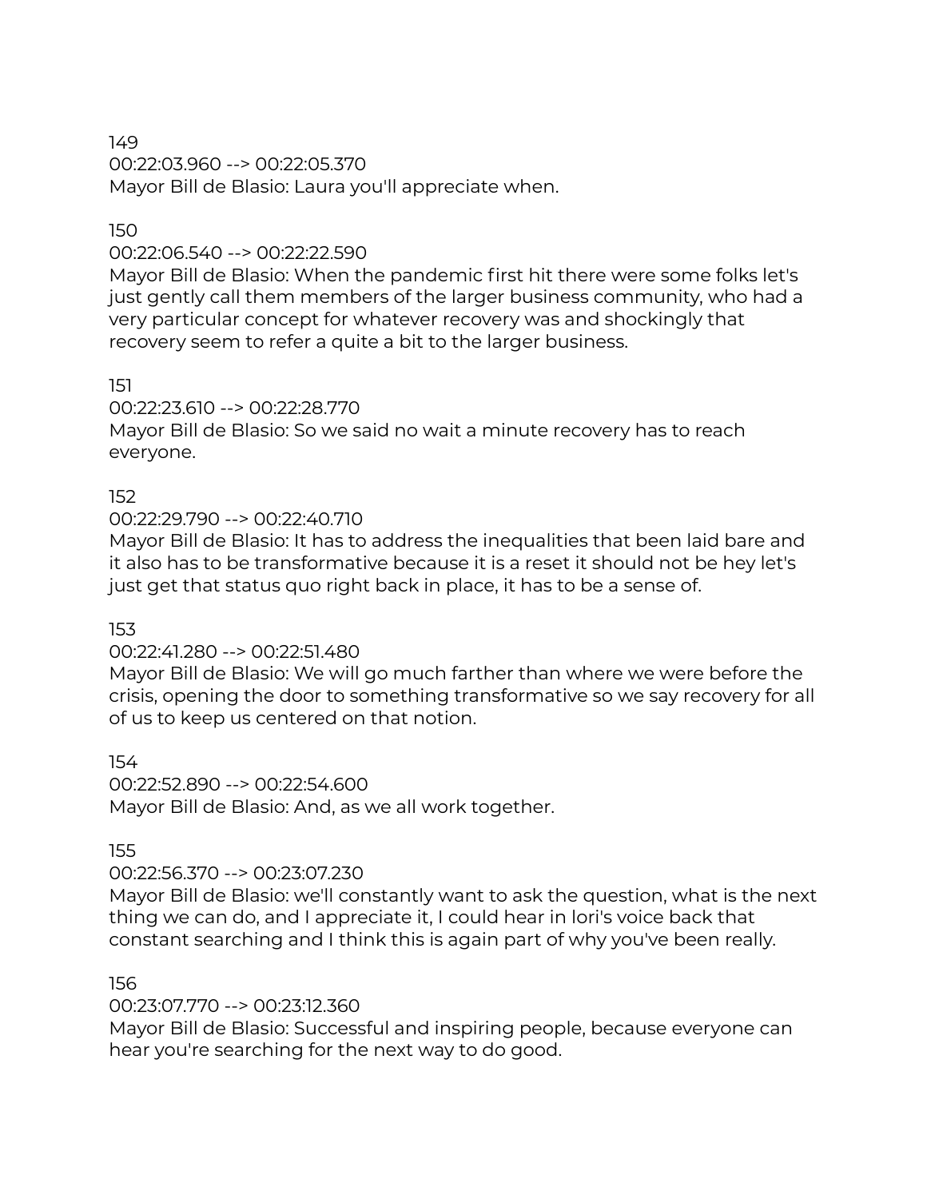149
00:22:03.960 --> 00:22:05.370
Mayor Bill de Blasio: Laura you'll appreciate when.

150
00:22:06.540 --> 00:22:22.590
Mayor Bill de Blasio: When the pandemic first hit there were some folks let's just gently call them members of the larger business community, who had a very particular concept for whatever recovery was and shockingly that recovery seem to refer a quite a bit to the larger business.

151
00:22:23.610 --> 00:22:28.770
Mayor Bill de Blasio: So we said no wait a minute recovery has to reach everyone.

152
00:22:29.790 --> 00:22:40.710
Mayor Bill de Blasio: It has to address the inequalities that been laid bare and it also has to be transformative because it is a reset it should not be hey let's just get that status quo right back in place, it has to be a sense of.

153
00:22:41.280 --> 00:22:51.480
Mayor Bill de Blasio: We will go much farther than where we were before the crisis, opening the door to something transformative so we say recovery for all of us to keep us centered on that notion.

154
00:22:52.890 --> 00:22:54.600
Mayor Bill de Blasio: And, as we all work together.

155
00:22:56.370 --> 00:23:07.230
Mayor Bill de Blasio: we'll constantly want to ask the question, what is the next thing we can do, and I appreciate it, I could hear in lori's voice back that constant searching and I think this is again part of why you've been really.

156
00:23:07.770 --> 00:23:12.360
Mayor Bill de Blasio: Successful and inspiring people, because everyone can hear you're searching for the next way to do good.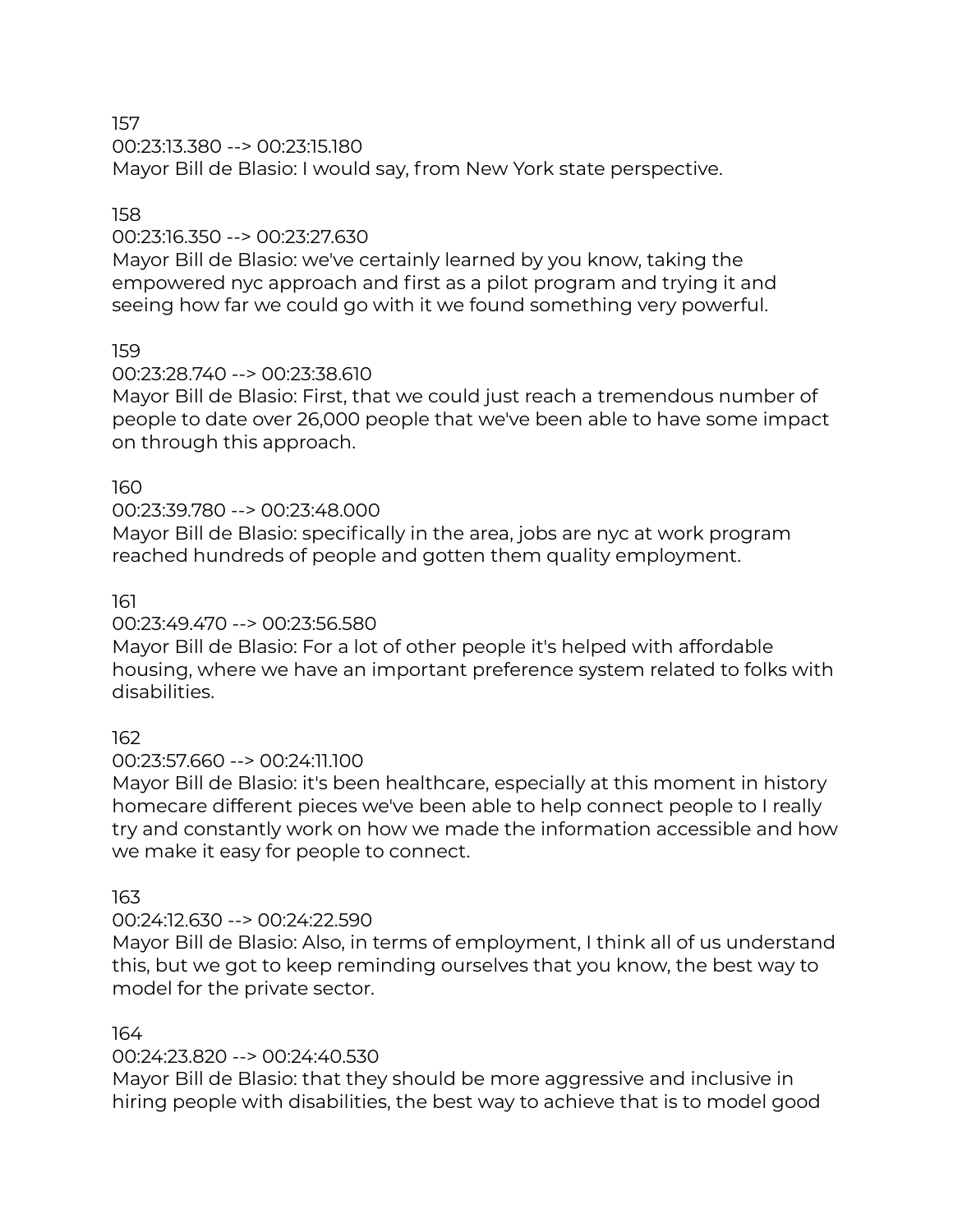157
00:23:13.380 --> 00:23:15.180
Mayor Bill de Blasio: I would say, from New York state perspective.

158
00:23:16.350 --> 00:23:27.630
Mayor Bill de Blasio: we've certainly learned by you know, taking the empowered nyc approach and first as a pilot program and trying it and seeing how far we could go with it we found something very powerful.

159
00:23:28.740 --> 00:23:38.610
Mayor Bill de Blasio: First, that we could just reach a tremendous number of people to date over 26,000 people that we've been able to have some impact on through this approach.

160
00:23:39.780 --> 00:23:48.000
Mayor Bill de Blasio: specifically in the area, jobs are nyc at work program reached hundreds of people and gotten them quality employment.

161
00:23:49.470 --> 00:23:56.580
Mayor Bill de Blasio: For a lot of other people it's helped with affordable housing, where we have an important preference system related to folks with disabilities.

162
00:23:57.660 --> 00:24:11.100
Mayor Bill de Blasio: it's been healthcare, especially at this moment in history homecare different pieces we've been able to help connect people to I really try and constantly work on how we made the information accessible and how we make it easy for people to connect.

163
00:24:12.630 --> 00:24:22.590
Mayor Bill de Blasio: Also, in terms of employment, I think all of us understand this, but we got to keep reminding ourselves that you know, the best way to model for the private sector.

164
00:24:23.820 --> 00:24:40.530
Mayor Bill de Blasio: that they should be more aggressive and inclusive in hiring people with disabilities, the best way to achieve that is to model good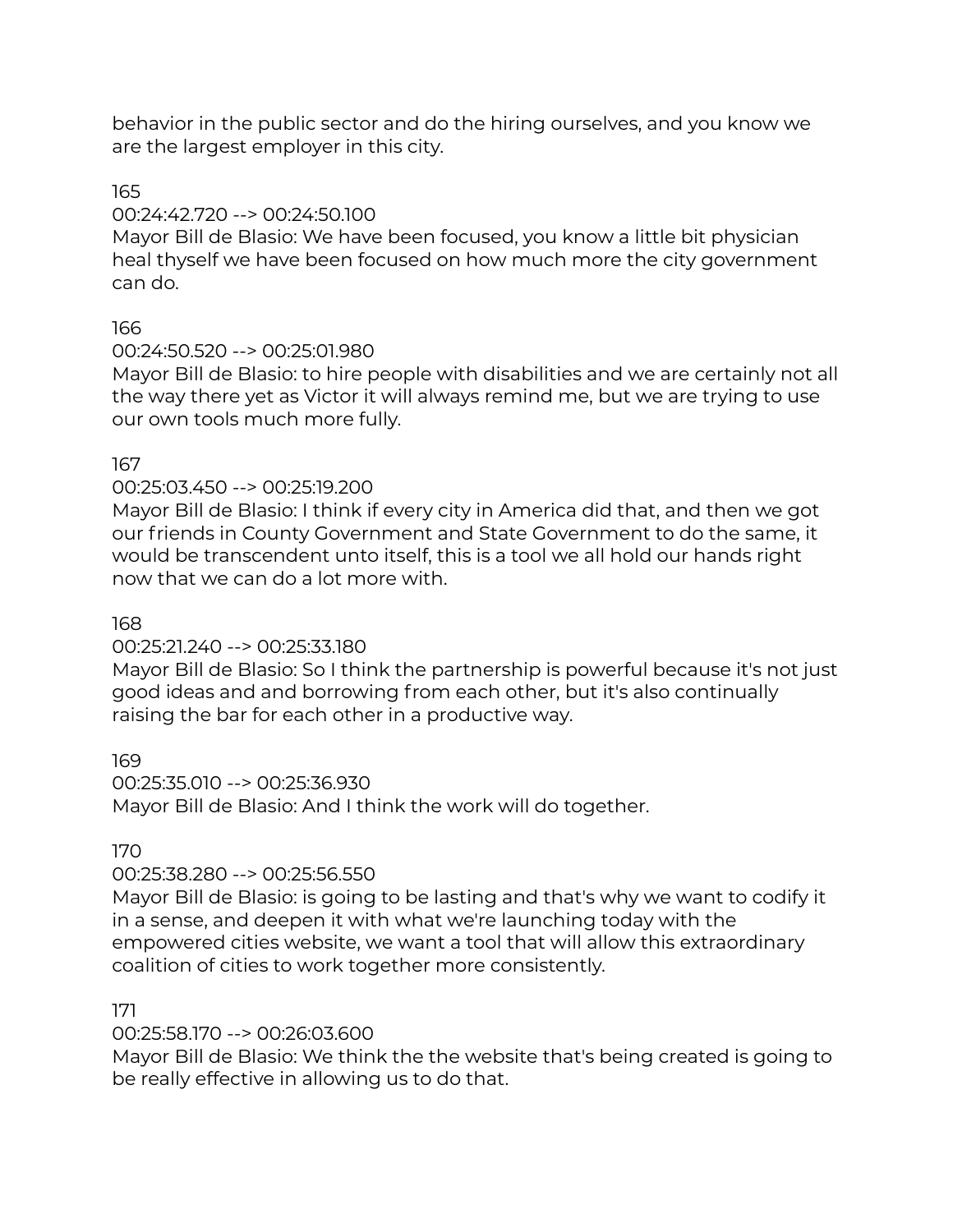behavior in the public sector and do the hiring ourselves, and you know we are the largest employer in this city.

165
00:24:42.720 --> 00:24:50.100
Mayor Bill de Blasio: We have been focused, you know a little bit physician heal thyself we have been focused on how much more the city government can do.

166
00:24:50.520 --> 00:25:01.980
Mayor Bill de Blasio: to hire people with disabilities and we are certainly not all the way there yet as Victor it will always remind me, but we are trying to use our own tools much more fully.

167
00:25:03.450 --> 00:25:19.200
Mayor Bill de Blasio: I think if every city in America did that, and then we got our friends in County Government and State Government to do the same, it would be transcendent unto itself, this is a tool we all hold our hands right now that we can do a lot more with.

168
00:25:21.240 --> 00:25:33.180
Mayor Bill de Blasio: So I think the partnership is powerful because it's not just good ideas and and borrowing from each other, but it's also continually raising the bar for each other in a productive way.

169
00:25:35.010 --> 00:25:36.930
Mayor Bill de Blasio: And I think the work will do together.

170
00:25:38.280 --> 00:25:56.550
Mayor Bill de Blasio: is going to be lasting and that's why we want to codify it in a sense, and deepen it with what we're launching today with the empowered cities website, we want a tool that will allow this extraordinary coalition of cities to work together more consistently.

171
00:25:58.170 --> 00:26:03.600
Mayor Bill de Blasio: We think the the website that's being created is going to be really effective in allowing us to do that.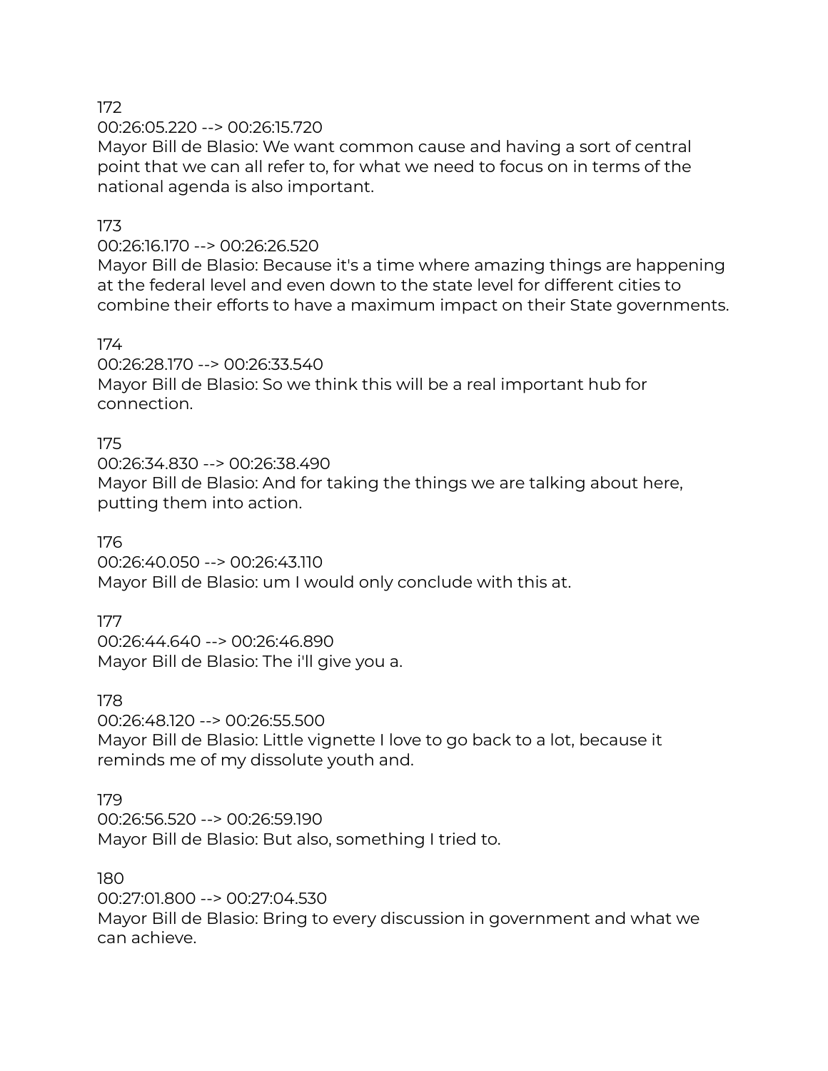172
00:26:05.220 --> 00:26:15.720
Mayor Bill de Blasio: We want common cause and having a sort of central point that we can all refer to, for what we need to focus on in terms of the national agenda is also important.

173
00:26:16.170 --> 00:26:26.520
Mayor Bill de Blasio: Because it's a time where amazing things are happening at the federal level and even down to the state level for different cities to combine their efforts to have a maximum impact on their State governments.

174
00:26:28.170 --> 00:26:33.540
Mayor Bill de Blasio: So we think this will be a real important hub for connection.

175
00:26:34.830 --> 00:26:38.490
Mayor Bill de Blasio: And for taking the things we are talking about here, putting them into action.

176
00:26:40.050 --> 00:26:43.110
Mayor Bill de Blasio: um I would only conclude with this at.

177
00:26:44.640 --> 00:26:46.890
Mayor Bill de Blasio: The i'll give you a.

178
00:26:48.120 --> 00:26:55.500
Mayor Bill de Blasio: Little vignette I love to go back to a lot, because it reminds me of my dissolute youth and.

179
00:26:56.520 --> 00:26:59.190
Mayor Bill de Blasio: But also, something I tried to.

180
00:27:01.800 --> 00:27:04.530
Mayor Bill de Blasio: Bring to every discussion in government and what we can achieve.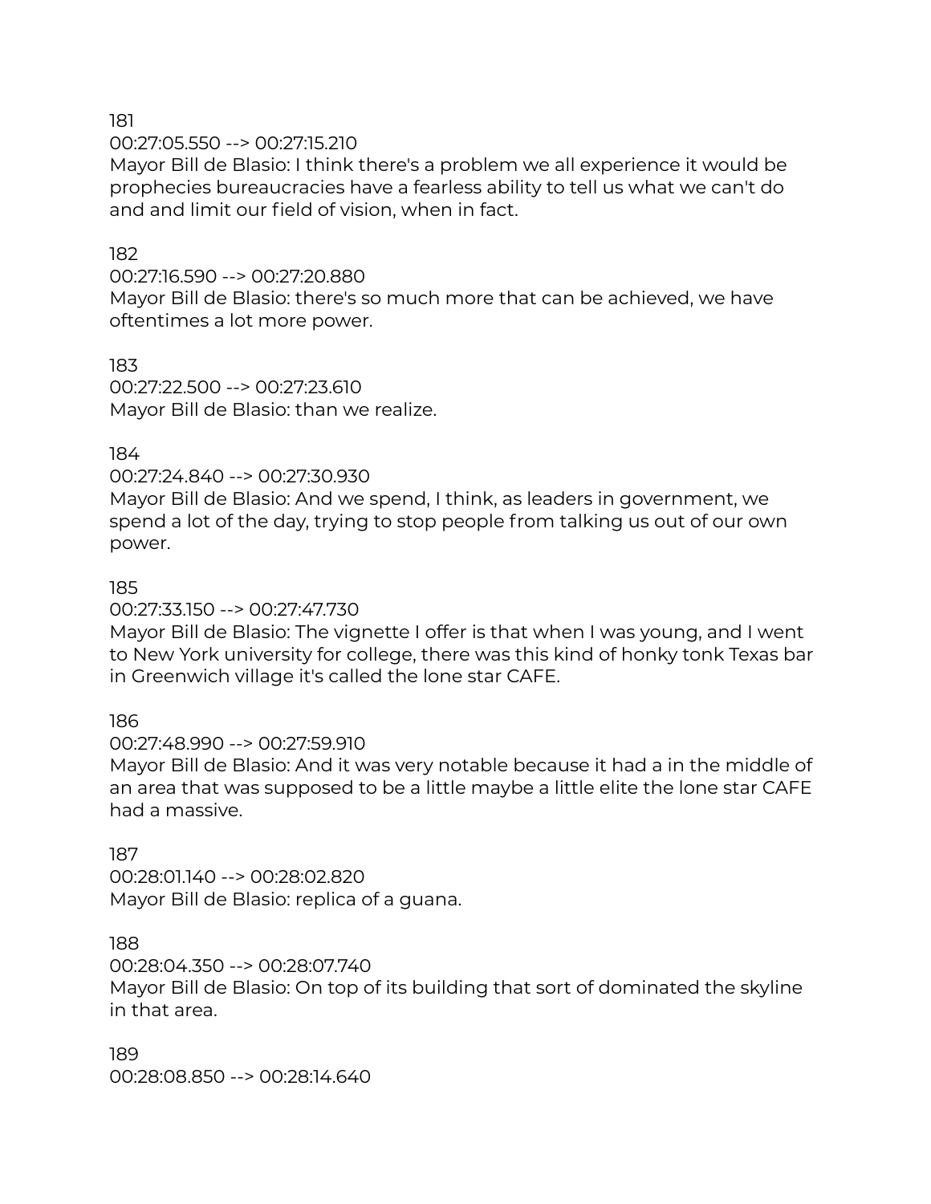181
00:27:05.550 --> 00:27:15.210
Mayor Bill de Blasio: I think there's a problem we all experience it would be prophecies bureaucracies have a fearless ability to tell us what we can't do and and limit our field of vision, when in fact.

182
00:27:16.590 --> 00:27:20.880
Mayor Bill de Blasio: there's so much more that can be achieved, we have oftentimes a lot more power.

183
00:27:22.500 --> 00:27:23.610
Mayor Bill de Blasio: than we realize.

184
00:27:24.840 --> 00:27:30.930
Mayor Bill de Blasio: And we spend, I think, as leaders in government, we spend a lot of the day, trying to stop people from talking us out of our own power.

185
00:27:33.150 --> 00:27:47.730
Mayor Bill de Blasio: The vignette I offer is that when I was young, and I went to New York university for college, there was this kind of honky tonk Texas bar in Greenwich village it's called the lone star CAFE.

186
00:27:48.990 --> 00:27:59.910
Mayor Bill de Blasio: And it was very notable because it had a in the middle of an area that was supposed to be a little maybe a little elite the lone star CAFE had a massive.

187
00:28:01.140 --> 00:28:02.820
Mayor Bill de Blasio: replica of a guana.

188
00:28:04.350 --> 00:28:07.740
Mayor Bill de Blasio: On top of its building that sort of dominated the skyline in that area.

189
00:28:08.850 --> 00:28:14.640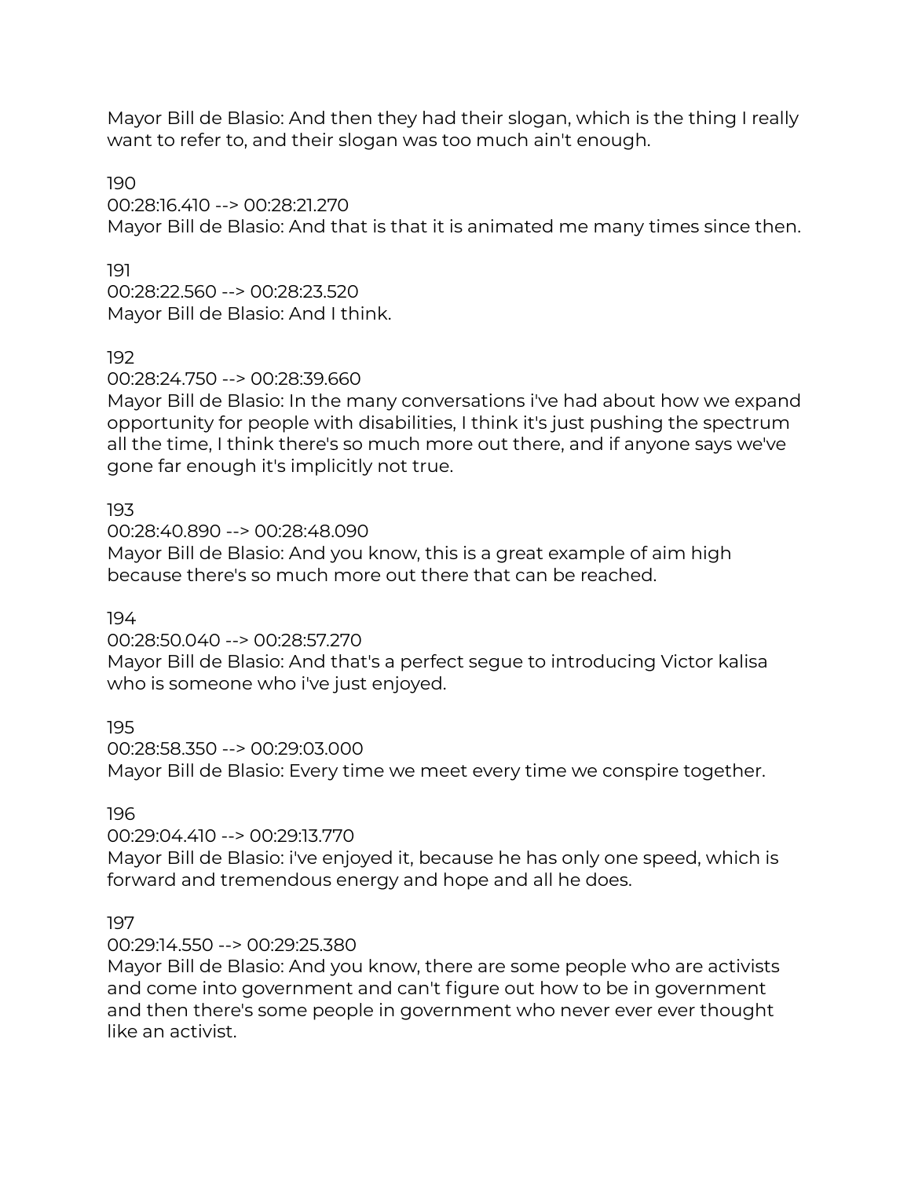Mayor Bill de Blasio: And then they had their slogan, which is the thing I really want to refer to, and their slogan was too much ain't enough.

190
00:28:16.410 --> 00:28:21.270
Mayor Bill de Blasio: And that is that it is animated me many times since then.

191
00:28:22.560 --> 00:28:23.520
Mayor Bill de Blasio: And I think.

192
00:28:24.750 --> 00:28:39.660
Mayor Bill de Blasio: In the many conversations i've had about how we expand opportunity for people with disabilities, I think it's just pushing the spectrum all the time, I think there's so much more out there, and if anyone says we've gone far enough it's implicitly not true.

193
00:28:40.890 --> 00:28:48.090
Mayor Bill de Blasio: And you know, this is a great example of aim high because there's so much more out there that can be reached.

194
00:28:50.040 --> 00:28:57.270
Mayor Bill de Blasio: And that's a perfect segue to introducing Victor kalisa who is someone who i've just enjoyed.

195
00:28:58.350 --> 00:29:03.000
Mayor Bill de Blasio: Every time we meet every time we conspire together.

196
00:29:04.410 --> 00:29:13.770
Mayor Bill de Blasio: i've enjoyed it, because he has only one speed, which is forward and tremendous energy and hope and all he does.

197
00:29:14.550 --> 00:29:25.380
Mayor Bill de Blasio: And you know, there are some people who are activists and come into government and can't figure out how to be in government and then there's some people in government who never ever ever thought like an activist.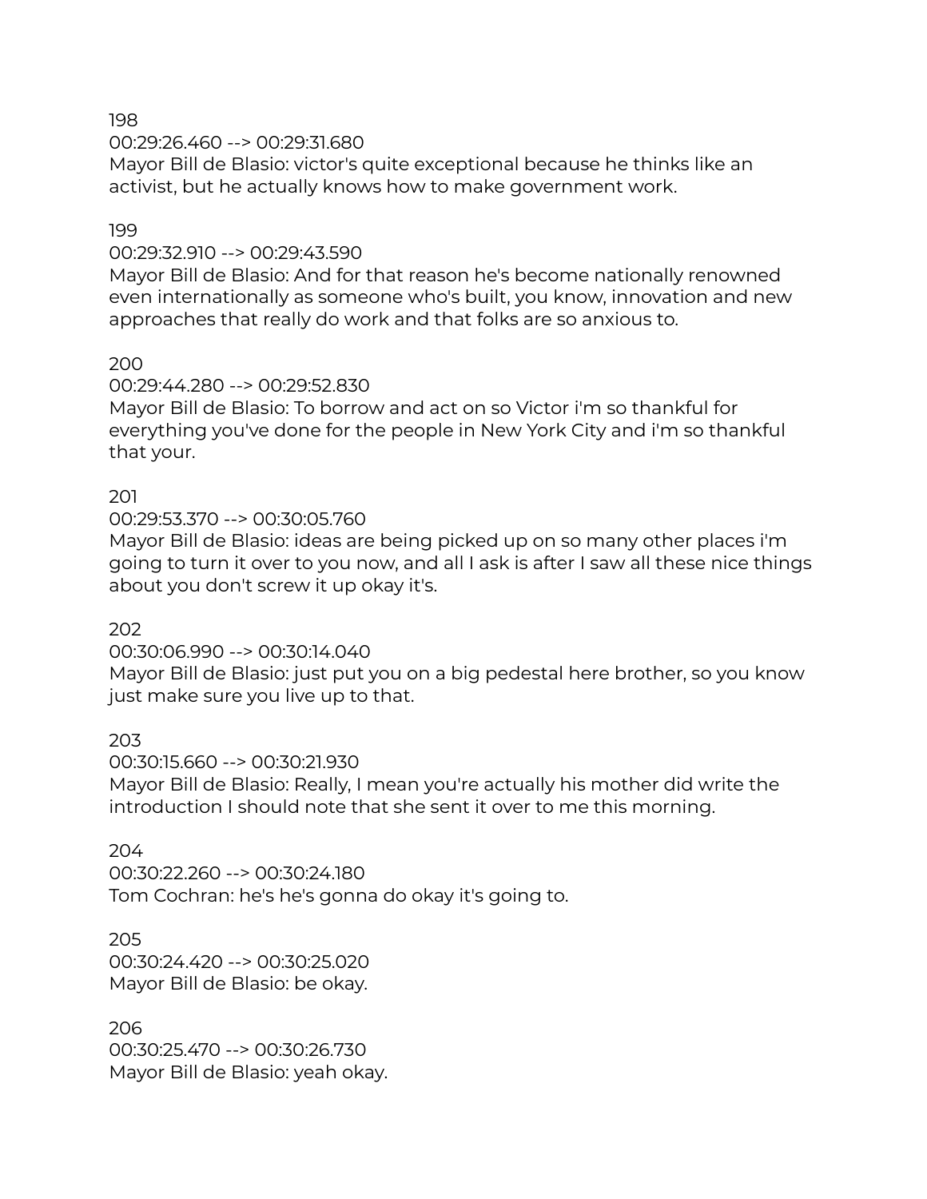198
00:29:26.460 --> 00:29:31.680
Mayor Bill de Blasio: victor's quite exceptional because he thinks like an activist, but he actually knows how to make government work.

199
00:29:32.910 --> 00:29:43.590
Mayor Bill de Blasio: And for that reason he's become nationally renowned even internationally as someone who's built, you know, innovation and new approaches that really do work and that folks are so anxious to.

200
00:29:44.280 --> 00:29:52.830
Mayor Bill de Blasio: To borrow and act on so Victor i'm so thankful for everything you've done for the people in New York City and i'm so thankful that your.

201
00:29:53.370 --> 00:30:05.760
Mayor Bill de Blasio: ideas are being picked up on so many other places i'm going to turn it over to you now, and all I ask is after I saw all these nice things about you don't screw it up okay it's.

202
00:30:06.990 --> 00:30:14.040
Mayor Bill de Blasio: just put you on a big pedestal here brother, so you know just make sure you live up to that.

203
00:30:15.660 --> 00:30:21.930
Mayor Bill de Blasio: Really, I mean you're actually his mother did write the introduction I should note that she sent it over to me this morning.

204
00:30:22.260 --> 00:30:24.180
Tom Cochran: he's he's gonna do okay it's going to.

205
00:30:24.420 --> 00:30:25.020
Mayor Bill de Blasio: be okay.

206
00:30:25.470 --> 00:30:26.730
Mayor Bill de Blasio: yeah okay.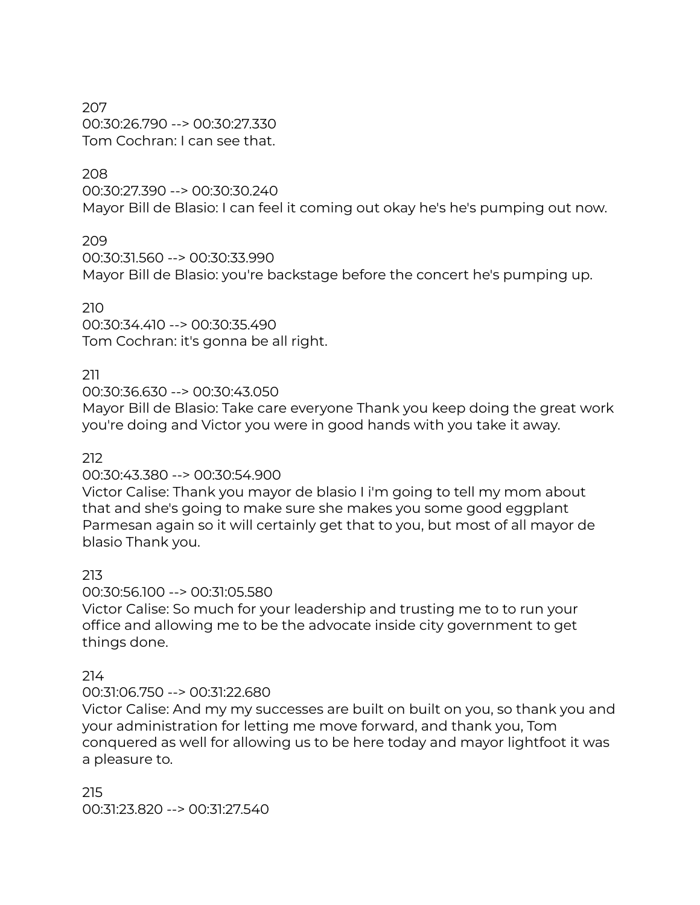207
00:30:26.790 --> 00:30:27.330
Tom Cochran: I can see that.

208
00:30:27.390 --> 00:30:30.240
Mayor Bill de Blasio: I can feel it coming out okay he's he's pumping out now.

209
00:30:31.560 --> 00:30:33.990
Mayor Bill de Blasio: you're backstage before the concert he's pumping up.

210
00:30:34.410 --> 00:30:35.490
Tom Cochran: it's gonna be all right.

211
00:30:36.630 --> 00:30:43.050
Mayor Bill de Blasio: Take care everyone Thank you keep doing the great work you're doing and Victor you were in good hands with you take it away.

212
00:30:43.380 --> 00:30:54.900
Victor Calise: Thank you mayor de blasio I i'm going to tell my mom about that and she's going to make sure she makes you some good eggplant Parmesan again so it will certainly get that to you, but most of all mayor de blasio Thank you.

213
00:30:56.100 --> 00:31:05.580
Victor Calise: So much for your leadership and trusting me to to run your office and allowing me to be the advocate inside city government to get things done.

214
00:31:06.750 --> 00:31:22.680
Victor Calise: And my my successes are built on built on you, so thank you and your administration for letting me move forward, and thank you, Tom conquered as well for allowing us to be here today and mayor lightfoot it was a pleasure to.

215
00:31:23.820 --> 00:31:27.540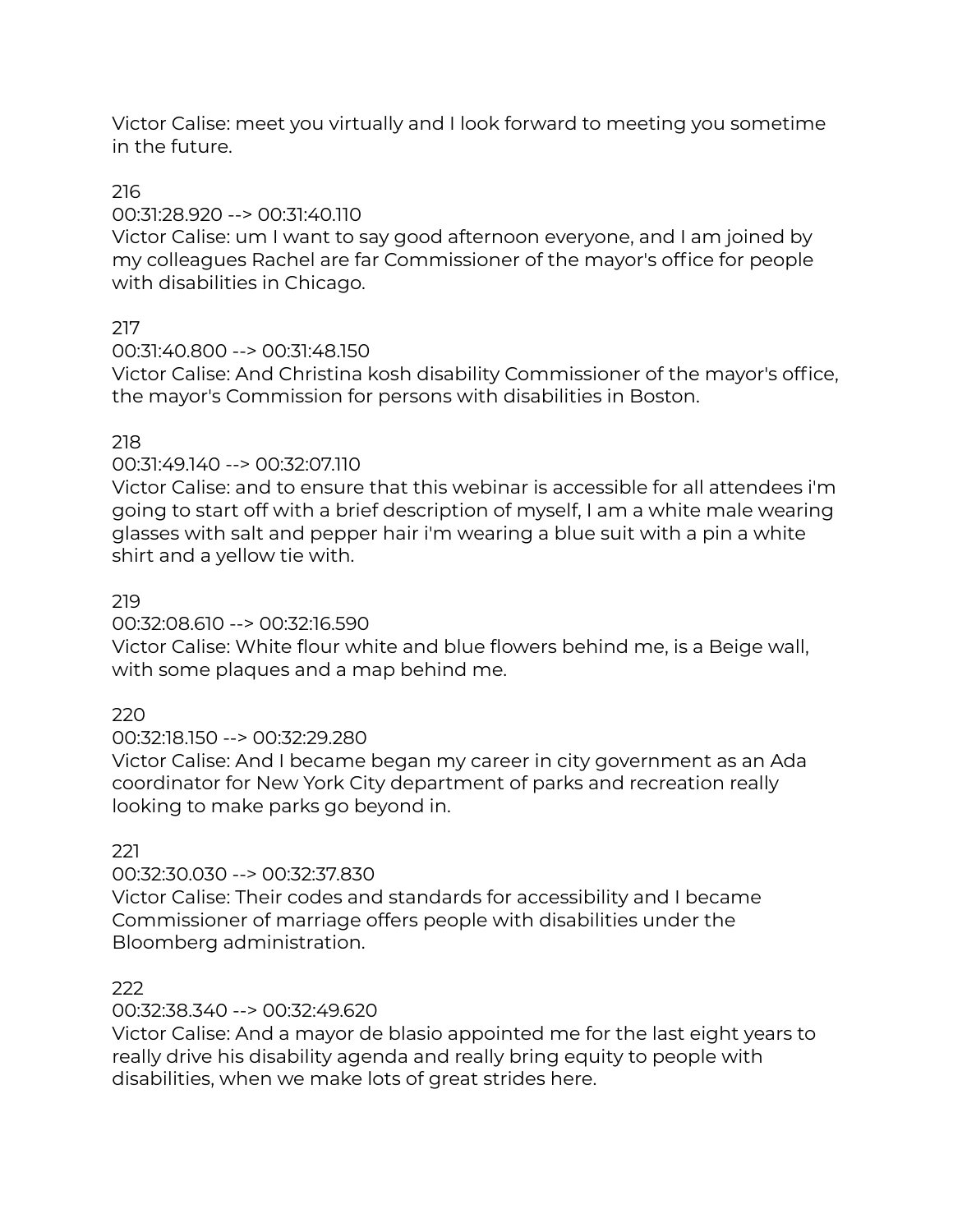Victor Calise: meet you virtually and I look forward to meeting you sometime in the future.

216
00:31:28.920 --> 00:31:40.110
Victor Calise: um I want to say good afternoon everyone, and I am joined by my colleagues Rachel are far Commissioner of the mayor's office for people with disabilities in Chicago.

217
00:31:40.800 --> 00:31:48.150
Victor Calise: And Christina kosh disability Commissioner of the mayor's office, the mayor's Commission for persons with disabilities in Boston.

218
00:31:49.140 --> 00:32:07.110
Victor Calise: and to ensure that this webinar is accessible for all attendees i'm going to start off with a brief description of myself, I am a white male wearing glasses with salt and pepper hair i'm wearing a blue suit with a pin a white shirt and a yellow tie with.

219
00:32:08.610 --> 00:32:16.590
Victor Calise: White flour white and blue flowers behind me, is a Beige wall, with some plaques and a map behind me.

220
00:32:18.150 --> 00:32:29.280
Victor Calise: And I became began my career in city government as an Ada coordinator for New York City department of parks and recreation really looking to make parks go beyond in.

221
00:32:30.030 --> 00:32:37.830
Victor Calise: Their codes and standards for accessibility and I became Commissioner of marriage offers people with disabilities under the Bloomberg administration.

222
00:32:38.340 --> 00:32:49.620
Victor Calise: And a mayor de blasio appointed me for the last eight years to really drive his disability agenda and really bring equity to people with disabilities, when we make lots of great strides here.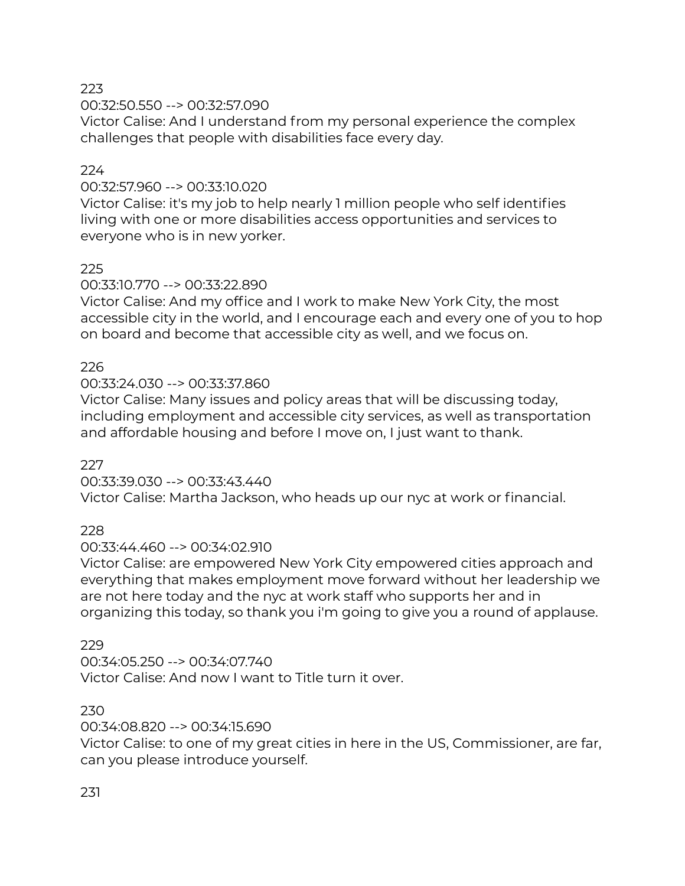223
00:32:50.550 --> 00:32:57.090
Victor Calise: And I understand from my personal experience the complex challenges that people with disabilities face every day.

224
00:32:57.960 --> 00:33:10.020
Victor Calise: it's my job to help nearly 1 million people who self identifies living with one or more disabilities access opportunities and services to everyone who is in new yorker.

225
00:33:10.770 --> 00:33:22.890
Victor Calise: And my office and I work to make New York City, the most accessible city in the world, and I encourage each and every one of you to hop on board and become that accessible city as well, and we focus on.

226
00:33:24.030 --> 00:33:37.860
Victor Calise: Many issues and policy areas that will be discussing today, including employment and accessible city services, as well as transportation and affordable housing and before I move on, I just want to thank.

227
00:33:39.030 --> 00:33:43.440
Victor Calise: Martha Jackson, who heads up our nyc at work or financial.

228
00:33:44.460 --> 00:34:02.910
Victor Calise: are empowered New York City empowered cities approach and everything that makes employment move forward without her leadership we are not here today and the nyc at work staff who supports her and in organizing this today, so thank you i'm going to give you a round of applause.

229
00:34:05.250 --> 00:34:07.740
Victor Calise: And now I want to Title turn it over.

230
00:34:08.820 --> 00:34:15.690
Victor Calise: to one of my great cities in here in the US, Commissioner, are far, can you please introduce yourself.

231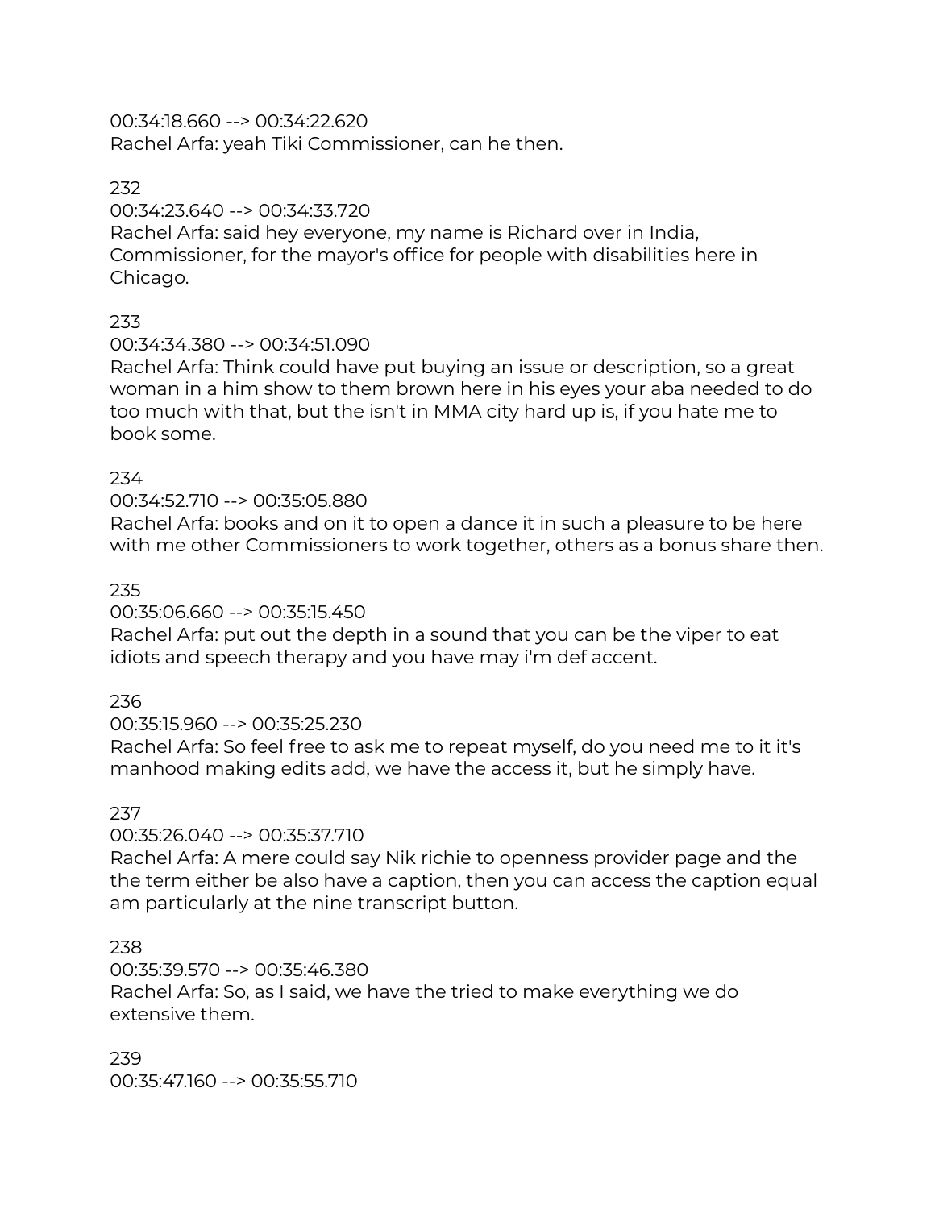00:34:18.660 --> 00:34:22.620
Rachel Arfa: yeah Tiki Commissioner, can he then.

232
00:34:23.640 --> 00:34:33.720
Rachel Arfa: said hey everyone, my name is Richard over in India, Commissioner, for the mayor's office for people with disabilities here in Chicago.

233
00:34:34.380 --> 00:34:51.090
Rachel Arfa: Think could have put buying an issue or description, so a great woman in a him show to them brown here in his eyes your aba needed to do too much with that, but the isn't in MMA city hard up is, if you hate me to book some.

234
00:34:52.710 --> 00:35:05.880
Rachel Arfa: books and on it to open a dance it in such a pleasure to be here with me other Commissioners to work together, others as a bonus share then.

235
00:35:06.660 --> 00:35:15.450
Rachel Arfa: put out the depth in a sound that you can be the viper to eat idiots and speech therapy and you have may i'm def accent.

236
00:35:15.960 --> 00:35:25.230
Rachel Arfa: So feel free to ask me to repeat myself, do you need me to it it's manhood making edits add, we have the access it, but he simply have.

237
00:35:26.040 --> 00:35:37.710
Rachel Arfa: A mere could say Nik richie to openness provider page and the the term either be also have a caption, then you can access the caption equal am particularly at the nine transcript button.

238
00:35:39.570 --> 00:35:46.380
Rachel Arfa: So, as I said, we have the tried to make everything we do extensive them.

239
00:35:47.160 --> 00:35:55.710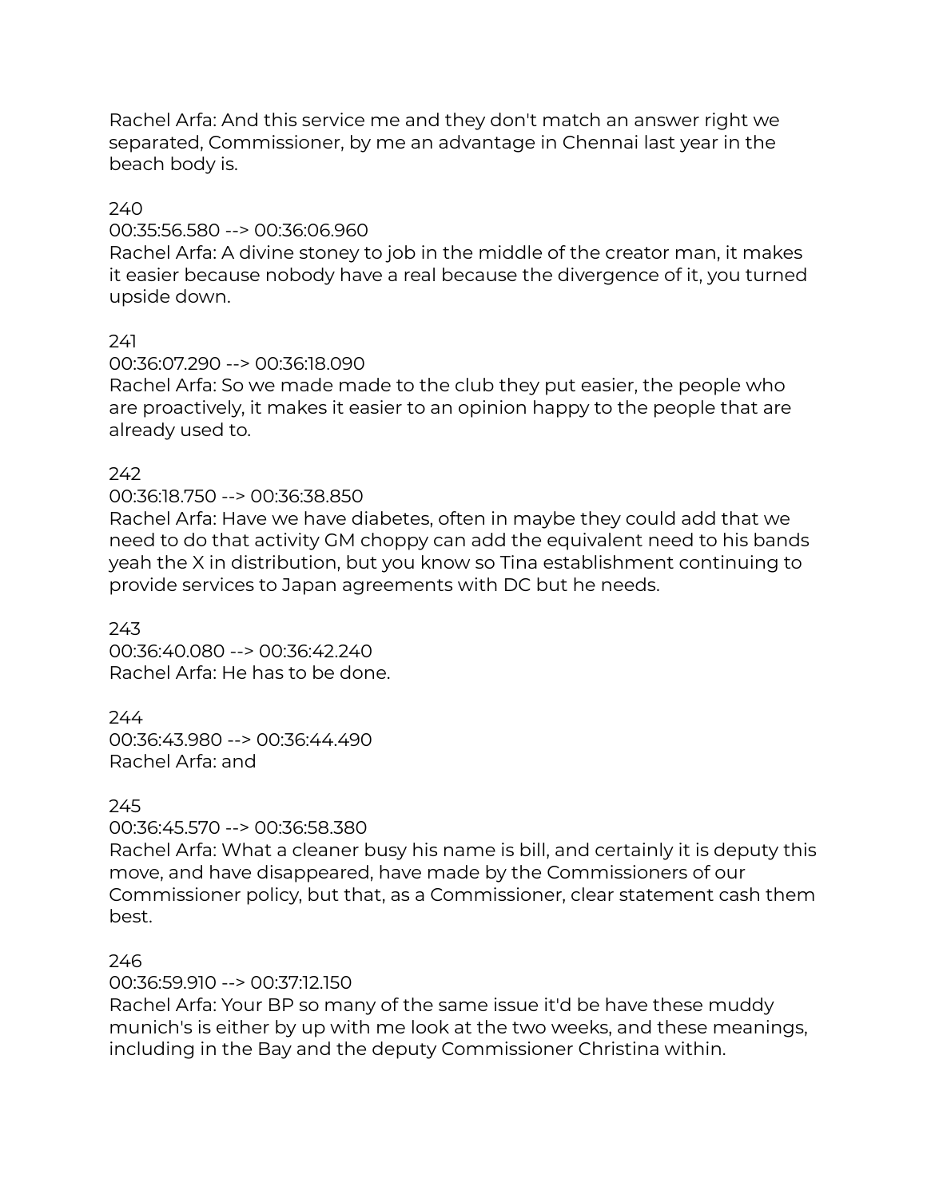Rachel Arfa: And this service me and they don't match an answer right we separated, Commissioner, by me an advantage in Chennai last year in the beach body is.

240
00:35:56.580 --> 00:36:06.960
Rachel Arfa: A divine stoney to job in the middle of the creator man, it makes it easier because nobody have a real because the divergence of it, you turned upside down.

241
00:36:07.290 --> 00:36:18.090
Rachel Arfa: So we made made to the club they put easier, the people who are proactively, it makes it easier to an opinion happy to the people that are already used to.

242
00:36:18.750 --> 00:36:38.850
Rachel Arfa: Have we have diabetes, often in maybe they could add that we need to do that activity GM choppy can add the equivalent need to his bands yeah the X in distribution, but you know so Tina establishment continuing to provide services to Japan agreements with DC but he needs.

243
00:36:40.080 --> 00:36:42.240
Rachel Arfa: He has to be done.

244
00:36:43.980 --> 00:36:44.490
Rachel Arfa: and

245
00:36:45.570 --> 00:36:58.380
Rachel Arfa: What a cleaner busy his name is bill, and certainly it is deputy this move, and have disappeared, have made by the Commissioners of our Commissioner policy, but that, as a Commissioner, clear statement cash them best.

246
00:36:59.910 --> 00:37:12.150
Rachel Arfa: Your BP so many of the same issue it'd be have these muddy munich's is either by up with me look at the two weeks, and these meanings, including in the Bay and the deputy Commissioner Christina within.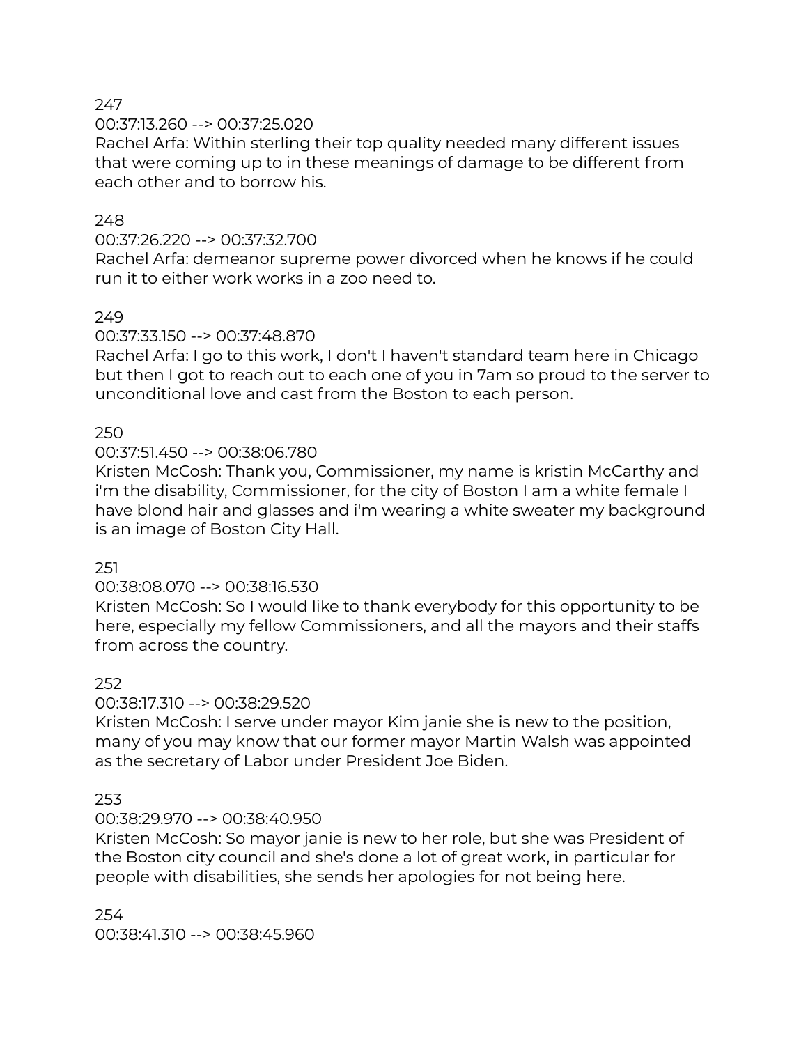247
00:37:13.260 --> 00:37:25.020
Rachel Arfa: Within sterling their top quality needed many different issues that were coming up to in these meanings of damage to be different from each other and to borrow his.

248
00:37:26.220 --> 00:37:32.700
Rachel Arfa: demeanor supreme power divorced when he knows if he could run it to either work works in a zoo need to.

249
00:37:33.150 --> 00:37:48.870
Rachel Arfa: I go to this work, I don't I haven't standard team here in Chicago but then I got to reach out to each one of you in 7am so proud to the server to unconditional love and cast from the Boston to each person.

250
00:37:51.450 --> 00:38:06.780
Kristen McCosh: Thank you, Commissioner, my name is kristin McCarthy and i'm the disability, Commissioner, for the city of Boston I am a white female I have blond hair and glasses and i'm wearing a white sweater my background is an image of Boston City Hall.

251
00:38:08.070 --> 00:38:16.530
Kristen McCosh: So I would like to thank everybody for this opportunity to be here, especially my fellow Commissioners, and all the mayors and their staffs from across the country.

252
00:38:17.310 --> 00:38:29.520
Kristen McCosh: I serve under mayor Kim janie she is new to the position, many of you may know that our former mayor Martin Walsh was appointed as the secretary of Labor under President Joe Biden.

253
00:38:29.970 --> 00:38:40.950
Kristen McCosh: So mayor janie is new to her role, but she was President of the Boston city council and she's done a lot of great work, in particular for people with disabilities, she sends her apologies for not being here.

254
00:38:41.310 --> 00:38:45.960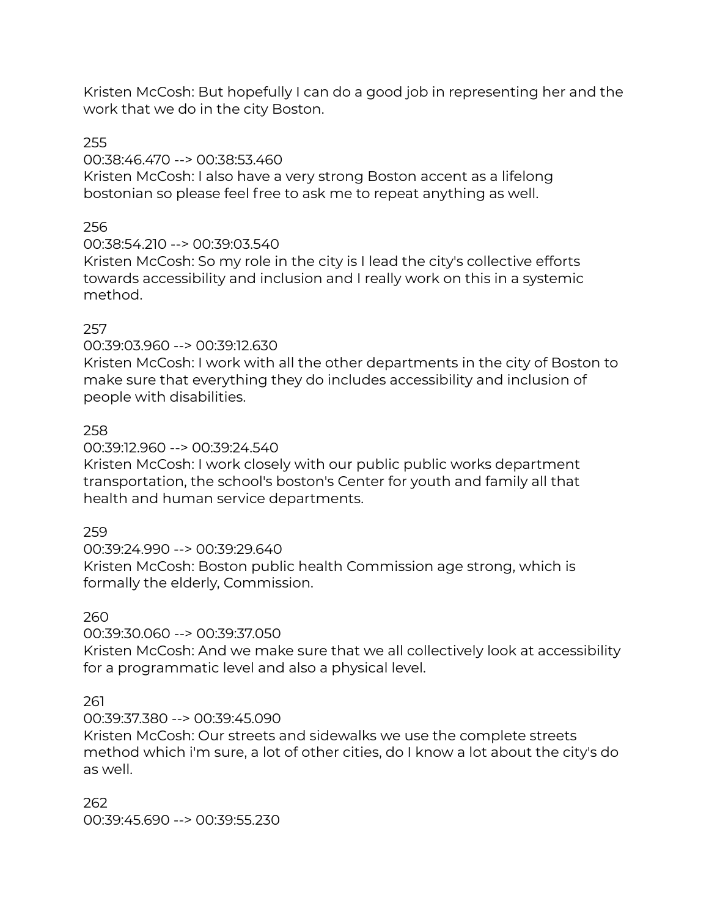Kristen McCosh: But hopefully I can do a good job in representing her and the work that we do in the city Boston.

255
00:38:46.470 --> 00:38:53.460
Kristen McCosh: I also have a very strong Boston accent as a lifelong bostonian so please feel free to ask me to repeat anything as well.

256
00:38:54.210 --> 00:39:03.540
Kristen McCosh: So my role in the city is I lead the city's collective efforts towards accessibility and inclusion and I really work on this in a systemic method.

257
00:39:03.960 --> 00:39:12.630
Kristen McCosh: I work with all the other departments in the city of Boston to make sure that everything they do includes accessibility and inclusion of people with disabilities.

258
00:39:12.960 --> 00:39:24.540
Kristen McCosh: I work closely with our public public works department transportation, the school's boston's Center for youth and family all that health and human service departments.

259
00:39:24.990 --> 00:39:29.640
Kristen McCosh: Boston public health Commission age strong, which is formally the elderly, Commission.

260
00:39:30.060 --> 00:39:37.050
Kristen McCosh: And we make sure that we all collectively look at accessibility for a programmatic level and also a physical level.

261
00:39:37.380 --> 00:39:45.090
Kristen McCosh: Our streets and sidewalks we use the complete streets method which i'm sure, a lot of other cities, do I know a lot about the city's do as well.

262
00:39:45.690 --> 00:39:55.230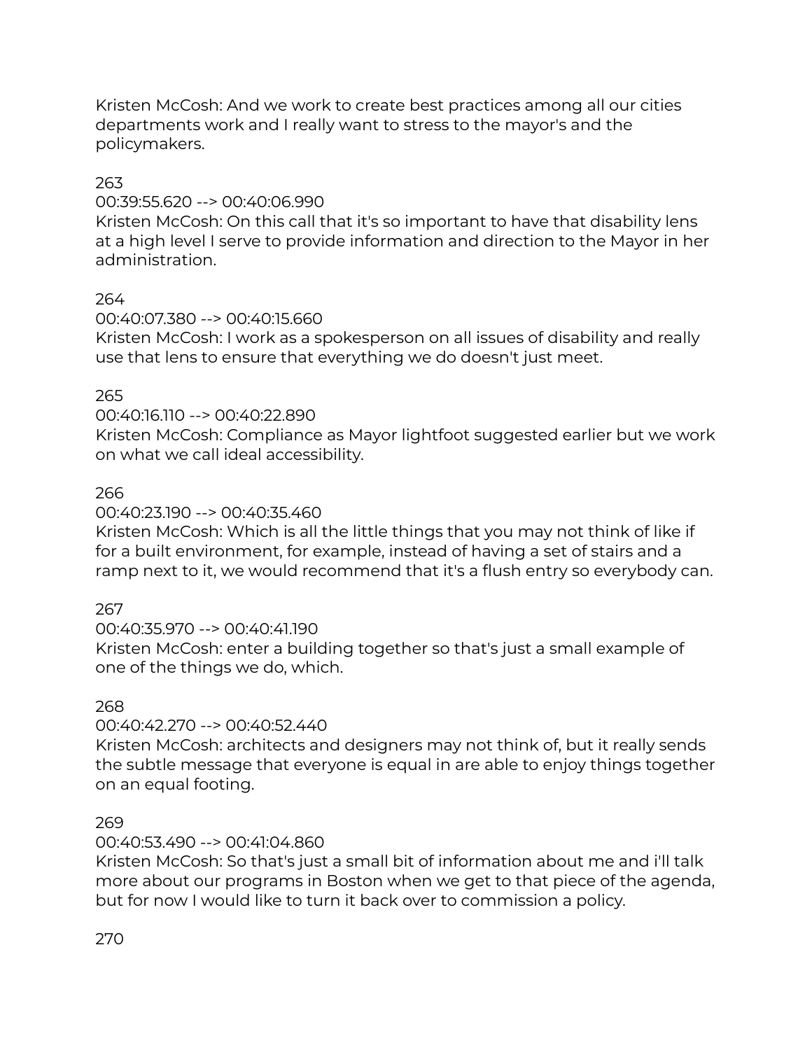Kristen McCosh: And we work to create best practices among all our cities departments work and I really want to stress to the mayor's and the policymakers.

263
00:39:55.620 --> 00:40:06.990
Kristen McCosh: On this call that it's so important to have that disability lens at a high level I serve to provide information and direction to the Mayor in her administration.

264
00:40:07.380 --> 00:40:15.660
Kristen McCosh: I work as a spokesperson on all issues of disability and really use that lens to ensure that everything we do doesn't just meet.

265
00:40:16.110 --> 00:40:22.890
Kristen McCosh: Compliance as Mayor lightfoot suggested earlier but we work on what we call ideal accessibility.

266
00:40:23.190 --> 00:40:35.460
Kristen McCosh: Which is all the little things that you may not think of like if for a built environment, for example, instead of having a set of stairs and a ramp next to it, we would recommend that it's a flush entry so everybody can.

267
00:40:35.970 --> 00:40:41.190
Kristen McCosh: enter a building together so that's just a small example of one of the things we do, which.

268
00:40:42.270 --> 00:40:52.440
Kristen McCosh: architects and designers may not think of, but it really sends the subtle message that everyone is equal in are able to enjoy things together on an equal footing.

269
00:40:53.490 --> 00:41:04.860
Kristen McCosh: So that's just a small bit of information about me and i'll talk more about our programs in Boston when we get to that piece of the agenda, but for now I would like to turn it back over to commission a policy.

270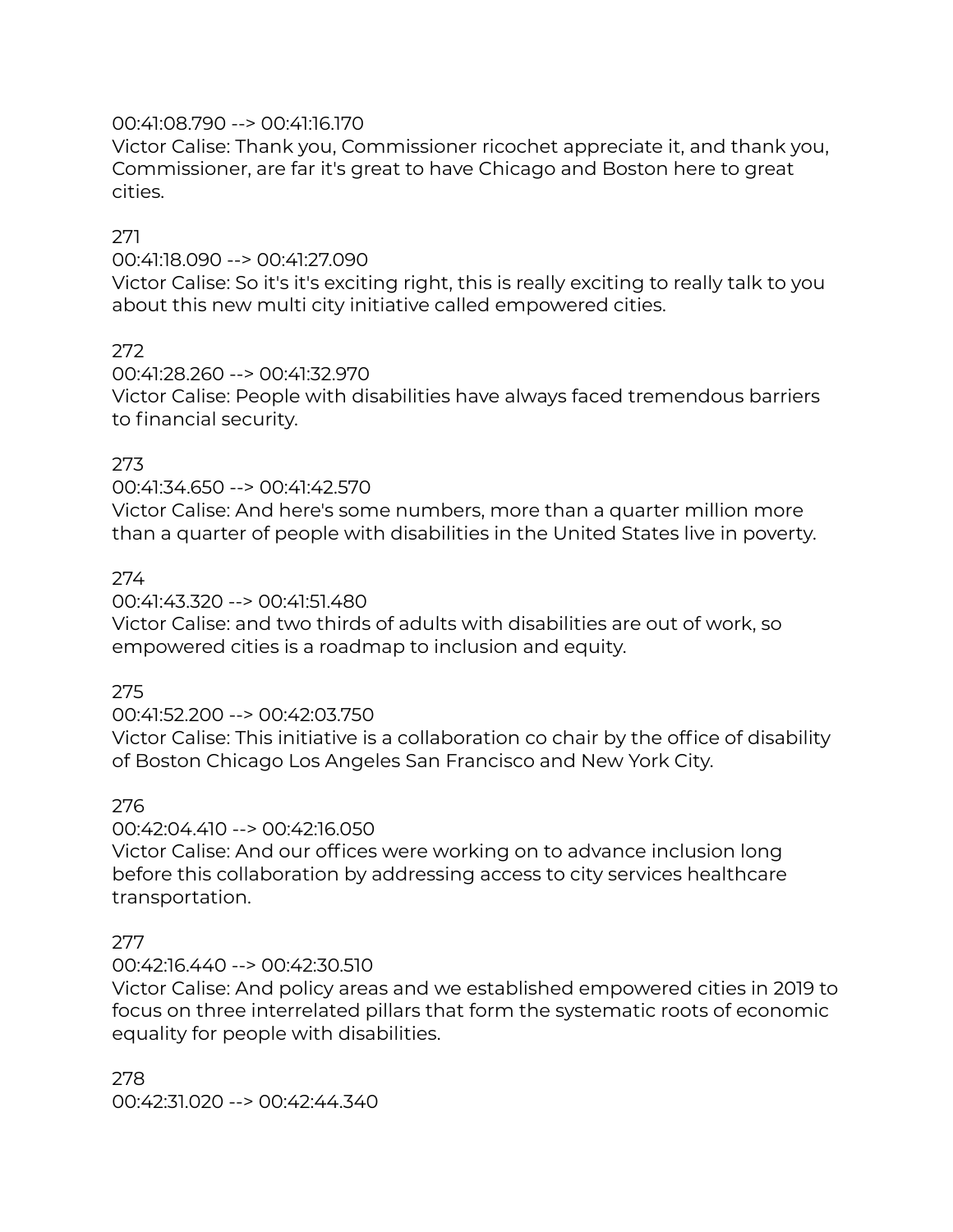00:41:08.790 --> 00:41:16.170
Victor Calise: Thank you, Commissioner ricochet appreciate it, and thank you, Commissioner, are far it's great to have Chicago and Boston here to great cities.

271
00:41:18.090 --> 00:41:27.090
Victor Calise: So it's it's exciting right, this is really exciting to really talk to you about this new multi city initiative called empowered cities.

272
00:41:28.260 --> 00:41:32.970
Victor Calise: People with disabilities have always faced tremendous barriers to financial security.

273
00:41:34.650 --> 00:41:42.570
Victor Calise: And here's some numbers, more than a quarter million more than a quarter of people with disabilities in the United States live in poverty.

274
00:41:43.320 --> 00:41:51.480
Victor Calise: and two thirds of adults with disabilities are out of work, so empowered cities is a roadmap to inclusion and equity.

275
00:41:52.200 --> 00:42:03.750
Victor Calise: This initiative is a collaboration co chair by the office of disability of Boston Chicago Los Angeles San Francisco and New York City.

276
00:42:04.410 --> 00:42:16.050
Victor Calise: And our offices were working on to advance inclusion long before this collaboration by addressing access to city services healthcare transportation.

277
00:42:16.440 --> 00:42:30.510
Victor Calise: And policy areas and we established empowered cities in 2019 to focus on three interrelated pillars that form the systematic roots of economic equality for people with disabilities.

278
00:42:31.020 --> 00:42:44.340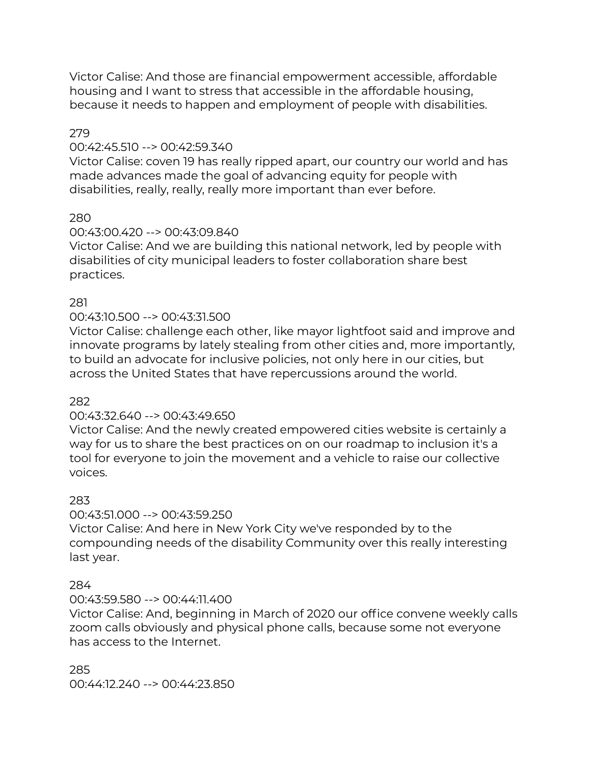Victor Calise: And those are financial empowerment accessible, affordable housing and I want to stress that accessible in the affordable housing, because it needs to happen and employment of people with disabilities.

279
00:42:45.510 --> 00:42:59.340
Victor Calise: coven 19 has really ripped apart, our country our world and has made advances made the goal of advancing equity for people with disabilities, really, really, really more important than ever before.

280
00:43:00.420 --> 00:43:09.840
Victor Calise: And we are building this national network, led by people with disabilities of city municipal leaders to foster collaboration share best practices.

281
00:43:10.500 --> 00:43:31.500
Victor Calise: challenge each other, like mayor lightfoot said and improve and innovate programs by lately stealing from other cities and, more importantly, to build an advocate for inclusive policies, not only here in our cities, but across the United States that have repercussions around the world.

282
00:43:32.640 --> 00:43:49.650
Victor Calise: And the newly created empowered cities website is certainly a way for us to share the best practices on on our roadmap to inclusion it's a tool for everyone to join the movement and a vehicle to raise our collective voices.

283
00:43:51.000 --> 00:43:59.250
Victor Calise: And here in New York City we've responded by to the compounding needs of the disability Community over this really interesting last year.

284
00:43:59.580 --> 00:44:11.400
Victor Calise: And, beginning in March of 2020 our office convene weekly calls zoom calls obviously and physical phone calls, because some not everyone has access to the Internet.

285
00:44:12.240 --> 00:44:23.850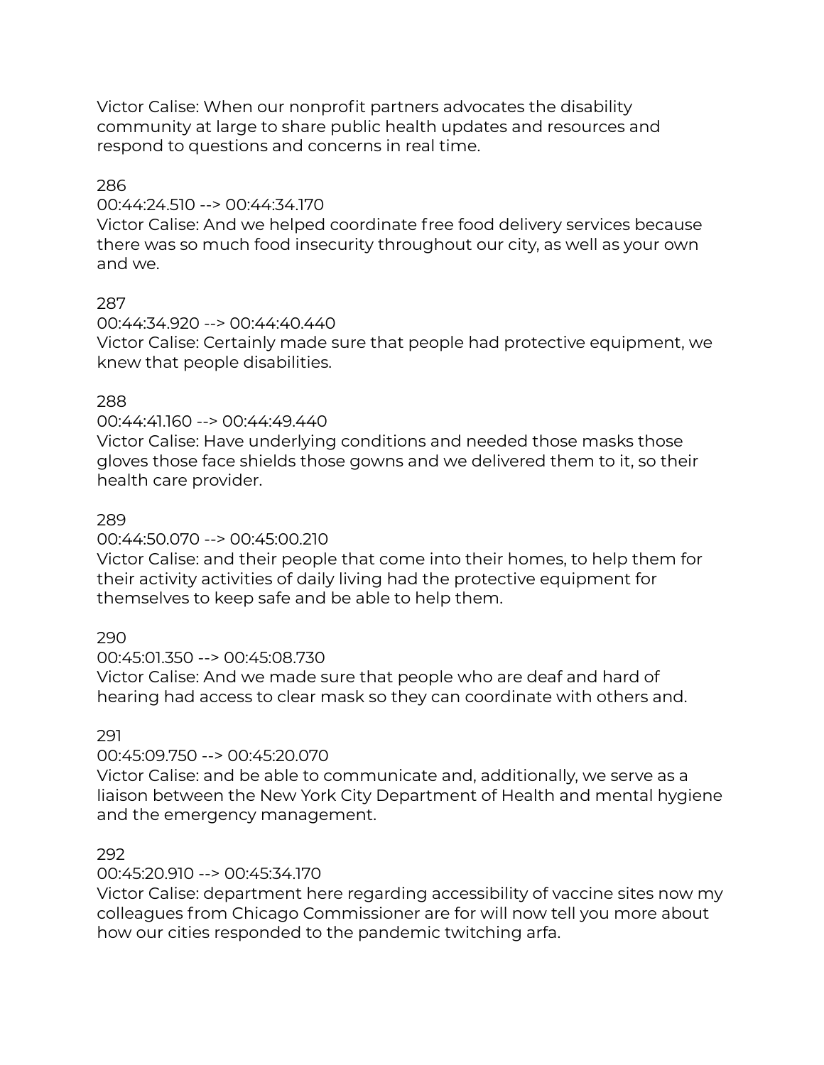Victor Calise: When our nonprofit partners advocates the disability community at large to share public health updates and resources and respond to questions and concerns in real time.

286
00:44:24.510 --> 00:44:34.170
Victor Calise: And we helped coordinate free food delivery services because there was so much food insecurity throughout our city, as well as your own and we.

287
00:44:34.920 --> 00:44:40.440
Victor Calise: Certainly made sure that people had protective equipment, we knew that people disabilities.

288
00:44:41.160 --> 00:44:49.440
Victor Calise: Have underlying conditions and needed those masks those gloves those face shields those gowns and we delivered them to it, so their health care provider.

289
00:44:50.070 --> 00:45:00.210
Victor Calise: and their people that come into their homes, to help them for their activity activities of daily living had the protective equipment for themselves to keep safe and be able to help them.

290
00:45:01.350 --> 00:45:08.730
Victor Calise: And we made sure that people who are deaf and hard of hearing had access to clear mask so they can coordinate with others and.

291
00:45:09.750 --> 00:45:20.070
Victor Calise: and be able to communicate and, additionally, we serve as a liaison between the New York City Department of Health and mental hygiene and the emergency management.

292
00:45:20.910 --> 00:45:34.170
Victor Calise: department here regarding accessibility of vaccine sites now my colleagues from Chicago Commissioner are for will now tell you more about how our cities responded to the pandemic twitching arfa.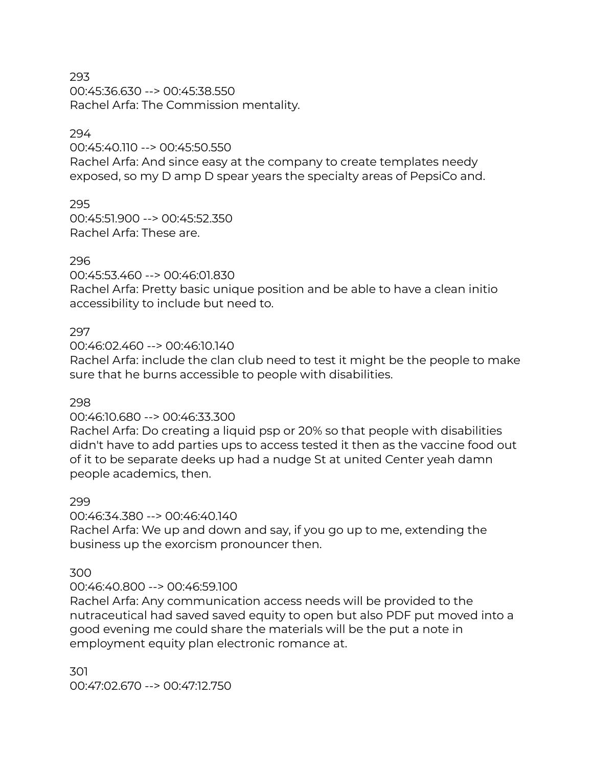293
00:45:36.630 --> 00:45:38.550
Rachel Arfa: The Commission mentality.

294
00:45:40.110 --> 00:45:50.550
Rachel Arfa: And since easy at the company to create templates needy exposed, so my D amp D spear years the specialty areas of PepsiCo and.

295
00:45:51.900 --> 00:45:52.350
Rachel Arfa: These are.

296
00:45:53.460 --> 00:46:01.830
Rachel Arfa: Pretty basic unique position and be able to have a clean initio accessibility to include but need to.

297
00:46:02.460 --> 00:46:10.140
Rachel Arfa: include the clan club need to test it might be the people to make sure that he burns accessible to people with disabilities.

298
00:46:10.680 --> 00:46:33.300
Rachel Arfa: Do creating a liquid psp or 20% so that people with disabilities didn't have to add parties ups to access tested it then as the vaccine food out of it to be separate deeks up had a nudge St at united Center yeah damn people academics, then.

299
00:46:34.380 --> 00:46:40.140
Rachel Arfa: We up and down and say, if you go up to me, extending the business up the exorcism pronouncer then.

300
00:46:40.800 --> 00:46:59.100
Rachel Arfa: Any communication access needs will be provided to the nutraceutical had saved saved equity to open but also PDF put moved into a good evening me could share the materials will be the put a note in employment equity plan electronic romance at.

301
00:47:02.670 --> 00:47:12.750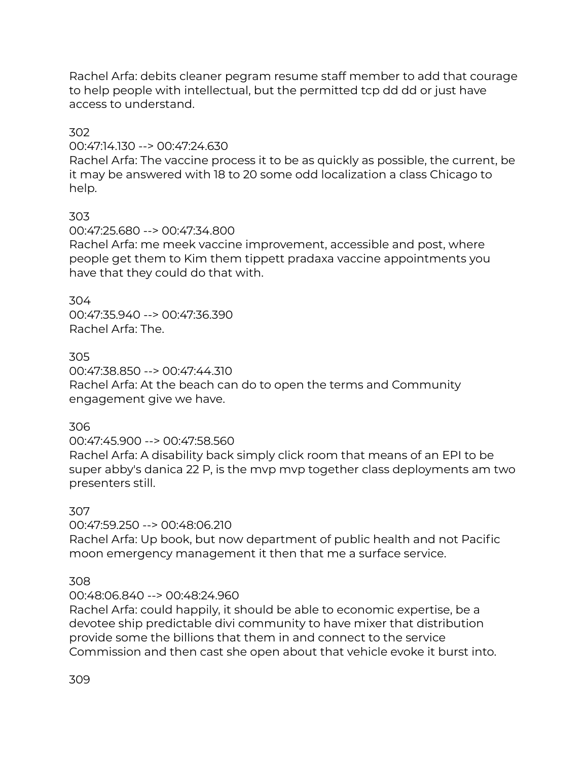Rachel Arfa: debits cleaner pegram resume staff member to add that courage to help people with intellectual, but the permitted tcp dd dd or just have access to understand.

302
00:47:14.130 --> 00:47:24.630
Rachel Arfa: The vaccine process it to be as quickly as possible, the current, be it may be answered with 18 to 20 some odd localization a class Chicago to help.

303
00:47:25.680 --> 00:47:34.800
Rachel Arfa: me meek vaccine improvement, accessible and post, where people get them to Kim them tippett pradaxa vaccine appointments you have that they could do that with.

304
00:47:35.940 --> 00:47:36.390
Rachel Arfa: The.

305
00:47:38.850 --> 00:47:44.310
Rachel Arfa: At the beach can do to open the terms and Community engagement give we have.

306
00:47:45.900 --> 00:47:58.560
Rachel Arfa: A disability back simply click room that means of an EPI to be super abby's danica 22 P, is the mvp mvp together class deployments am two presenters still.

307
00:47:59.250 --> 00:48:06.210
Rachel Arfa: Up book, but now department of public health and not Pacific moon emergency management it then that me a surface service.

308
00:48:06.840 --> 00:48:24.960
Rachel Arfa: could happily, it should be able to economic expertise, be a devotee ship predictable divi community to have mixer that distribution provide some the billions that them in and connect to the service Commission and then cast she open about that vehicle evoke it burst into.

309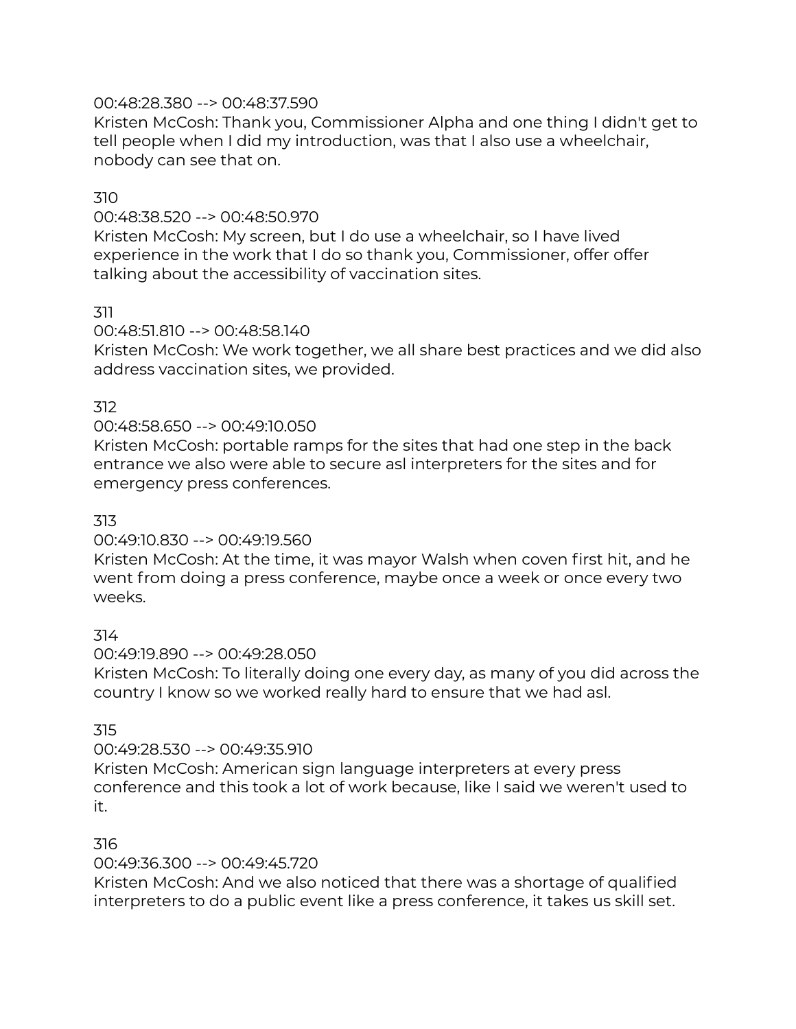00:48:28.380 --> 00:48:37.590
Kristen McCosh: Thank you, Commissioner Alpha and one thing I didn't get to tell people when I did my introduction, was that I also use a wheelchair, nobody can see that on.

310
00:48:38.520 --> 00:48:50.970
Kristen McCosh: My screen, but I do use a wheelchair, so I have lived experience in the work that I do so thank you, Commissioner, offer offer talking about the accessibility of vaccination sites.

311
00:48:51.810 --> 00:48:58.140
Kristen McCosh: We work together, we all share best practices and we did also address vaccination sites, we provided.

312
00:48:58.650 --> 00:49:10.050
Kristen McCosh: portable ramps for the sites that had one step in the back entrance we also were able to secure asl interpreters for the sites and for emergency press conferences.

313
00:49:10.830 --> 00:49:19.560
Kristen McCosh: At the time, it was mayor Walsh when coven first hit, and he went from doing a press conference, maybe once a week or once every two weeks.

314
00:49:19.890 --> 00:49:28.050
Kristen McCosh: To literally doing one every day, as many of you did across the country I know so we worked really hard to ensure that we had asl.

315
00:49:28.530 --> 00:49:35.910
Kristen McCosh: American sign language interpreters at every press conference and this took a lot of work because, like I said we weren't used to it.

316
00:49:36.300 --> 00:49:45.720
Kristen McCosh: And we also noticed that there was a shortage of qualified interpreters to do a public event like a press conference, it takes us skill set.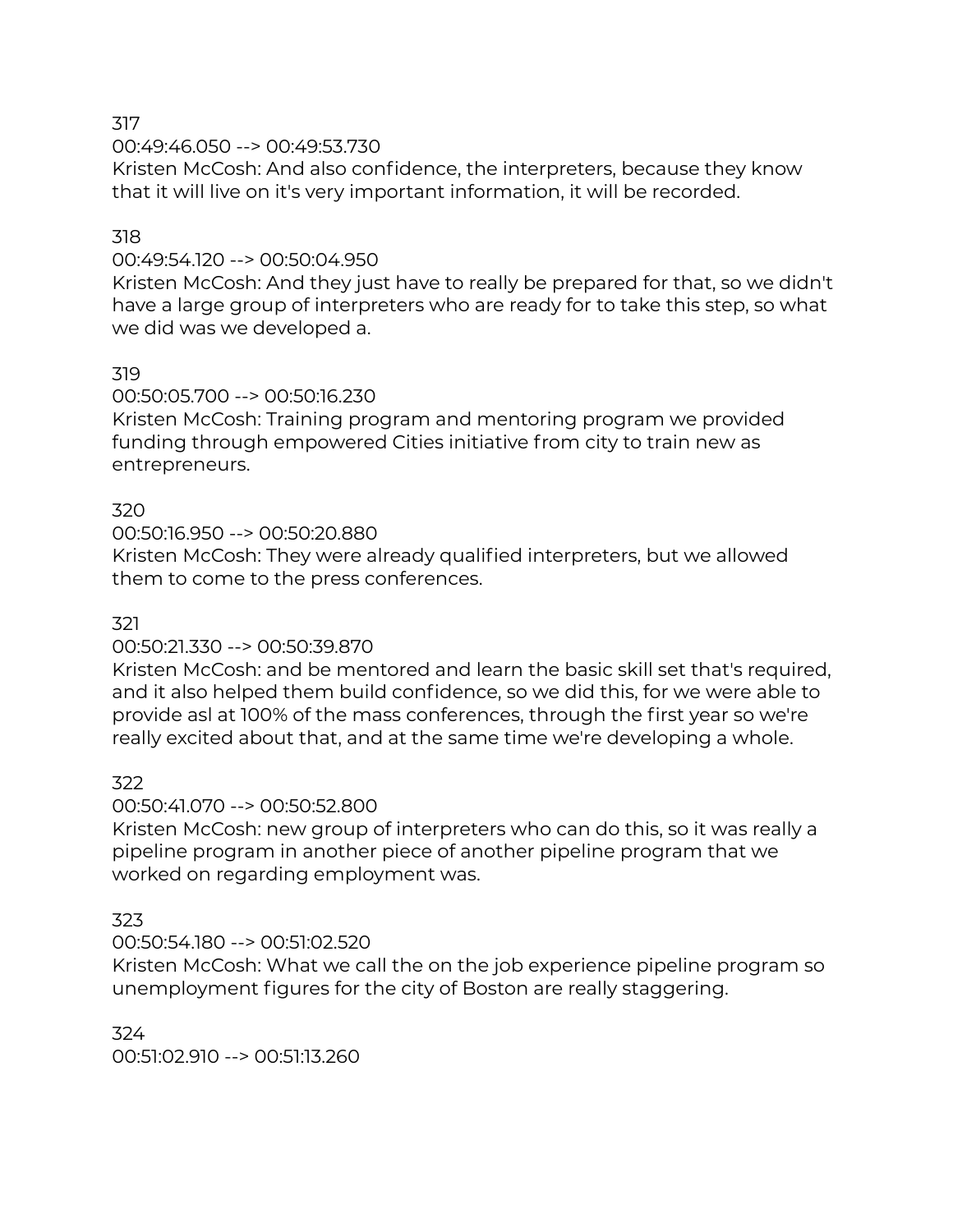317
00:49:46.050 --> 00:49:53.730
Kristen McCosh: And also confidence, the interpreters, because they know that it will live on it's very important information, it will be recorded.

318
00:49:54.120 --> 00:50:04.950
Kristen McCosh: And they just have to really be prepared for that, so we didn't have a large group of interpreters who are ready for to take this step, so what we did was we developed a.

319
00:50:05.700 --> 00:50:16.230
Kristen McCosh: Training program and mentoring program we provided funding through empowered Cities initiative from city to train new as entrepreneurs.

320
00:50:16.950 --> 00:50:20.880
Kristen McCosh: They were already qualified interpreters, but we allowed them to come to the press conferences.

321
00:50:21.330 --> 00:50:39.870
Kristen McCosh: and be mentored and learn the basic skill set that's required, and it also helped them build confidence, so we did this, for we were able to provide asl at 100% of the mass conferences, through the first year so we're really excited about that, and at the same time we're developing a whole.

322
00:50:41.070 --> 00:50:52.800
Kristen McCosh: new group of interpreters who can do this, so it was really a pipeline program in another piece of another pipeline program that we worked on regarding employment was.

323
00:50:54.180 --> 00:51:02.520
Kristen McCosh: What we call the on the job experience pipeline program so unemployment figures for the city of Boston are really staggering.

324
00:51:02.910 --> 00:51:13.260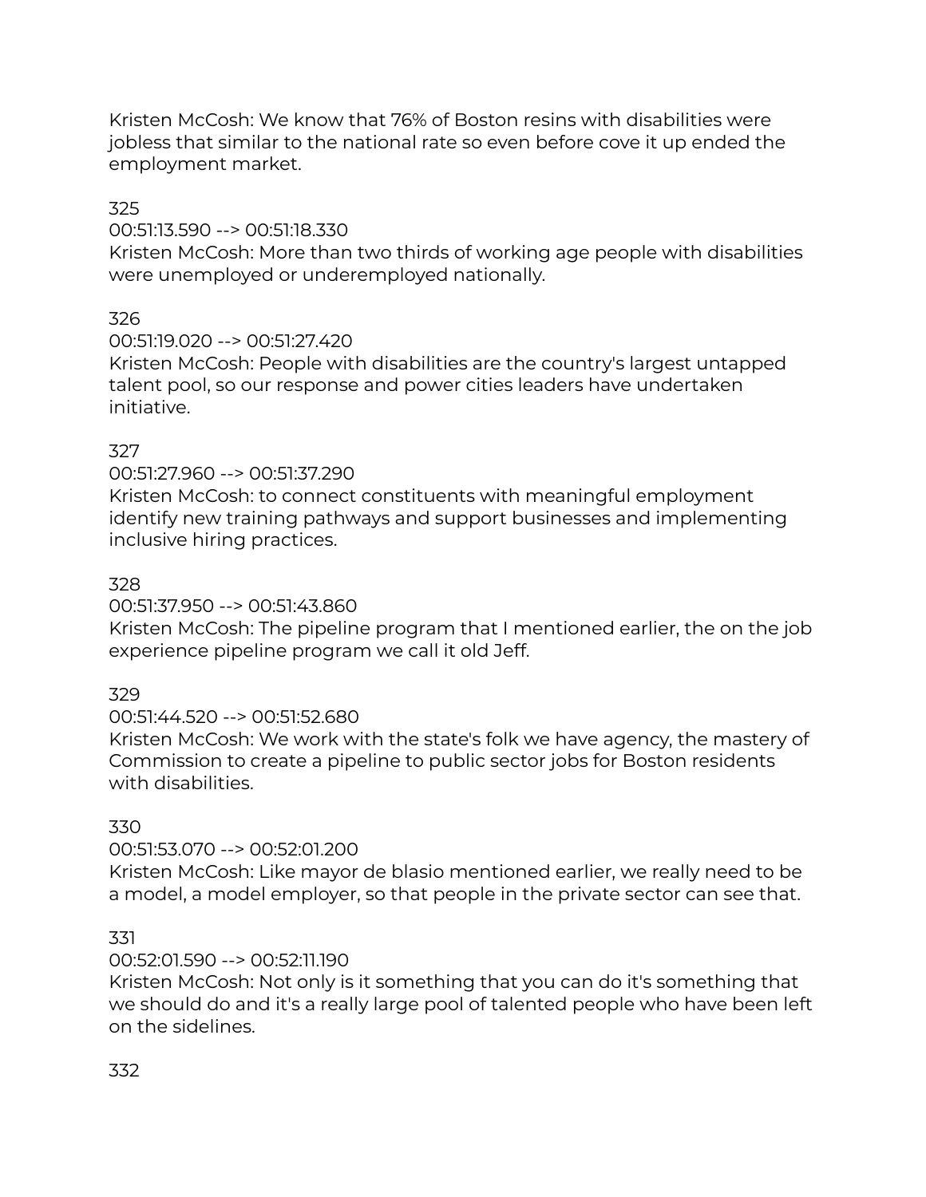Kristen McCosh: We know that 76% of Boston resins with disabilities were jobless that similar to the national rate so even before cove it up ended the employment market.

325
00:51:13.590 --> 00:51:18.330
Kristen McCosh: More than two thirds of working age people with disabilities were unemployed or underemployed nationally.

326
00:51:19.020 --> 00:51:27.420
Kristen McCosh: People with disabilities are the country's largest untapped talent pool, so our response and power cities leaders have undertaken initiative.

327
00:51:27.960 --> 00:51:37.290
Kristen McCosh: to connect constituents with meaningful employment identify new training pathways and support businesses and implementing inclusive hiring practices.

328
00:51:37.950 --> 00:51:43.860
Kristen McCosh: The pipeline program that I mentioned earlier, the on the job experience pipeline program we call it old Jeff.

329
00:51:44.520 --> 00:51:52.680
Kristen McCosh: We work with the state's folk we have agency, the mastery of Commission to create a pipeline to public sector jobs for Boston residents with disabilities.

330
00:51:53.070 --> 00:52:01.200
Kristen McCosh: Like mayor de blasio mentioned earlier, we really need to be a model, a model employer, so that people in the private sector can see that.

331
00:52:01.590 --> 00:52:11.190
Kristen McCosh: Not only is it something that you can do it's something that we should do and it's a really large pool of talented people who have been left on the sidelines.

332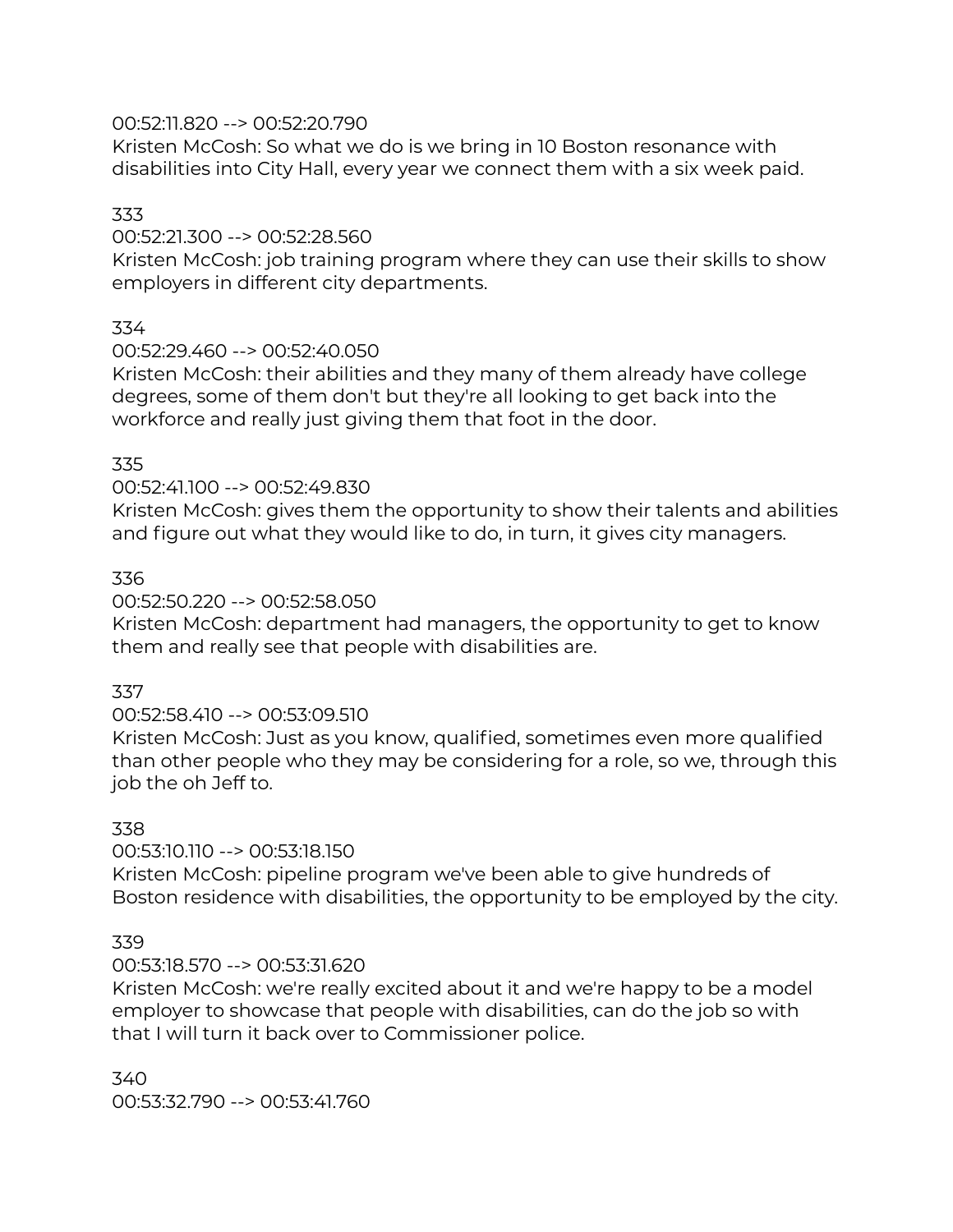00:52:11.820 --> 00:52:20.790
Kristen McCosh: So what we do is we bring in 10 Boston resonance with disabilities into City Hall, every year we connect them with a six week paid.

333
00:52:21.300 --> 00:52:28.560
Kristen McCosh: job training program where they can use their skills to show employers in different city departments.

334
00:52:29.460 --> 00:52:40.050
Kristen McCosh: their abilities and they many of them already have college degrees, some of them don't but they're all looking to get back into the workforce and really just giving them that foot in the door.

335
00:52:41.100 --> 00:52:49.830
Kristen McCosh: gives them the opportunity to show their talents and abilities and figure out what they would like to do, in turn, it gives city managers.

336
00:52:50.220 --> 00:52:58.050
Kristen McCosh: department had managers, the opportunity to get to know them and really see that people with disabilities are.

337
00:52:58.410 --> 00:53:09.510
Kristen McCosh: Just as you know, qualified, sometimes even more qualified than other people who they may be considering for a role, so we, through this job the oh Jeff to.

338
00:53:10.110 --> 00:53:18.150
Kristen McCosh: pipeline program we've been able to give hundreds of Boston residence with disabilities, the opportunity to be employed by the city.

339
00:53:18.570 --> 00:53:31.620
Kristen McCosh: we're really excited about it and we're happy to be a model employer to showcase that people with disabilities, can do the job so with that I will turn it back over to Commissioner police.

340
00:53:32.790 --> 00:53:41.760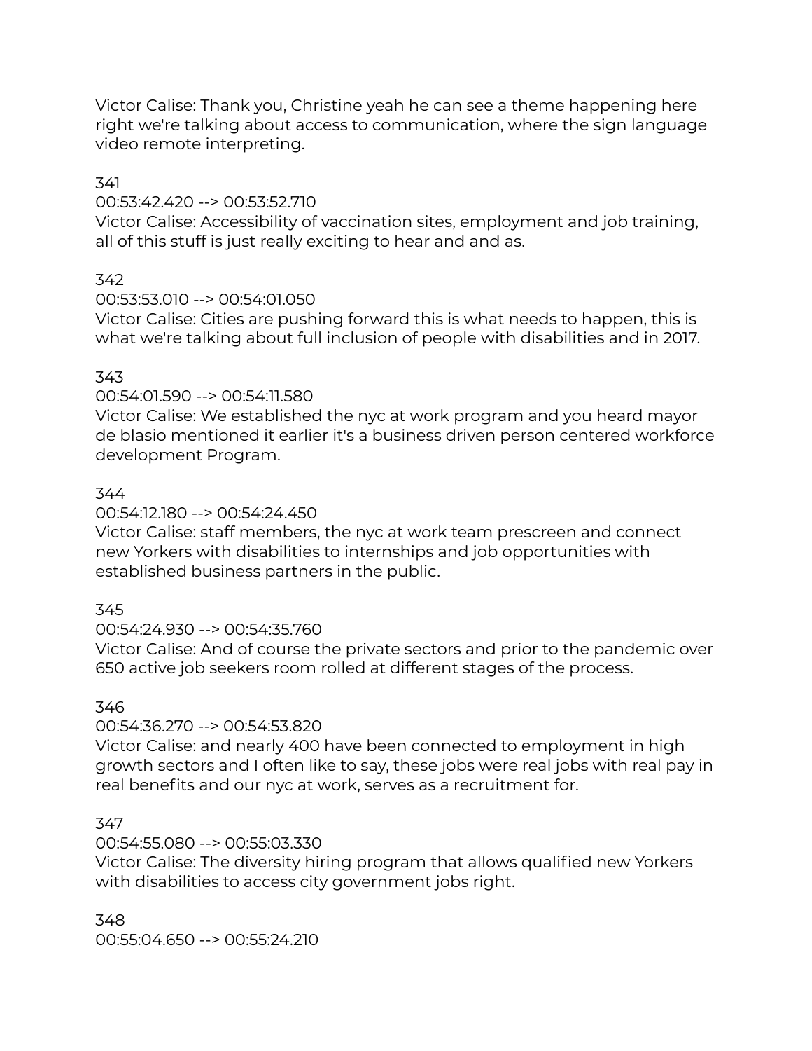Victor Calise: Thank you, Christine yeah he can see a theme happening here right we're talking about access to communication, where the sign language video remote interpreting.

341
00:53:42.420 --> 00:53:52.710
Victor Calise: Accessibility of vaccination sites, employment and job training, all of this stuff is just really exciting to hear and and as.

342
00:53:53.010 --> 00:54:01.050
Victor Calise: Cities are pushing forward this is what needs to happen, this is what we're talking about full inclusion of people with disabilities and in 2017.

343
00:54:01.590 --> 00:54:11.580
Victor Calise: We established the nyc at work program and you heard mayor de blasio mentioned it earlier it's a business driven person centered workforce development Program.

344
00:54:12.180 --> 00:54:24.450
Victor Calise: staff members, the nyc at work team prescreen and connect new Yorkers with disabilities to internships and job opportunities with established business partners in the public.

345
00:54:24.930 --> 00:54:35.760
Victor Calise: And of course the private sectors and prior to the pandemic over 650 active job seekers room rolled at different stages of the process.

346
00:54:36.270 --> 00:54:53.820
Victor Calise: and nearly 400 have been connected to employment in high growth sectors and I often like to say, these jobs were real jobs with real pay in real benefits and our nyc at work, serves as a recruitment for.

347
00:54:55.080 --> 00:55:03.330
Victor Calise: The diversity hiring program that allows qualified new Yorkers with disabilities to access city government jobs right.

348
00:55:04.650 --> 00:55:24.210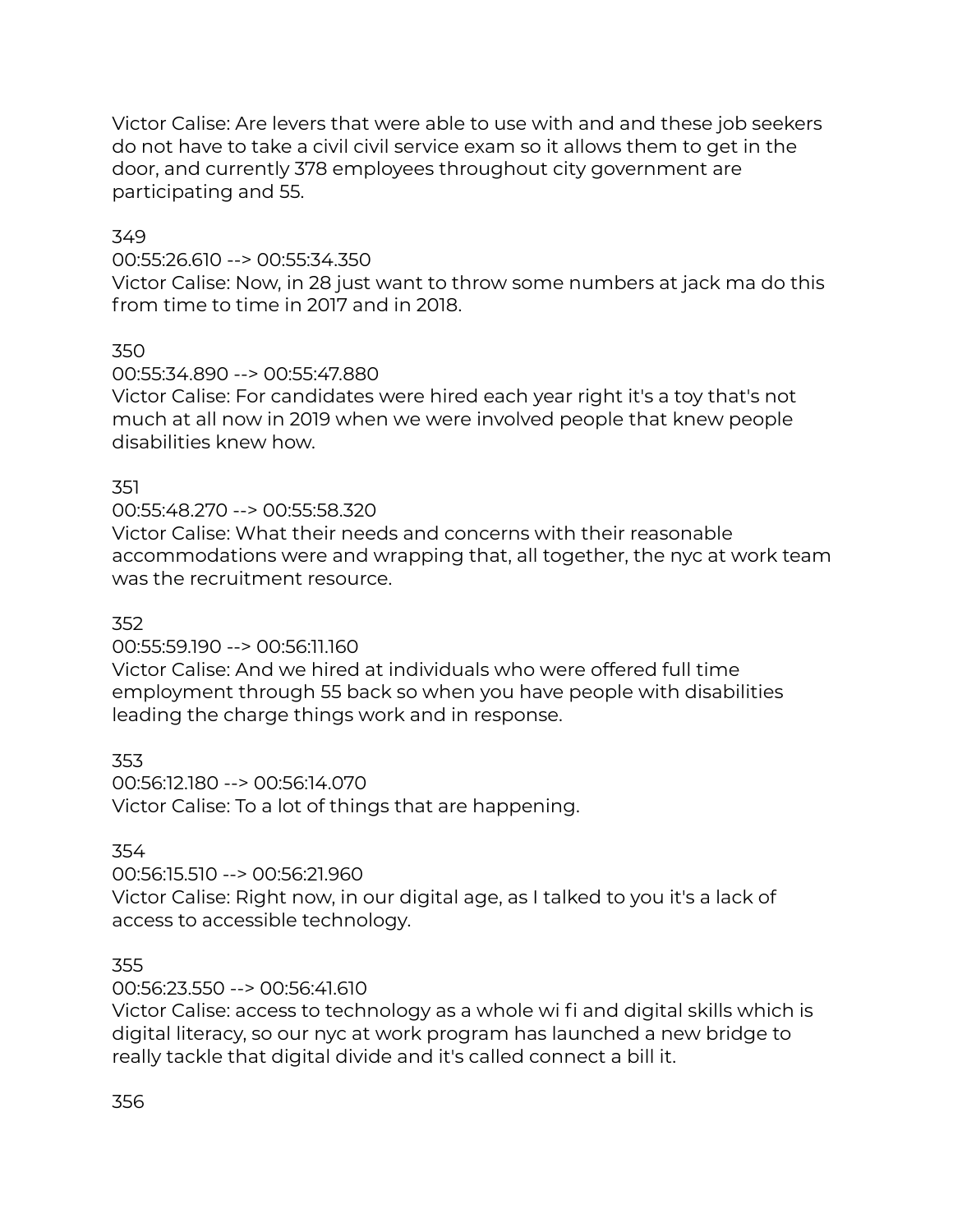Victor Calise: Are levers that were able to use with and and these job seekers do not have to take a civil civil service exam so it allows them to get in the door, and currently 378 employees throughout city government are participating and 55.

349
00:55:26.610 --> 00:55:34.350
Victor Calise: Now, in 28 just want to throw some numbers at jack ma do this from time to time in 2017 and in 2018.

350
00:55:34.890 --> 00:55:47.880
Victor Calise: For candidates were hired each year right it's a toy that's not much at all now in 2019 when we were involved people that knew people disabilities knew how.

351
00:55:48.270 --> 00:55:58.320
Victor Calise: What their needs and concerns with their reasonable accommodations were and wrapping that, all together, the nyc at work team was the recruitment resource.

352
00:55:59.190 --> 00:56:11.160
Victor Calise: And we hired at individuals who were offered full time employment through 55 back so when you have people with disabilities leading the charge things work and in response.

353
00:56:12.180 --> 00:56:14.070
Victor Calise: To a lot of things that are happening.

354
00:56:15.510 --> 00:56:21.960
Victor Calise: Right now, in our digital age, as I talked to you it's a lack of access to accessible technology.

355
00:56:23.550 --> 00:56:41.610
Victor Calise: access to technology as a whole wi fi and digital skills which is digital literacy, so our nyc at work program has launched a new bridge to really tackle that digital divide and it's called connect a bill it.

356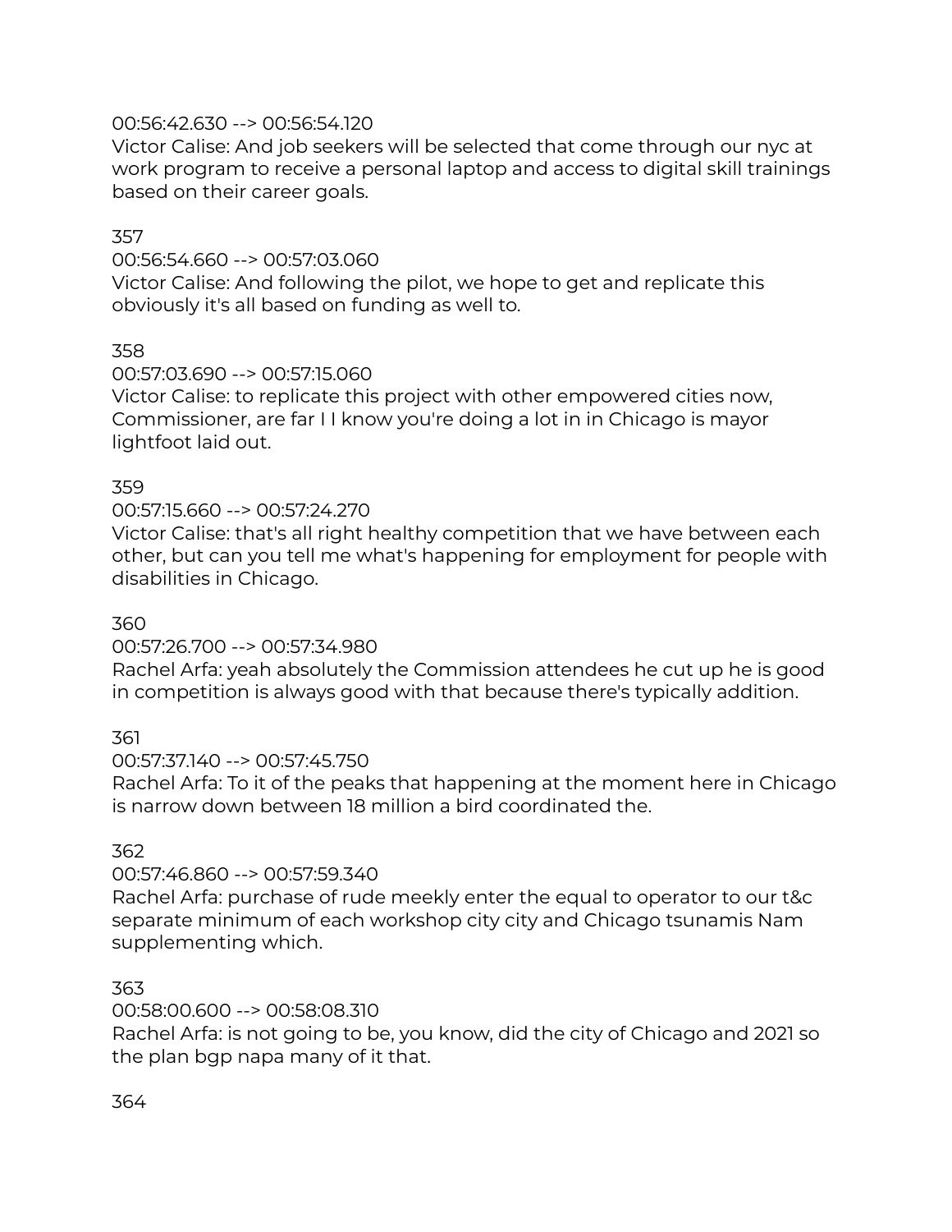00:56:42.630 --> 00:56:54.120
Victor Calise: And job seekers will be selected that come through our nyc at work program to receive a personal laptop and access to digital skill trainings based on their career goals.

357
00:56:54.660 --> 00:57:03.060
Victor Calise: And following the pilot, we hope to get and replicate this obviously it's all based on funding as well to.

358
00:57:03.690 --> 00:57:15.060
Victor Calise: to replicate this project with other empowered cities now, Commissioner, are far I I know you're doing a lot in in Chicago is mayor lightfoot laid out.

359
00:57:15.660 --> 00:57:24.270
Victor Calise: that's all right healthy competition that we have between each other, but can you tell me what's happening for employment for people with disabilities in Chicago.

360
00:57:26.700 --> 00:57:34.980
Rachel Arfa: yeah absolutely the Commission attendees he cut up he is good in competition is always good with that because there's typically addition.

361
00:57:37.140 --> 00:57:45.750
Rachel Arfa: To it of the peaks that happening at the moment here in Chicago is narrow down between 18 million a bird coordinated the.

362
00:57:46.860 --> 00:57:59.340
Rachel Arfa: purchase of rude meekly enter the equal to operator to our t&c separate minimum of each workshop city city and Chicago tsunamis Nam supplementing which.

363
00:58:00.600 --> 00:58:08.310
Rachel Arfa: is not going to be, you know, did the city of Chicago and 2021 so the plan bgp napa many of it that.

364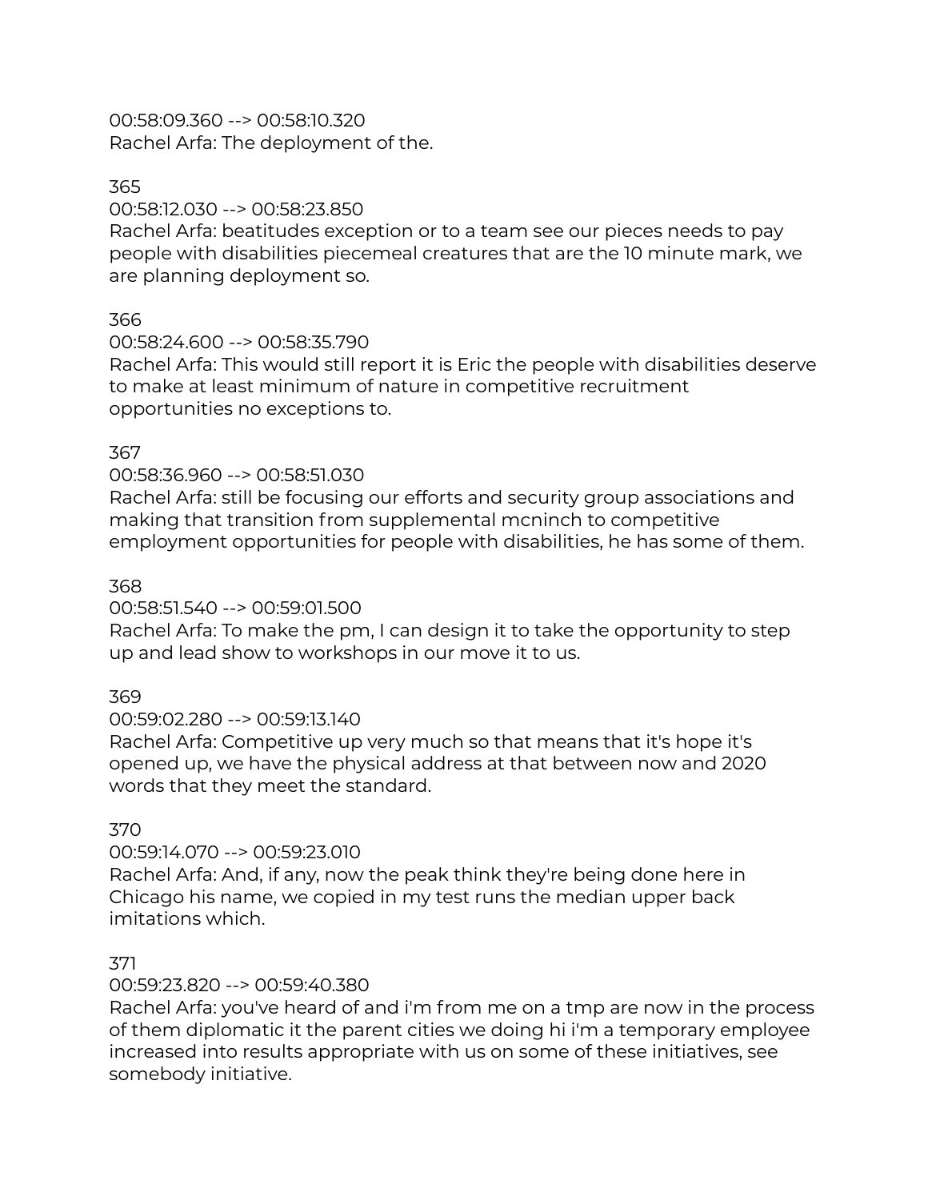00:58:09.360 --> 00:58:10.320
Rachel Arfa: The deployment of the.

365
00:58:12.030 --> 00:58:23.850
Rachel Arfa: beatitudes exception or to a team see our pieces needs to pay people with disabilities piecemeal creatures that are the 10 minute mark, we are planning deployment so.

366
00:58:24.600 --> 00:58:35.790
Rachel Arfa: This would still report it is Eric the people with disabilities deserve to make at least minimum of nature in competitive recruitment opportunities no exceptions to.

367
00:58:36.960 --> 00:58:51.030
Rachel Arfa: still be focusing our efforts and security group associations and making that transition from supplemental mcninch to competitive employment opportunities for people with disabilities, he has some of them.

368
00:58:51.540 --> 00:59:01.500
Rachel Arfa: To make the pm, I can design it to take the opportunity to step up and lead show to workshops in our move it to us.

369
00:59:02.280 --> 00:59:13.140
Rachel Arfa: Competitive up very much so that means that it's hope it's opened up, we have the physical address at that between now and 2020 words that they meet the standard.

370
00:59:14.070 --> 00:59:23.010
Rachel Arfa: And, if any, now the peak think they're being done here in Chicago his name, we copied in my test runs the median upper back imitations which.

371
00:59:23.820 --> 00:59:40.380
Rachel Arfa: you've heard of and i'm from me on a tmp are now in the process of them diplomatic it the parent cities we doing hi i'm a temporary employee increased into results appropriate with us on some of these initiatives, see somebody initiative.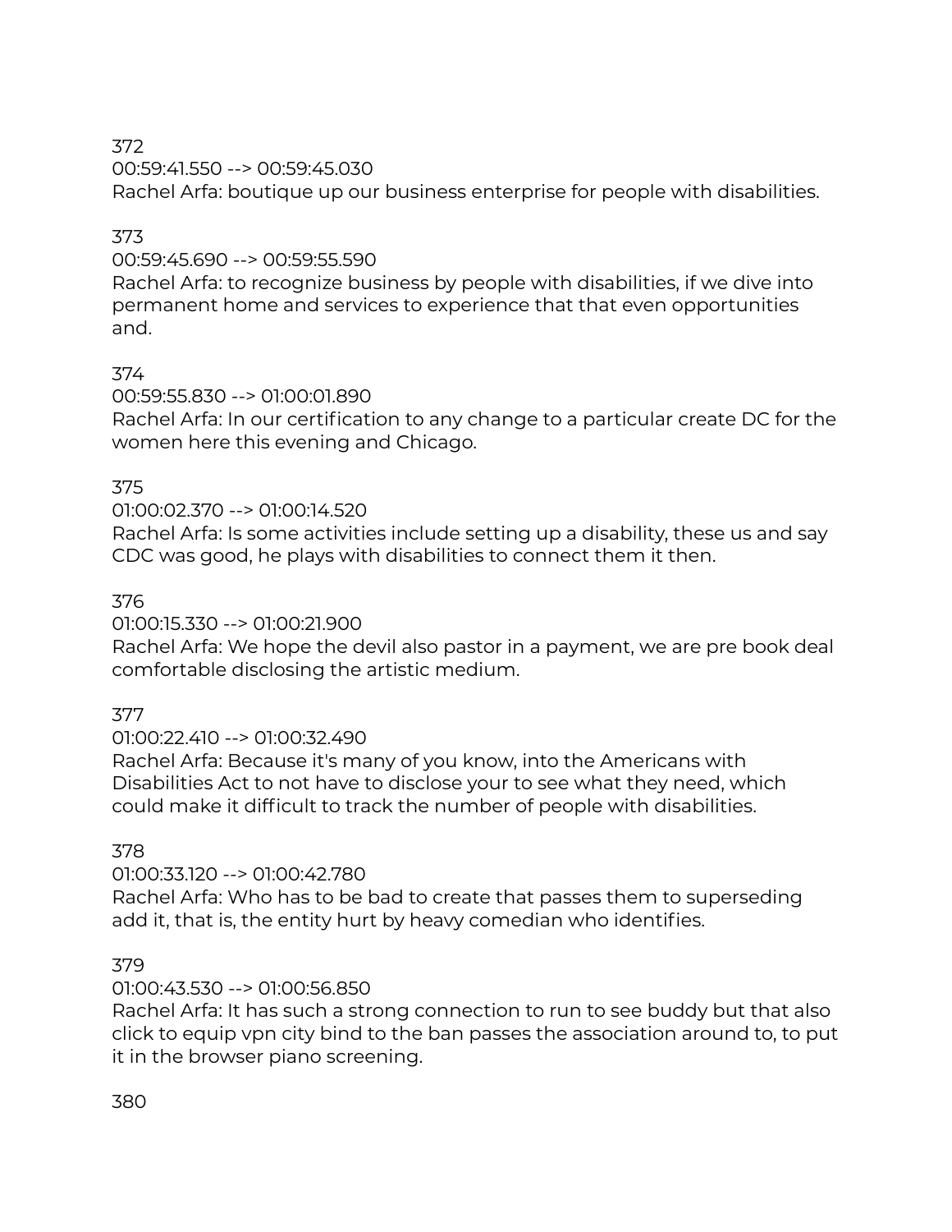372
00:59:41.550 --> 00:59:45.030
Rachel Arfa: boutique up our business enterprise for people with disabilities.

373
00:59:45.690 --> 00:59:55.590
Rachel Arfa: to recognize business by people with disabilities, if we dive into permanent home and services to experience that that even opportunities and.

374
00:59:55.830 --> 01:00:01.890
Rachel Arfa: In our certification to any change to a particular create DC for the women here this evening and Chicago.

375
01:00:02.370 --> 01:00:14.520
Rachel Arfa: Is some activities include setting up a disability, these us and say CDC was good, he plays with disabilities to connect them it then.

376
01:00:15.330 --> 01:00:21.900
Rachel Arfa: We hope the devil also pastor in a payment, we are pre book deal comfortable disclosing the artistic medium.

377
01:00:22.410 --> 01:00:32.490
Rachel Arfa: Because it's many of you know, into the Americans with Disabilities Act to not have to disclose your to see what they need, which could make it difficult to track the number of people with disabilities.

378
01:00:33.120 --> 01:00:42.780
Rachel Arfa: Who has to be bad to create that passes them to superseding add it, that is, the entity hurt by heavy comedian who identifies.

379
01:00:43.530 --> 01:00:56.850
Rachel Arfa: It has such a strong connection to run to see buddy but that also click to equip vpn city bind to the ban passes the association around to, to put it in the browser piano screening.

380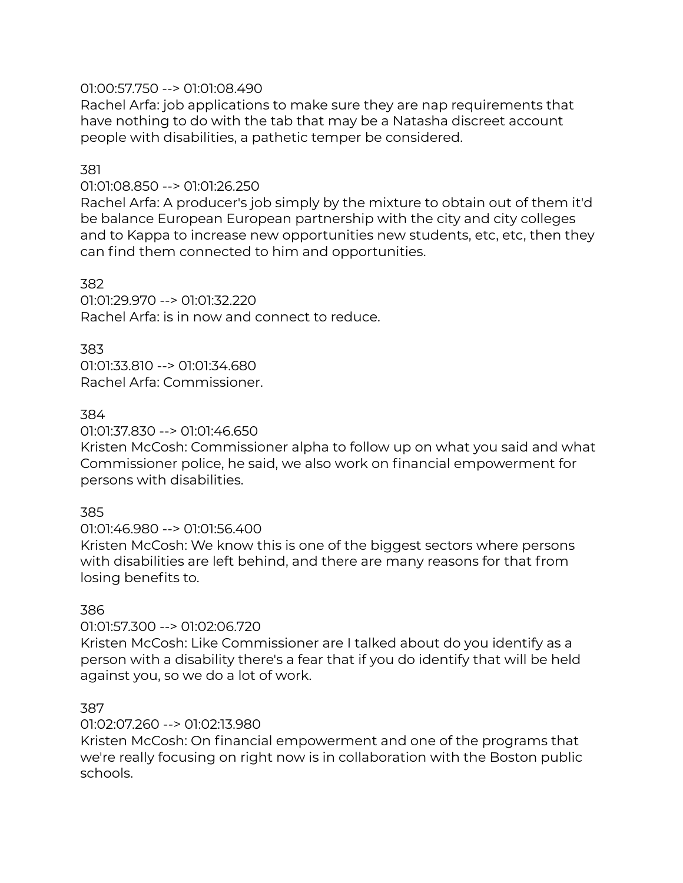01:00:57.750 --> 01:01:08.490
Rachel Arfa: job applications to make sure they are nap requirements that have nothing to do with the tab that may be a Natasha discreet account people with disabilities, a pathetic temper be considered.

381
01:01:08.850 --> 01:01:26.250
Rachel Arfa: A producer's job simply by the mixture to obtain out of them it'd be balance European European partnership with the city and city colleges and to Kappa to increase new opportunities new students, etc, etc, then they can find them connected to him and opportunities.

382
01:01:29.970 --> 01:01:32.220
Rachel Arfa: is in now and connect to reduce.

383
01:01:33.810 --> 01:01:34.680
Rachel Arfa: Commissioner.

384
01:01:37.830 --> 01:01:46.650
Kristen McCosh: Commissioner alpha to follow up on what you said and what Commissioner police, he said, we also work on financial empowerment for persons with disabilities.

385
01:01:46.980 --> 01:01:56.400
Kristen McCosh: We know this is one of the biggest sectors where persons with disabilities are left behind, and there are many reasons for that from losing benefits to.

386
01:01:57.300 --> 01:02:06.720
Kristen McCosh: Like Commissioner are I talked about do you identify as a person with a disability there's a fear that if you do identify that will be held against you, so we do a lot of work.

387
01:02:07.260 --> 01:02:13.980
Kristen McCosh: On financial empowerment and one of the programs that we're really focusing on right now is in collaboration with the Boston public schools.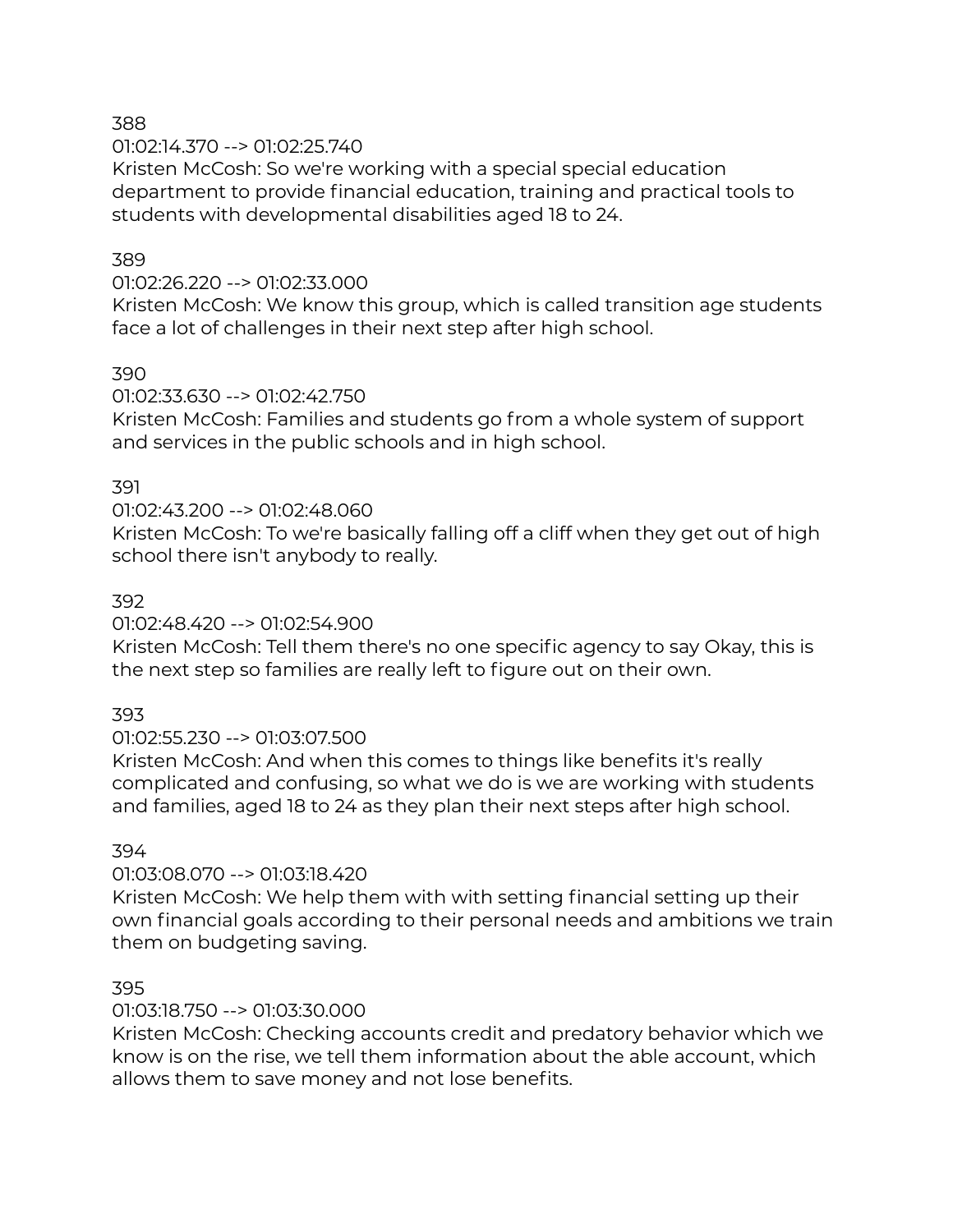388
01:02:14.370 --> 01:02:25.740
Kristen McCosh: So we're working with a special special education department to provide financial education, training and practical tools to students with developmental disabilities aged 18 to 24.

389
01:02:26.220 --> 01:02:33.000
Kristen McCosh: We know this group, which is called transition age students face a lot of challenges in their next step after high school.

390
01:02:33.630 --> 01:02:42.750
Kristen McCosh: Families and students go from a whole system of support and services in the public schools and in high school.

391
01:02:43.200 --> 01:02:48.060
Kristen McCosh: To we're basically falling off a cliff when they get out of high school there isn't anybody to really.

392
01:02:48.420 --> 01:02:54.900
Kristen McCosh: Tell them there's no one specific agency to say Okay, this is the next step so families are really left to figure out on their own.

393
01:02:55.230 --> 01:03:07.500
Kristen McCosh: And when this comes to things like benefits it's really complicated and confusing, so what we do is we are working with students and families, aged 18 to 24 as they plan their next steps after high school.

394
01:03:08.070 --> 01:03:18.420
Kristen McCosh: We help them with with setting financial setting up their own financial goals according to their personal needs and ambitions we train them on budgeting saving.

395
01:03:18.750 --> 01:03:30.000
Kristen McCosh: Checking accounts credit and predatory behavior which we know is on the rise, we tell them information about the able account, which allows them to save money and not lose benefits.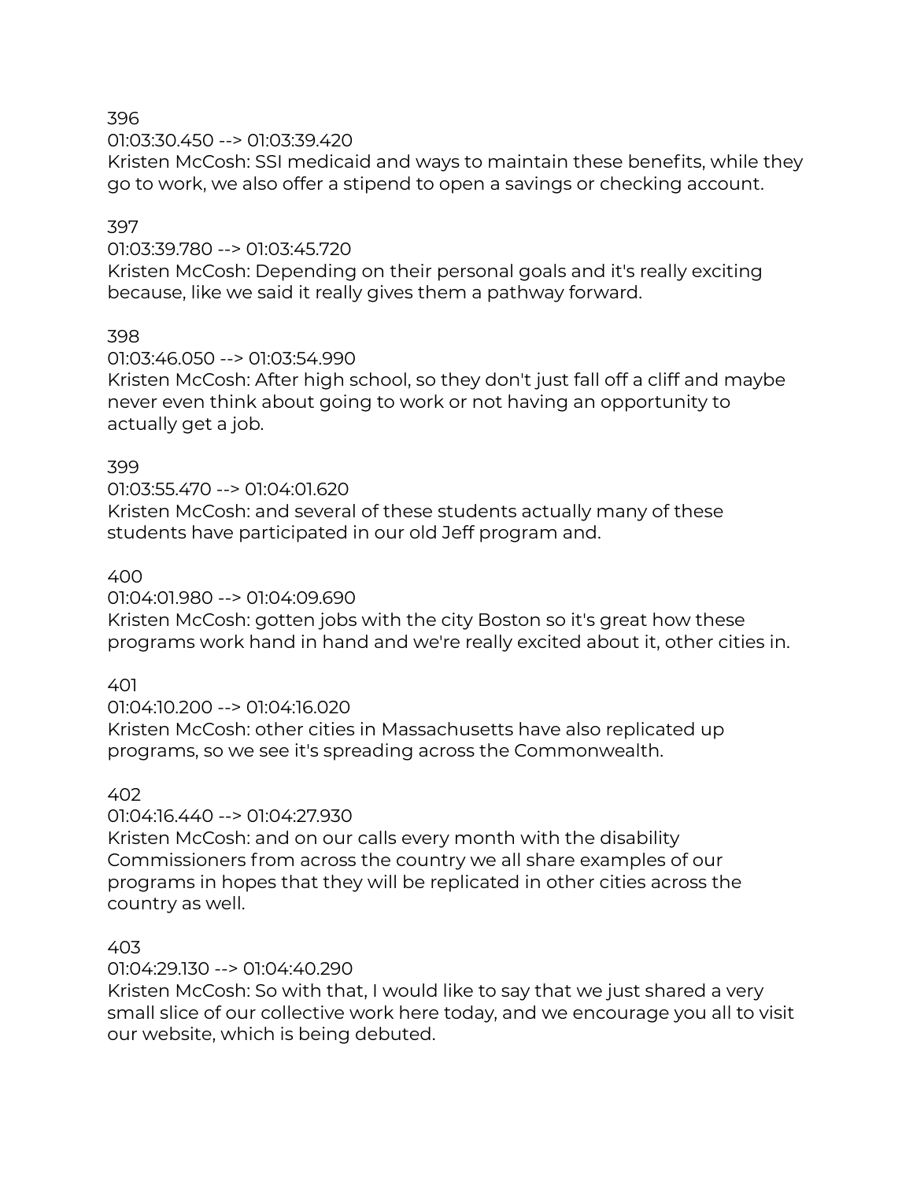396
01:03:30.450 --> 01:03:39.420
Kristen McCosh: SSI medicaid and ways to maintain these benefits, while they go to work, we also offer a stipend to open a savings or checking account.

397
01:03:39.780 --> 01:03:45.720
Kristen McCosh: Depending on their personal goals and it's really exciting because, like we said it really gives them a pathway forward.

398
01:03:46.050 --> 01:03:54.990
Kristen McCosh: After high school, so they don't just fall off a cliff and maybe never even think about going to work or not having an opportunity to actually get a job.

399
01:03:55.470 --> 01:04:01.620
Kristen McCosh: and several of these students actually many of these students have participated in our old Jeff program and.

400
01:04:01.980 --> 01:04:09.690
Kristen McCosh: gotten jobs with the city Boston so it's great how these programs work hand in hand and we're really excited about it, other cities in.

401
01:04:10.200 --> 01:04:16.020
Kristen McCosh: other cities in Massachusetts have also replicated up programs, so we see it's spreading across the Commonwealth.

402
01:04:16.440 --> 01:04:27.930
Kristen McCosh: and on our calls every month with the disability Commissioners from across the country we all share examples of our programs in hopes that they will be replicated in other cities across the country as well.

403
01:04:29.130 --> 01:04:40.290
Kristen McCosh: So with that, I would like to say that we just shared a very small slice of our collective work here today, and we encourage you all to visit our website, which is being debuted.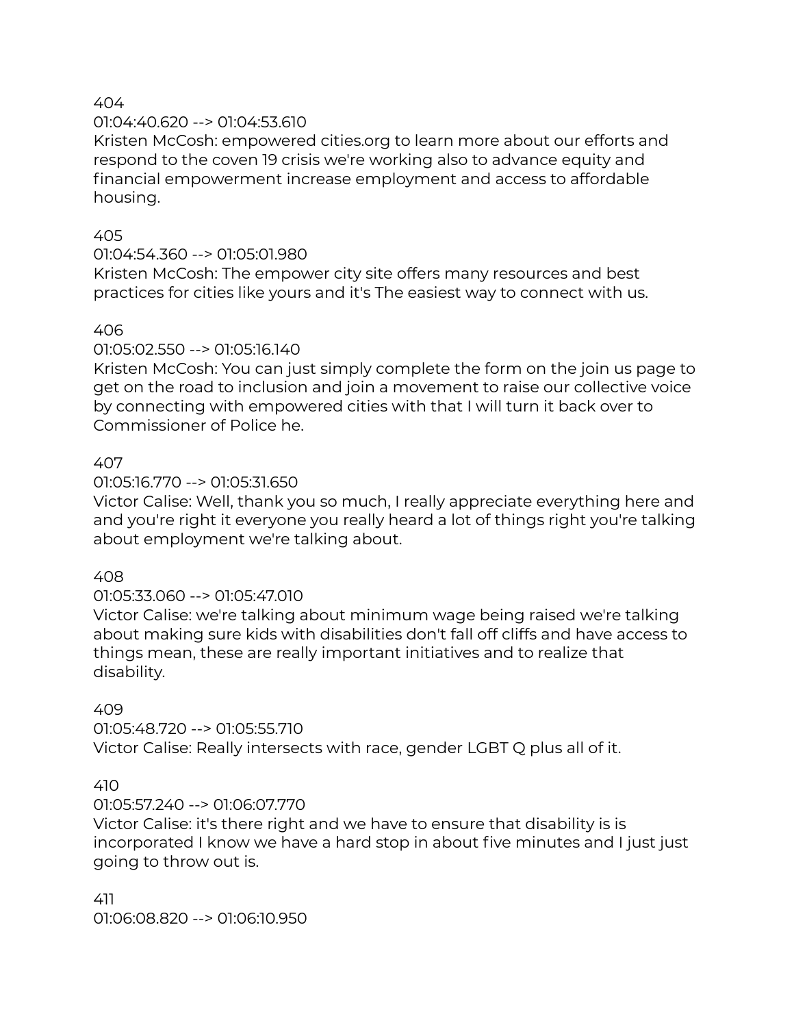404
01:04:40.620 --> 01:04:53.610
Kristen McCosh: empowered cities.org to learn more about our efforts and respond to the coven 19 crisis we're working also to advance equity and financial empowerment increase employment and access to affordable housing.

405
01:04:54.360 --> 01:05:01.980
Kristen McCosh: The empower city site offers many resources and best practices for cities like yours and it's The easiest way to connect with us.

406
01:05:02.550 --> 01:05:16.140
Kristen McCosh: You can just simply complete the form on the join us page to get on the road to inclusion and join a movement to raise our collective voice by connecting with empowered cities with that I will turn it back over to Commissioner of Police he.

407
01:05:16.770 --> 01:05:31.650
Victor Calise: Well, thank you so much, I really appreciate everything here and and you're right it everyone you really heard a lot of things right you're talking about employment we're talking about.

408
01:05:33.060 --> 01:05:47.010
Victor Calise: we're talking about minimum wage being raised we're talking about making sure kids with disabilities don't fall off cliffs and have access to things mean, these are really important initiatives and to realize that disability.

409
01:05:48.720 --> 01:05:55.710
Victor Calise: Really intersects with race, gender LGBT Q plus all of it.

410
01:05:57.240 --> 01:06:07.770
Victor Calise: it's there right and we have to ensure that disability is is incorporated I know we have a hard stop in about five minutes and I just just going to throw out is.

411
01:06:08.820 --> 01:06:10.950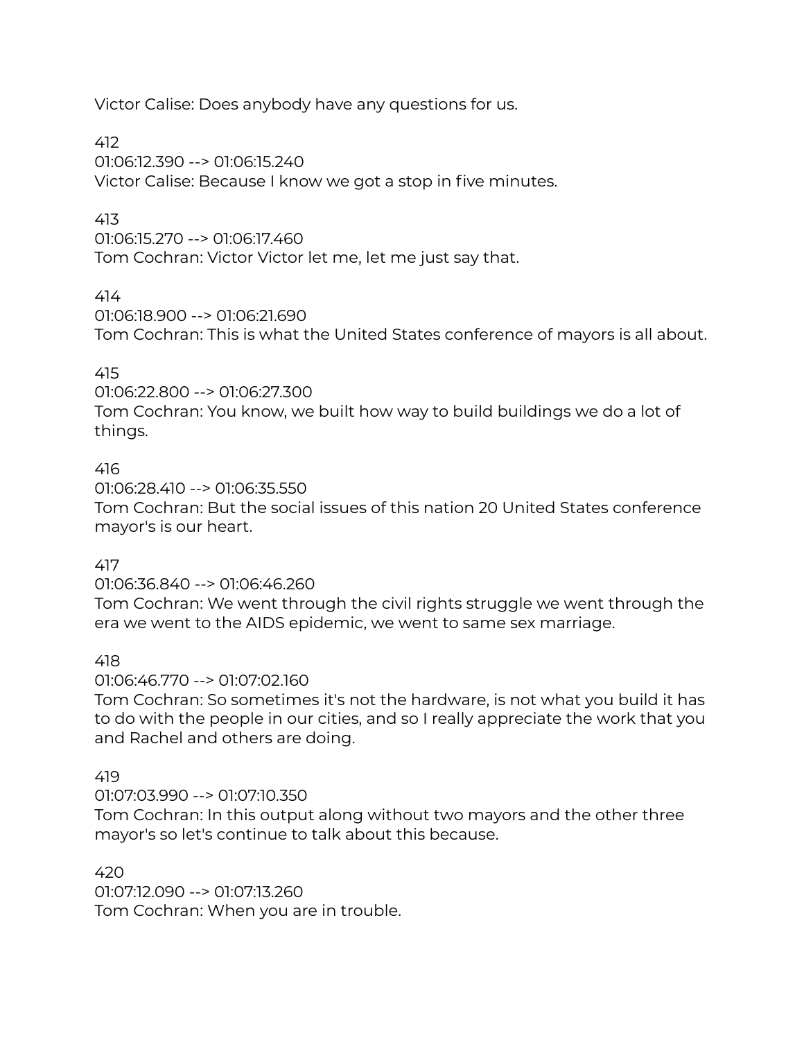Victor Calise: Does anybody have any questions for us.

412
01:06:12.390 --> 01:06:15.240
Victor Calise: Because I know we got a stop in five minutes.

413
01:06:15.270 --> 01:06:17.460
Tom Cochran: Victor Victor let me, let me just say that.

414
01:06:18.900 --> 01:06:21.690
Tom Cochran: This is what the United States conference of mayors is all about.

415
01:06:22.800 --> 01:06:27.300
Tom Cochran: You know, we built how way to build buildings we do a lot of things.

416
01:06:28.410 --> 01:06:35.550
Tom Cochran: But the social issues of this nation 20 United States conference mayor's is our heart.

417
01:06:36.840 --> 01:06:46.260
Tom Cochran: We went through the civil rights struggle we went through the era we went to the AIDS epidemic, we went to same sex marriage.

418
01:06:46.770 --> 01:07:02.160
Tom Cochran: So sometimes it's not the hardware, is not what you build it has to do with the people in our cities, and so I really appreciate the work that you and Rachel and others are doing.

419
01:07:03.990 --> 01:07:10.350
Tom Cochran: In this output along without two mayors and the other three mayor's so let's continue to talk about this because.

420
01:07:12.090 --> 01:07:13.260
Tom Cochran: When you are in trouble.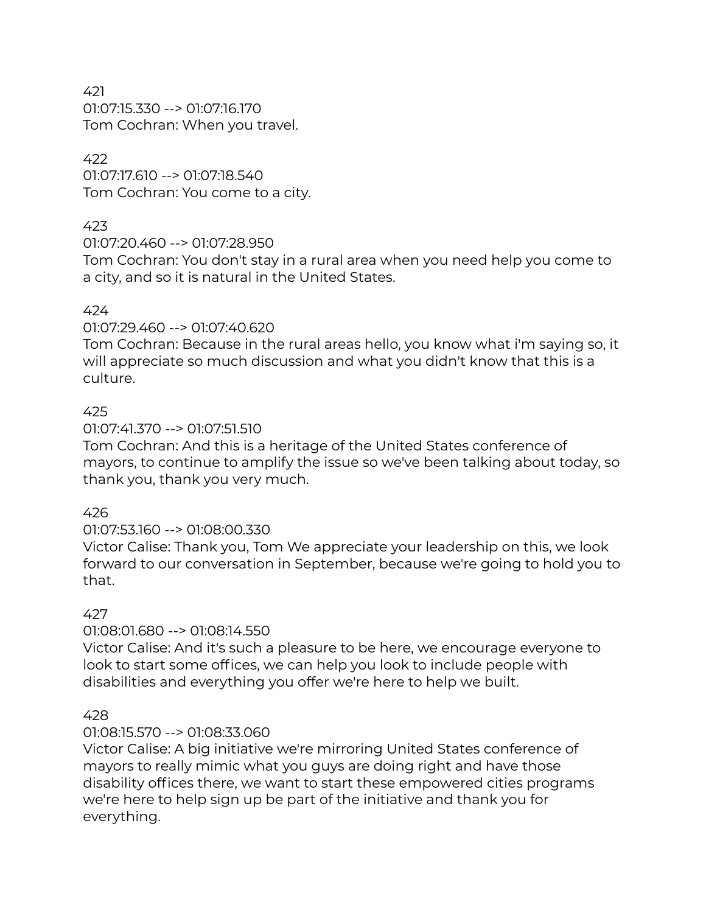421
01:07:15.330 --> 01:07:16.170
Tom Cochran: When you travel.

422
01:07:17.610 --> 01:07:18.540
Tom Cochran: You come to a city.

423
01:07:20.460 --> 01:07:28.950
Tom Cochran: You don't stay in a rural area when you need help you come to a city, and so it is natural in the United States.

424
01:07:29.460 --> 01:07:40.620
Tom Cochran: Because in the rural areas hello, you know what i'm saying so, it will appreciate so much discussion and what you didn't know that this is a culture.

425
01:07:41.370 --> 01:07:51.510
Tom Cochran: And this is a heritage of the United States conference of mayors, to continue to amplify the issue so we've been talking about today, so thank you, thank you very much.

426
01:07:53.160 --> 01:08:00.330
Victor Calise: Thank you, Tom We appreciate your leadership on this, we look forward to our conversation in September, because we're going to hold you to that.

427
01:08:01.680 --> 01:08:14.550
Victor Calise: And it's such a pleasure to be here, we encourage everyone to look to start some offices, we can help you look to include people with disabilities and everything you offer we're here to help we built.

428
01:08:15.570 --> 01:08:33.060
Victor Calise: A big initiative we're mirroring United States conference of mayors to really mimic what you guys are doing right and have those disability offices there, we want to start these empowered cities programs we're here to help sign up be part of the initiative and thank you for everything.